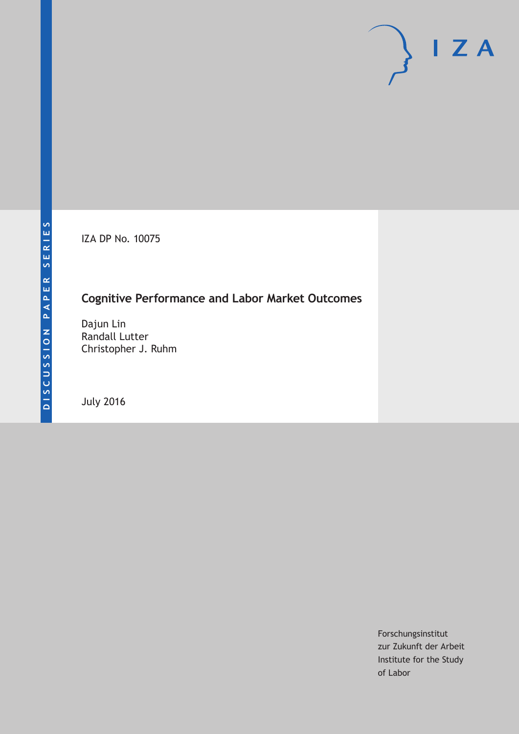IZA DP No. 10075

# Cognitive Performance and Labor Market Outcomes

Dajun Lin
Randall Lutter
Christopher J. Ruhm

July 2016

Forschungsinstitut
zur Zukunft der Arbeit
Institute for the Study
of Labor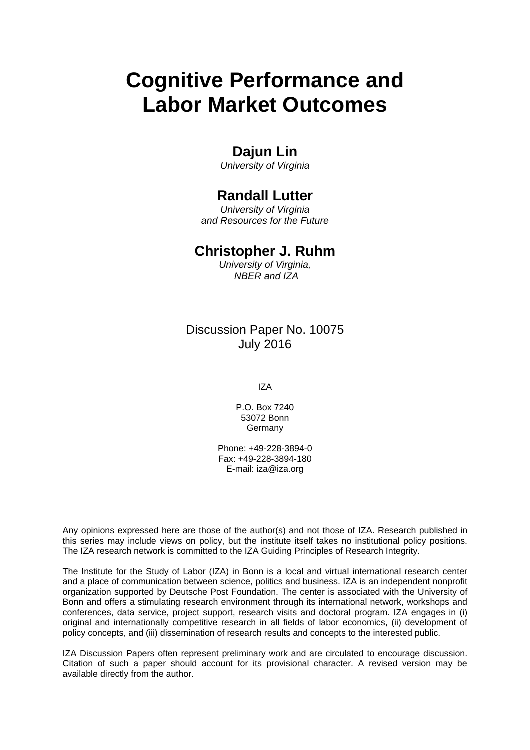# Cognitive Performance and Labor Market Outcomes

## Dajun Lin

*University of Virginia*

## Randall Lutter

*University of Virginia and Resources for the Future*

## Christopher J. Ruhm

*University of Virginia, NBER and IZA*

Discussion Paper No. 10075
July 2016

IZA

P.O. Box 7240
53072 Bonn
Germany

Phone: +49-228-3894-0
Fax: +49-228-3894-180
E-mail: iza@iza.org

Any opinions expressed here are those of the author(s) and not those of IZA. Research published in this series may include views on policy, but the institute itself takes no institutional policy positions. The IZA research network is committed to the IZA Guiding Principles of Research Integrity.

The Institute for the Study of Labor (IZA) in Bonn is a local and virtual international research center and a place of communication between science, politics and business. IZA is an independent nonprofit organization supported by Deutsche Post Foundation. The center is associated with the University of Bonn and offers a stimulating research environment through its international network, workshops and conferences, data service, project support, research visits and doctoral program. IZA engages in (i) original and internationally competitive research in all fields of labor economics, (ii) development of policy concepts, and (iii) dissemination of research results and concepts to the interested public.

IZA Discussion Papers often represent preliminary work and are circulated to encourage discussion. Citation of such a paper should account for its provisional character. A revised version may be available directly from the author.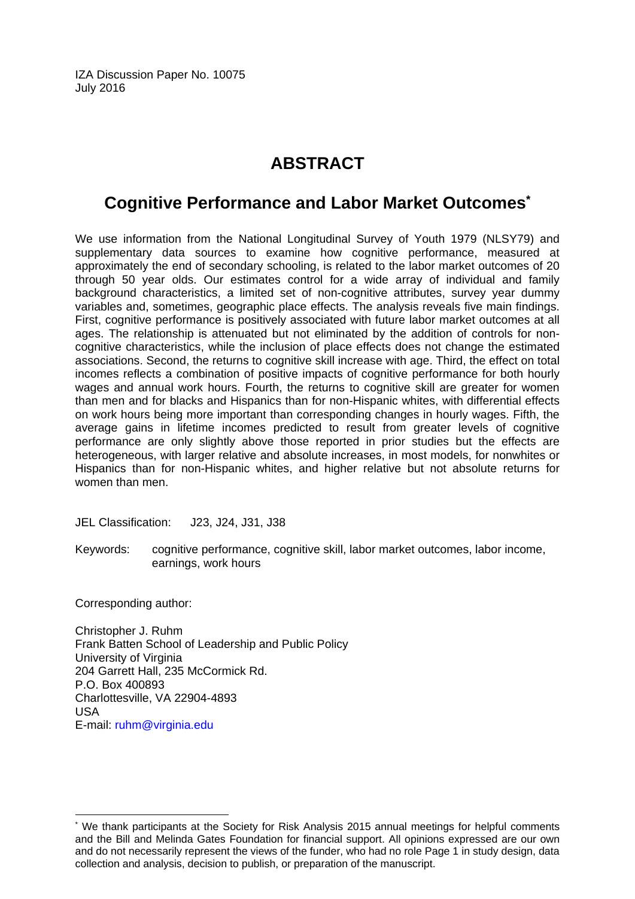IZA Discussion Paper No. 10075
July 2016

# ABSTRACT

## Cognitive Performance and Labor Market Outcomes*

We use information from the National Longitudinal Survey of Youth 1979 (NLSY79) and supplementary data sources to examine how cognitive performance, measured at approximately the end of secondary schooling, is related to the labor market outcomes of 20 through 50 year olds. Our estimates control for a wide array of individual and family background characteristics, a limited set of non-cognitive attributes, survey year dummy variables and, sometimes, geographic place effects. The analysis reveals five main findings. First, cognitive performance is positively associated with future labor market outcomes at all ages. The relationship is attenuated but not eliminated by the addition of controls for non-cognitive characteristics, while the inclusion of place effects does not change the estimated associations. Second, the returns to cognitive skill increase with age. Third, the effect on total incomes reflects a combination of positive impacts of cognitive performance for both hourly wages and annual work hours. Fourth, the returns to cognitive skill are greater for women than men and for blacks and Hispanics than for non-Hispanic whites, with differential effects on work hours being more important than corresponding changes in hourly wages. Fifth, the average gains in lifetime incomes predicted to result from greater levels of cognitive performance are only slightly above those reported in prior studies but the effects are heterogeneous, with larger relative and absolute increases, in most models, for nonwhites or Hispanics than for non-Hispanic whites, and higher relative but not absolute returns for women than men.

JEL Classification: J23, J24, J31, J38

Keywords: cognitive performance, cognitive skill, labor market outcomes, labor income, earnings, work hours

Corresponding author:

Christopher J. Ruhm
Frank Batten School of Leadership and Public Policy
University of Virginia
204 Garrett Hall, 235 McCormick Rd.
P.O. Box 400893
Charlottesville, VA 22904-4893
USA
E-mail: ruhm@virginia.edu

---

* We thank participants at the Society for Risk Analysis 2015 annual meetings for helpful comments and the Bill and Melinda Gates Foundation for financial support. All opinions expressed are our own and do not necessarily represent the views of the funder, who had no role Page 1 in study design, data collection and analysis, decision to publish, or preparation of the manuscript.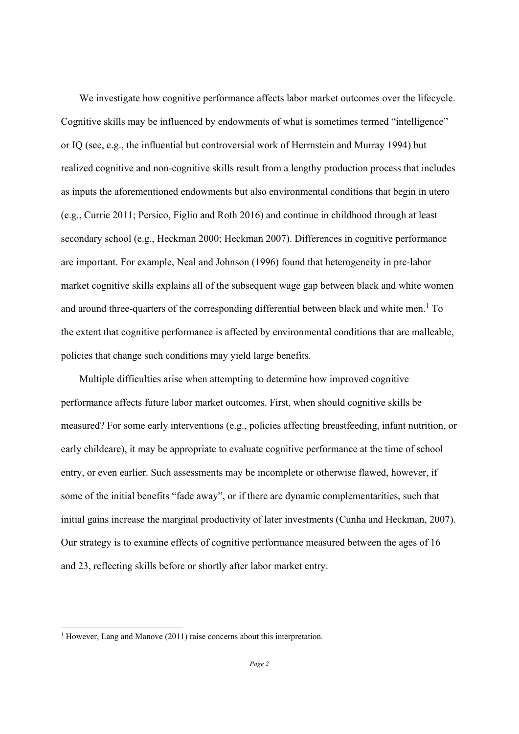We investigate how cognitive performance affects labor market outcomes over the lifecycle. Cognitive skills may be influenced by endowments of what is sometimes termed "intelligence" or IQ (see, e.g., the influential but controversial work of Herrnstein and Murray 1994) but realized cognitive and non-cognitive skills result from a lengthy production process that includes as inputs the aforementioned endowments but also environmental conditions that begin in utero (e.g., Currie 2011; Persico, Figlio and Roth 2016) and continue in childhood through at least secondary school (e.g., Heckman 2000; Heckman 2007). Differences in cognitive performance are important. For example, Neal and Johnson (1996) found that heterogeneity in pre-labor market cognitive skills explains all of the subsequent wage gap between black and white women and around three-quarters of the corresponding differential between black and white men.[1] To the extent that cognitive performance is affected by environmental conditions that are malleable, policies that change such conditions may yield large benefits.

Multiple difficulties arise when attempting to determine how improved cognitive performance affects future labor market outcomes. First, when should cognitive skills be measured? For some early interventions (e.g., policies affecting breastfeeding, infant nutrition, or early childcare), it may be appropriate to evaluate cognitive performance at the time of school entry, or even earlier. Such assessments may be incomplete or otherwise flawed, however, if some of the initial benefits "fade away", or if there are dynamic complementarities, such that initial gains increase the marginal productivity of later investments (Cunha and Heckman, 2007). Our strategy is to examine effects of cognitive performance measured between the ages of 16 and 23, reflecting skills before or shortly after labor market entry.

[1] However, Lang and Manove (2011) raise concerns about this interpretation.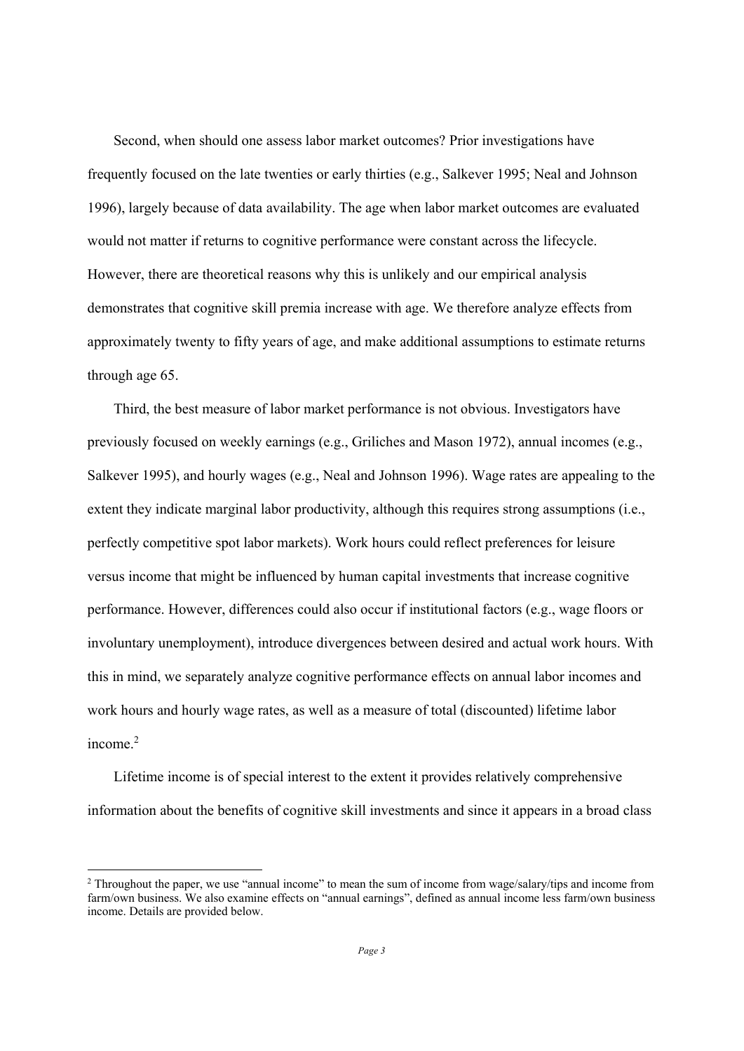Second, when should one assess labor market outcomes? Prior investigations have frequently focused on the late twenties or early thirties (e.g., Salkever 1995; Neal and Johnson 1996), largely because of data availability. The age when labor market outcomes are evaluated would not matter if returns to cognitive performance were constant across the lifecycle. However, there are theoretical reasons why this is unlikely and our empirical analysis demonstrates that cognitive skill premia increase with age. We therefore analyze effects from approximately twenty to fifty years of age, and make additional assumptions to estimate returns through age 65.

Third, the best measure of labor market performance is not obvious. Investigators have previously focused on weekly earnings (e.g., Griliches and Mason 1972), annual incomes (e.g., Salkever 1995), and hourly wages (e.g., Neal and Johnson 1996). Wage rates are appealing to the extent they indicate marginal labor productivity, although this requires strong assumptions (i.e., perfectly competitive spot labor markets). Work hours could reflect preferences for leisure versus income that might be influenced by human capital investments that increase cognitive performance. However, differences could also occur if institutional factors (e.g., wage floors or involuntary unemployment), introduce divergences between desired and actual work hours. With this in mind, we separately analyze cognitive performance effects on annual labor incomes and work hours and hourly wage rates, as well as a measure of total (discounted) lifetime labor income.[2]

Lifetime income is of special interest to the extent it provides relatively comprehensive information about the benefits of cognitive skill investments and since it appears in a broad class

[2] Throughout the paper, we use "annual income" to mean the sum of income from wage/salary/tips and income from farm/own business. We also examine effects on "annual earnings", defined as annual income less farm/own business income. Details are provided below.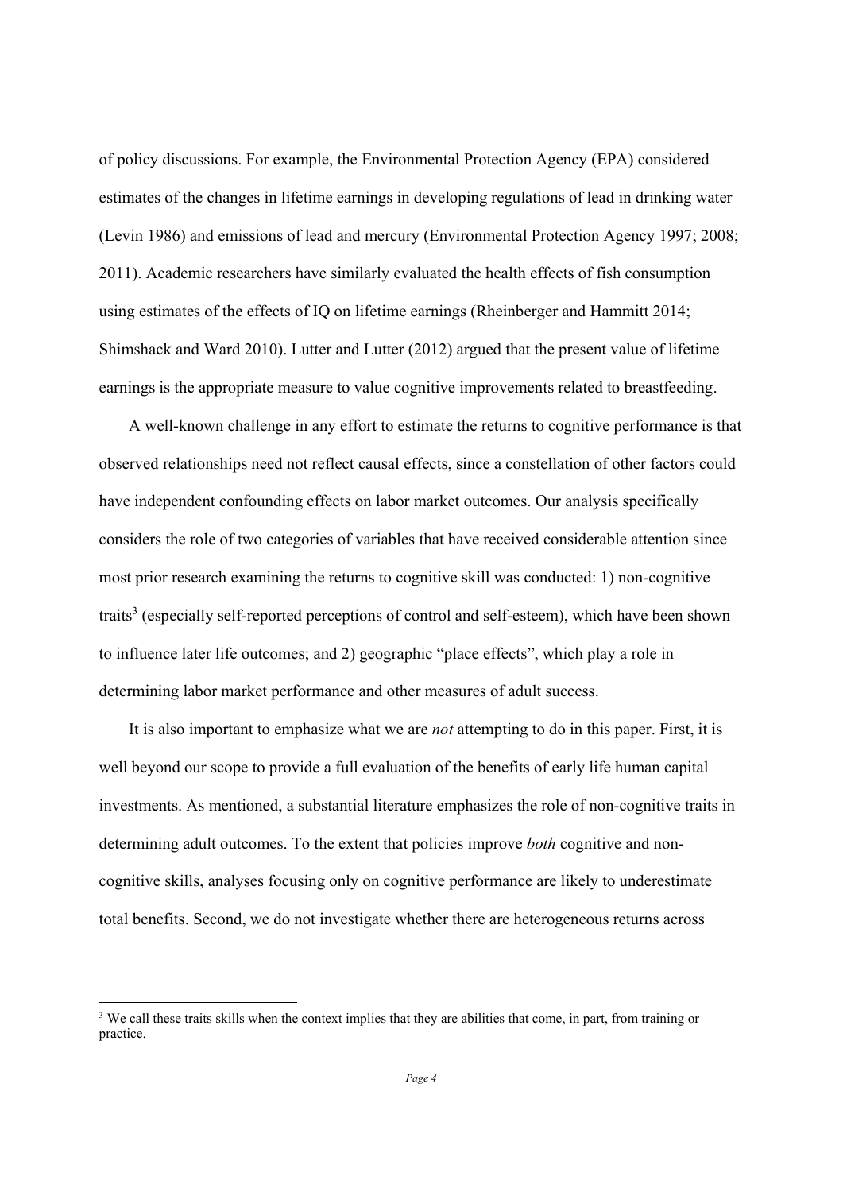of policy discussions. For example, the Environmental Protection Agency (EPA) considered estimates of the changes in lifetime earnings in developing regulations of lead in drinking water (Levin 1986) and emissions of lead and mercury (Environmental Protection Agency 1997; 2008; 2011). Academic researchers have similarly evaluated the health effects of fish consumption using estimates of the effects of IQ on lifetime earnings (Rheinberger and Hammitt 2014; Shimshack and Ward 2010). Lutter and Lutter (2012) argued that the present value of lifetime earnings is the appropriate measure to value cognitive improvements related to breastfeeding.

A well-known challenge in any effort to estimate the returns to cognitive performance is that observed relationships need not reflect causal effects, since a constellation of other factors could have independent confounding effects on labor market outcomes. Our analysis specifically considers the role of two categories of variables that have received considerable attention since most prior research examining the returns to cognitive skill was conducted: 1) non-cognitive traits[3] (especially self-reported perceptions of control and self-esteem), which have been shown to influence later life outcomes; and 2) geographic "place effects", which play a role in determining labor market performance and other measures of adult success.

It is also important to emphasize what we are *not* attempting to do in this paper. First, it is well beyond our scope to provide a full evaluation of the benefits of early life human capital investments. As mentioned, a substantial literature emphasizes the role of non-cognitive traits in determining adult outcomes. To the extent that policies improve *both* cognitive and non-cognitive skills, analyses focusing only on cognitive performance are likely to underestimate total benefits. Second, we do not investigate whether there are heterogeneous returns across

[3] We call these traits skills when the context implies that they are abilities that come, in part, from training or practice.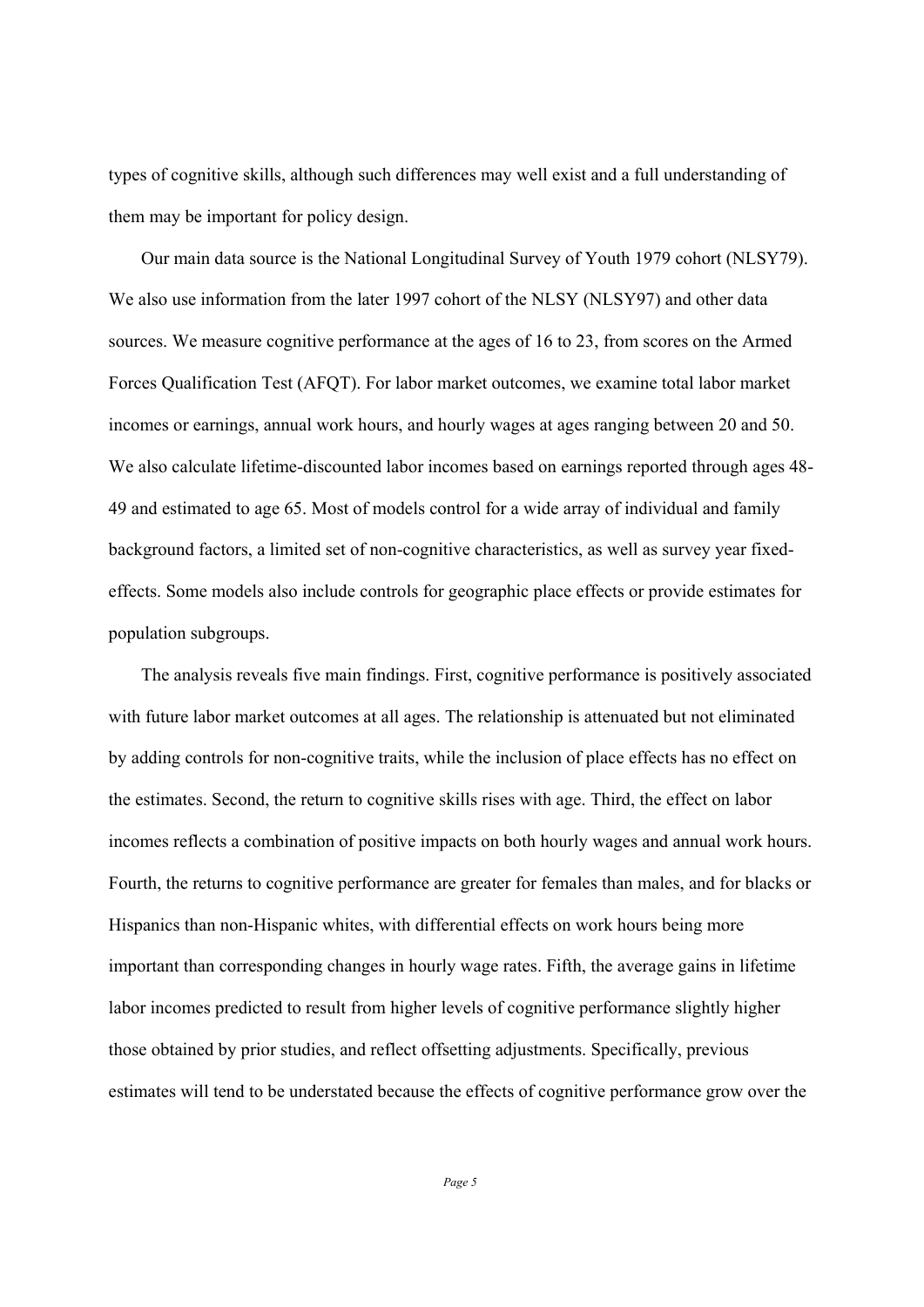types of cognitive skills, although such differences may well exist and a full understanding of them may be important for policy design.

Our main data source is the National Longitudinal Survey of Youth 1979 cohort (NLSY79). We also use information from the later 1997 cohort of the NLSY (NLSY97) and other data sources. We measure cognitive performance at the ages of 16 to 23, from scores on the Armed Forces Qualification Test (AFQT). For labor market outcomes, we examine total labor market incomes or earnings, annual work hours, and hourly wages at ages ranging between 20 and 50. We also calculate lifetime-discounted labor incomes based on earnings reported through ages 48-49 and estimated to age 65. Most of models control for a wide array of individual and family background factors, a limited set of non-cognitive characteristics, as well as survey year fixed-effects. Some models also include controls for geographic place effects or provide estimates for population subgroups.

The analysis reveals five main findings. First, cognitive performance is positively associated with future labor market outcomes at all ages. The relationship is attenuated but not eliminated by adding controls for non-cognitive traits, while the inclusion of place effects has no effect on the estimates. Second, the return to cognitive skills rises with age. Third, the effect on labor incomes reflects a combination of positive impacts on both hourly wages and annual work hours. Fourth, the returns to cognitive performance are greater for females than males, and for blacks or Hispanics than non-Hispanic whites, with differential effects on work hours being more important than corresponding changes in hourly wage rates. Fifth, the average gains in lifetime labor incomes predicted to result from higher levels of cognitive performance slightly higher those obtained by prior studies, and reflect offsetting adjustments. Specifically, previous estimates will tend to be understated because the effects of cognitive performance grow over the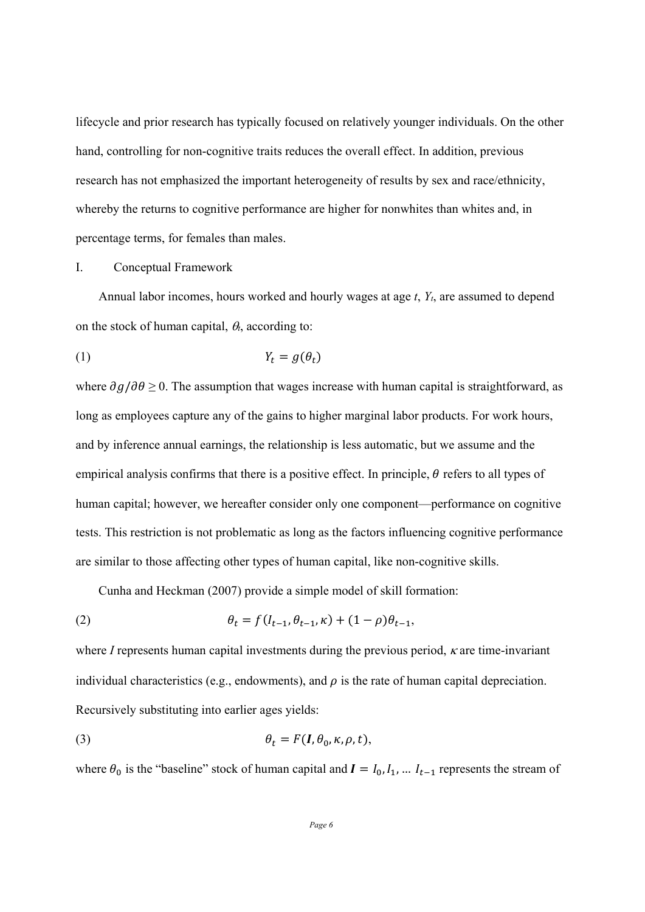lifecycle and prior research has typically focused on relatively younger individuals. On the other hand, controlling for non-cognitive traits reduces the overall effect. In addition, previous research has not emphasized the important heterogeneity of results by sex and race/ethnicity, whereby the returns to cognitive performance are higher for nonwhites than whites and, in percentage terms, for females than males.

## I. Conceptual Framework

Annual labor incomes, hours worked and hourly wages at age $t$, $Y_t$, are assumed to depend on the stock of human capital, $\theta_t$, according to:

$$Y_t = g(\theta_t) \tag{1}$$

where $\partial g/\partial \theta \geq 0$. The assumption that wages increase with human capital is straightforward, as long as employees capture any of the gains to higher marginal labor products. For work hours, and by inference annual earnings, the relationship is less automatic, but we assume and the empirical analysis confirms that there is a positive effect. In principle, $\theta$ refers to all types of human capital; however, we hereafter consider only one component—performance on cognitive tests. This restriction is not problematic as long as the factors influencing cognitive performance are similar to those affecting other types of human capital, like non-cognitive skills.

Cunha and Heckman (2007) provide a simple model of skill formation:

$$\theta_t = f(I_{t-1}, \theta_{t-1}, \kappa) + (1-\rho)\theta_{t-1}, \tag{2}$$

where $I$ represents human capital investments during the previous period, $\kappa$ are time-invariant individual characteristics (e.g., endowments), and $\rho$ is the rate of human capital depreciation. Recursively substituting into earlier ages yields:

$$\theta_t = F(\boldsymbol{I}, \theta_0, \kappa, \rho, t), \tag{3}$$

where $\theta_0$ is the "baseline" stock of human capital and $\boldsymbol{I} = I_0, I_1, \ldots I_{t-1}$ represents the stream of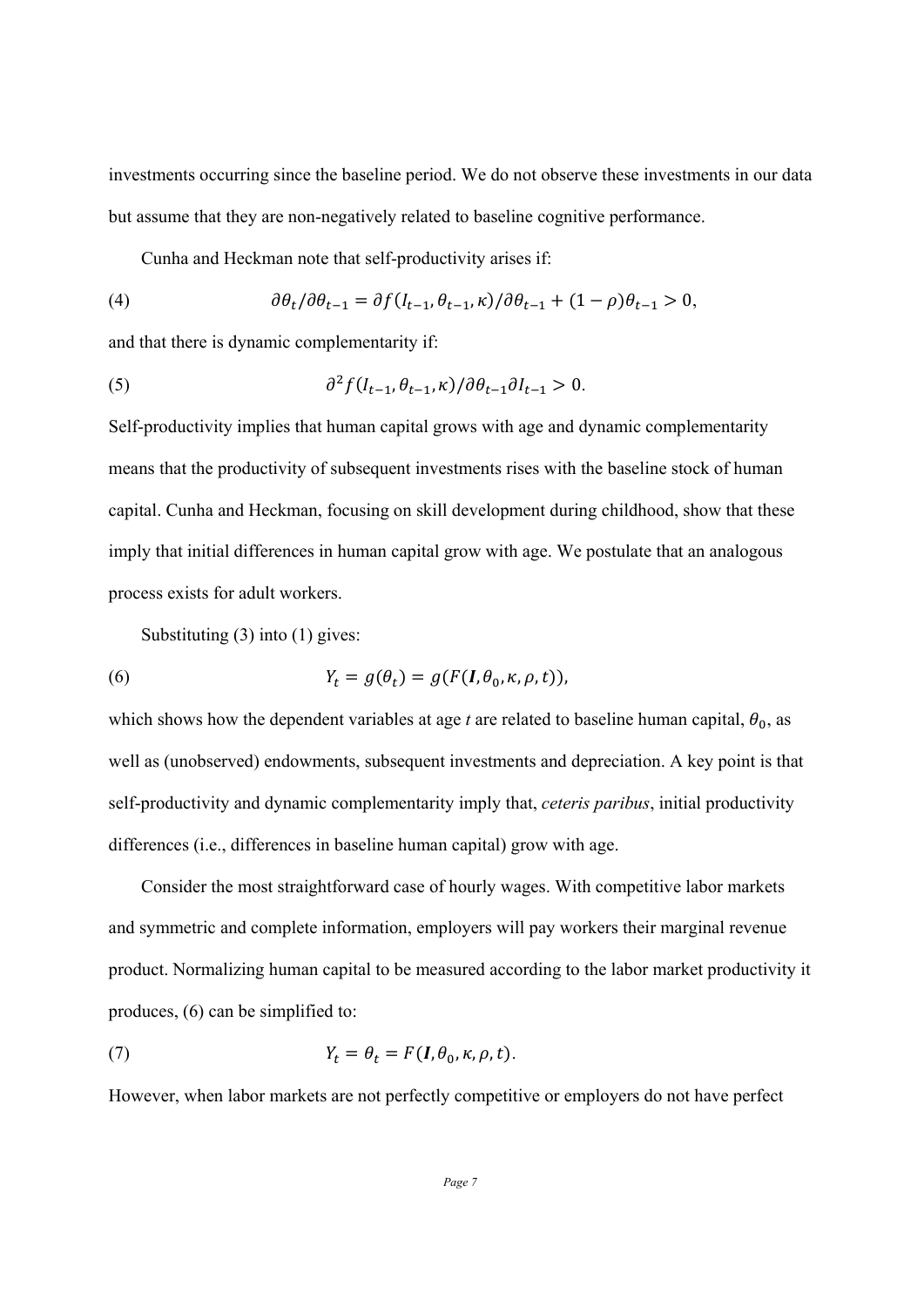investments occurring since the baseline period. We do not observe these investments in our data but assume that they are non-negatively related to baseline cognitive performance.

Cunha and Heckman note that self-productivity arises if:

$$\partial\theta_t/\partial\theta_{t-1} = \partial f(I_{t-1}, \theta_{t-1}, \kappa)/\partial\theta_{t-1} + (1-\rho)\theta_{t-1} > 0, \tag{4}$$

and that there is dynamic complementarity if:

$$\partial^2 f(I_{t-1}, \theta_{t-1}, \kappa)/\partial\theta_{t-1}\partial I_{t-1} > 0. \tag{5}$$

Self-productivity implies that human capital grows with age and dynamic complementarity means that the productivity of subsequent investments rises with the baseline stock of human capital. Cunha and Heckman, focusing on skill development during childhood, show that these imply that initial differences in human capital grow with age. We postulate that an analogous process exists for adult workers.

Substituting (3) into (1) gives:

$$Y_t = g(\theta_t) = g(F(\boldsymbol{I}, \theta_0, \kappa, \rho, t)), \tag{6}$$

which shows how the dependent variables at age *t* are related to baseline human capital, $\theta_0$, as well as (unobserved) endowments, subsequent investments and depreciation. A key point is that self-productivity and dynamic complementarity imply that, *ceteris paribus*, initial productivity differences (i.e., differences in baseline human capital) grow with age.

Consider the most straightforward case of hourly wages. With competitive labor markets and symmetric and complete information, employers will pay workers their marginal revenue product. Normalizing human capital to be measured according to the labor market productivity it produces, (6) can be simplified to:

$$Y_t = \theta_t = F(\boldsymbol{I}, \theta_0, \kappa, \rho, t). \tag{7}$$

However, when labor markets are not perfectly competitive or employers do not have perfect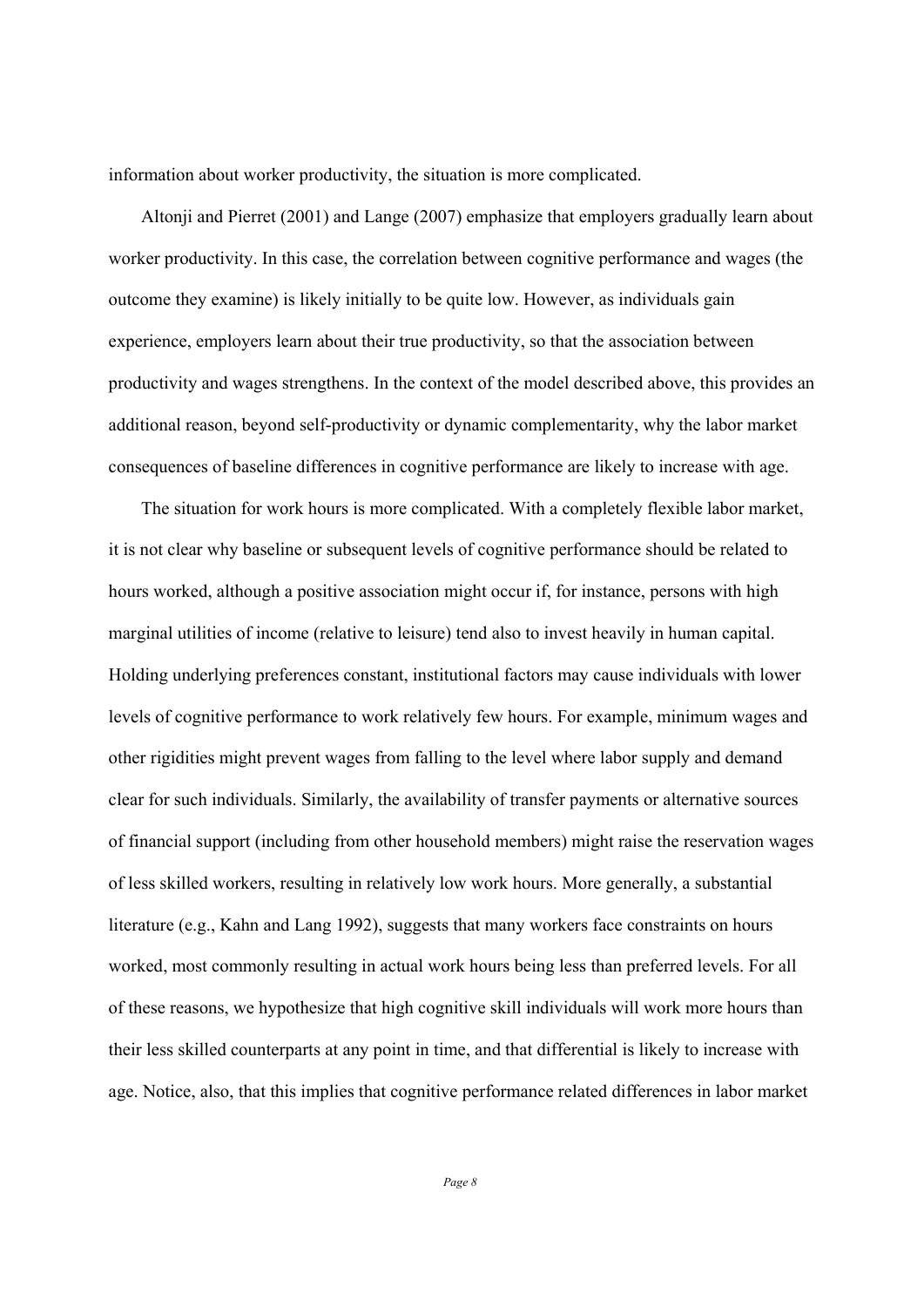information about worker productivity, the situation is more complicated.

Altonji and Pierret (2001) and Lange (2007) emphasize that employers gradually learn about worker productivity. In this case, the correlation between cognitive performance and wages (the outcome they examine) is likely initially to be quite low. However, as individuals gain experience, employers learn about their true productivity, so that the association between productivity and wages strengthens. In the context of the model described above, this provides an additional reason, beyond self-productivity or dynamic complementarity, why the labor market consequences of baseline differences in cognitive performance are likely to increase with age.

The situation for work hours is more complicated. With a completely flexible labor market, it is not clear why baseline or subsequent levels of cognitive performance should be related to hours worked, although a positive association might occur if, for instance, persons with high marginal utilities of income (relative to leisure) tend also to invest heavily in human capital. Holding underlying preferences constant, institutional factors may cause individuals with lower levels of cognitive performance to work relatively few hours. For example, minimum wages and other rigidities might prevent wages from falling to the level where labor supply and demand clear for such individuals. Similarly, the availability of transfer payments or alternative sources of financial support (including from other household members) might raise the reservation wages of less skilled workers, resulting in relatively low work hours. More generally, a substantial literature (e.g., Kahn and Lang 1992), suggests that many workers face constraints on hours worked, most commonly resulting in actual work hours being less than preferred levels. For all of these reasons, we hypothesize that high cognitive skill individuals will work more hours than their less skilled counterparts at any point in time, and that differential is likely to increase with age. Notice, also, that this implies that cognitive performance related differences in labor market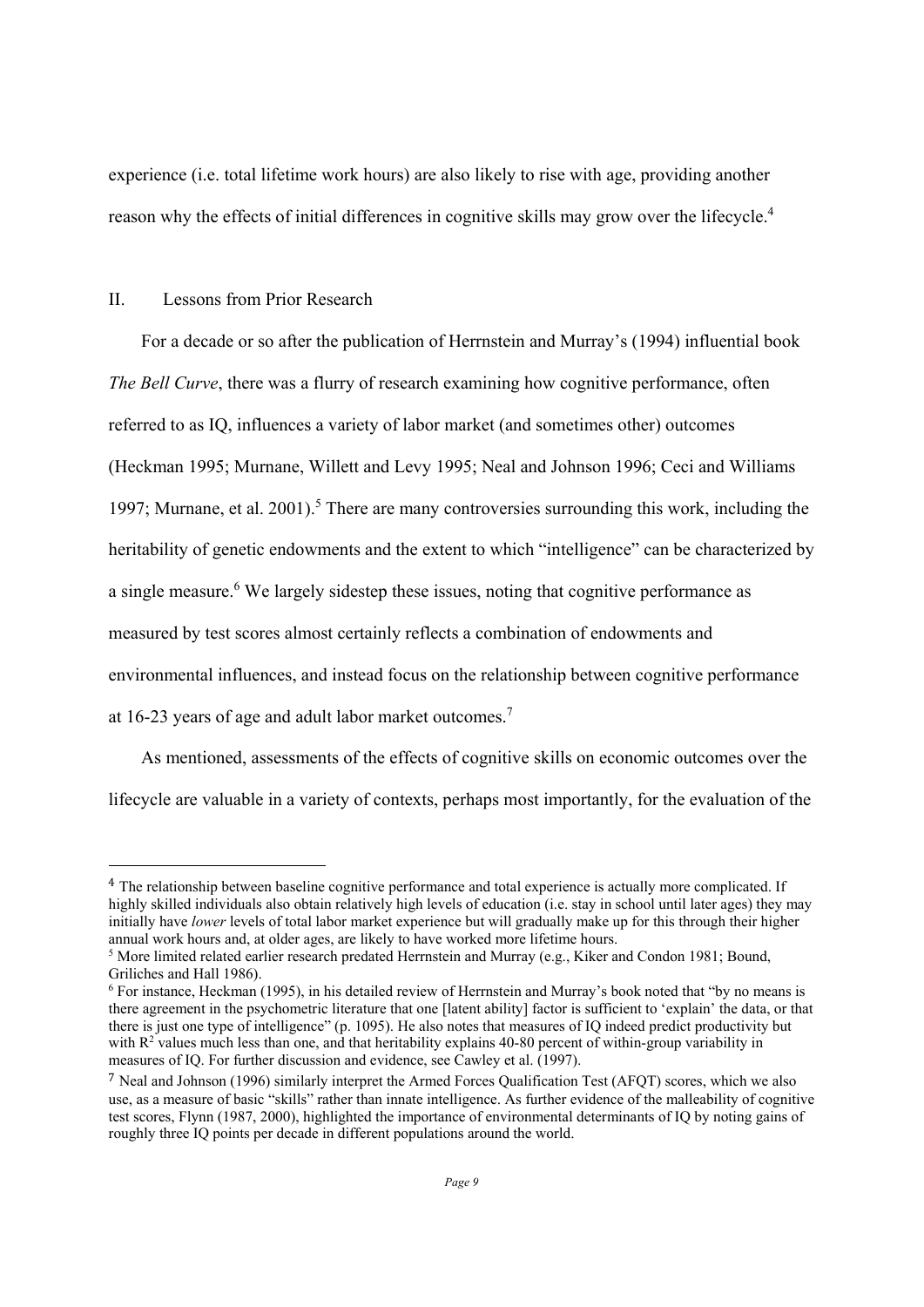experience (i.e. total lifetime work hours) are also likely to rise with age, providing another reason why the effects of initial differences in cognitive skills may grow over the lifecycle.[4]

## II. Lessons from Prior Research

For a decade or so after the publication of Herrnstein and Murray's (1994) influential book *The Bell Curve*, there was a flurry of research examining how cognitive performance, often referred to as IQ, influences a variety of labor market (and sometimes other) outcomes (Heckman 1995; Murnane, Willett and Levy 1995; Neal and Johnson 1996; Ceci and Williams 1997; Murnane, et al. 2001).[5] There are many controversies surrounding this work, including the heritability of genetic endowments and the extent to which "intelligence" can be characterized by a single measure.[6] We largely sidestep these issues, noting that cognitive performance as measured by test scores almost certainly reflects a combination of endowments and environmental influences, and instead focus on the relationship between cognitive performance at 16-23 years of age and adult labor market outcomes.[7]

As mentioned, assessments of the effects of cognitive skills on economic outcomes over the lifecycle are valuable in a variety of contexts, perhaps most importantly, for the evaluation of the

---

[4] The relationship between baseline cognitive performance and total experience is actually more complicated. If highly skilled individuals also obtain relatively high levels of education (i.e. stay in school until later ages) they may initially have *lower* levels of total labor market experience but will gradually make up for this through their higher annual work hours and, at older ages, are likely to have worked more lifetime hours.

[5] More limited related earlier research predated Herrnstein and Murray (e.g., Kiker and Condon 1981; Bound, Griliches and Hall 1986).

[6] For instance, Heckman (1995), in his detailed review of Herrnstein and Murray's book noted that "by no means is there agreement in the psychometric literature that one [latent ability] factor is sufficient to 'explain' the data, or that there is just one type of intelligence" (p. 1095). He also notes that measures of IQ indeed predict productivity but with $R^2$ values much less than one, and that heritability explains 40-80 percent of within-group variability in measures of IQ. For further discussion and evidence, see Cawley et al. (1997).

[7] Neal and Johnson (1996) similarly interpret the Armed Forces Qualification Test (AFQT) scores, which we also use, as a measure of basic "skills" rather than innate intelligence. As further evidence of the malleability of cognitive test scores, Flynn (1987, 2000), highlighted the importance of environmental determinants of IQ by noting gains of roughly three IQ points per decade in different populations around the world.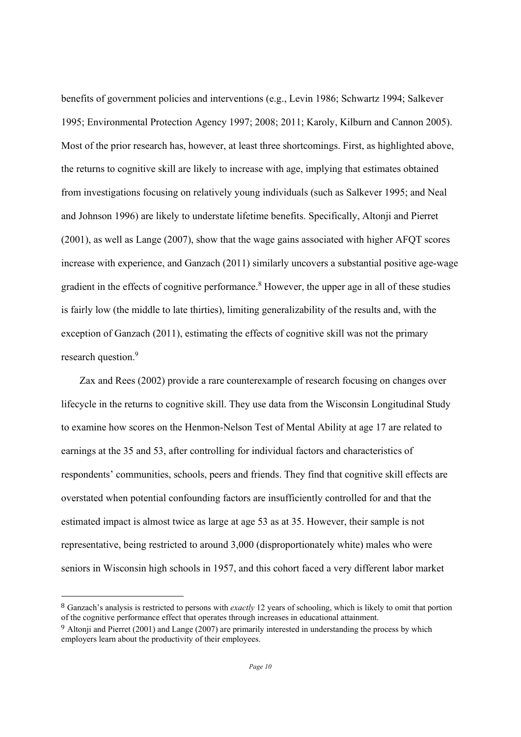benefits of government policies and interventions (e.g., Levin 1986; Schwartz 1994; Salkever 1995; Environmental Protection Agency 1997; 2008; 2011; Karoly, Kilburn and Cannon 2005). Most of the prior research has, however, at least three shortcomings. First, as highlighted above, the returns to cognitive skill are likely to increase with age, implying that estimates obtained from investigations focusing on relatively young individuals (such as Salkever 1995; and Neal and Johnson 1996) are likely to understate lifetime benefits. Specifically, Altonji and Pierret (2001), as well as Lange (2007), show that the wage gains associated with higher AFQT scores increase with experience, and Ganzach (2011) similarly uncovers a substantial positive age-wage gradient in the effects of cognitive performance.[8] However, the upper age in all of these studies is fairly low (the middle to late thirties), limiting generalizability of the results and, with the exception of Ganzach (2011), estimating the effects of cognitive skill was not the primary research question.[9]

Zax and Rees (2002) provide a rare counterexample of research focusing on changes over lifecycle in the returns to cognitive skill. They use data from the Wisconsin Longitudinal Study to examine how scores on the Henmon-Nelson Test of Mental Ability at age 17 are related to earnings at the 35 and 53, after controlling for individual factors and characteristics of respondents' communities, schools, peers and friends. They find that cognitive skill effects are overstated when potential confounding factors are insufficiently controlled for and that the estimated impact is almost twice as large at age 53 as at 35. However, their sample is not representative, being restricted to around 3,000 (disproportionately white) males who were seniors in Wisconsin high schools in 1957, and this cohort faced a very different labor market

---

[8] Ganzach's analysis is restricted to persons with *exactly* 12 years of schooling, which is likely to omit that portion of the cognitive performance effect that operates through increases in educational attainment.

[9] Altonji and Pierret (2001) and Lange (2007) are primarily interested in understanding the process by which employers learn about the productivity of their employees.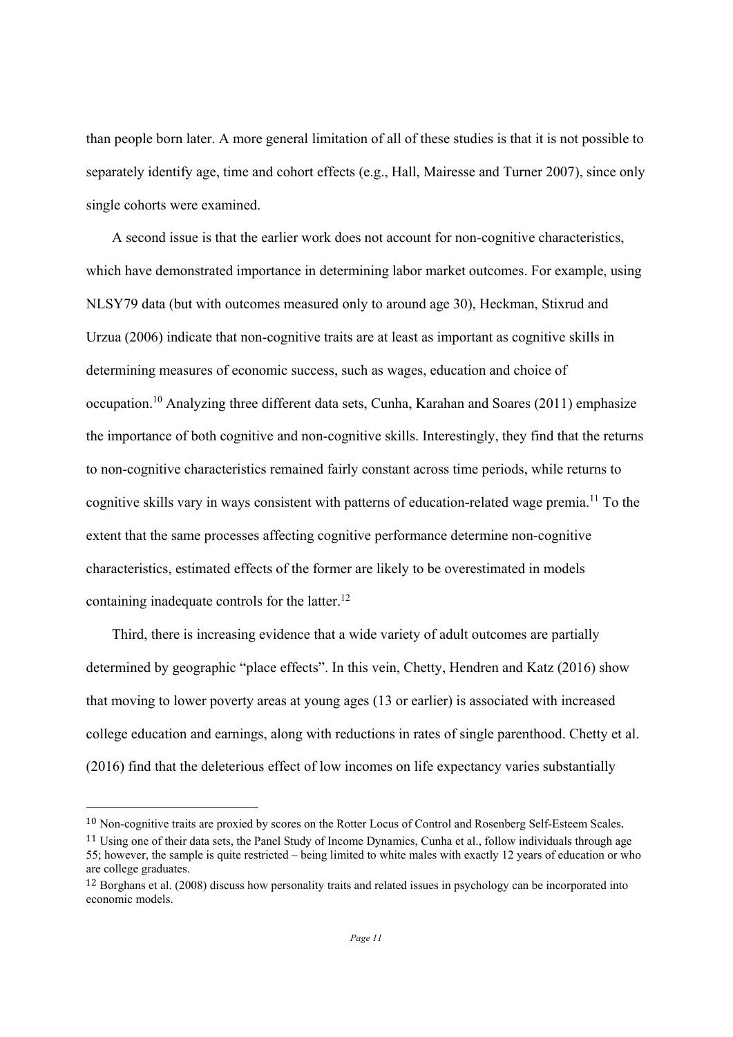than people born later. A more general limitation of all of these studies is that it is not possible to separately identify age, time and cohort effects (e.g., Hall, Mairesse and Turner 2007), since only single cohorts were examined.

A second issue is that the earlier work does not account for non-cognitive characteristics, which have demonstrated importance in determining labor market outcomes. For example, using NLSY79 data (but with outcomes measured only to around age 30), Heckman, Stixrud and Urzua (2006) indicate that non-cognitive traits are at least as important as cognitive skills in determining measures of economic success, such as wages, education and choice of occupation.[10] Analyzing three different data sets, Cunha, Karahan and Soares (2011) emphasize the importance of both cognitive and non-cognitive skills. Interestingly, they find that the returns to non-cognitive characteristics remained fairly constant across time periods, while returns to cognitive skills vary in ways consistent with patterns of education-related wage premia.[11] To the extent that the same processes affecting cognitive performance determine non-cognitive characteristics, estimated effects of the former are likely to be overestimated in models containing inadequate controls for the latter.[12]

Third, there is increasing evidence that a wide variety of adult outcomes are partially determined by geographic "place effects". In this vein, Chetty, Hendren and Katz (2016) show that moving to lower poverty areas at young ages (13 or earlier) is associated with increased college education and earnings, along with reductions in rates of single parenthood. Chetty et al. (2016) find that the deleterious effect of low incomes on life expectancy varies substantially

---

[10] Non-cognitive traits are proxied by scores on the Rotter Locus of Control and Rosenberg Self-Esteem Scales.

[11] Using one of their data sets, the Panel Study of Income Dynamics, Cunha et al., follow individuals through age 55; however, the sample is quite restricted – being limited to white males with exactly 12 years of education or who are college graduates.

[12] Borghans et al. (2008) discuss how personality traits and related issues in psychology can be incorporated into economic models.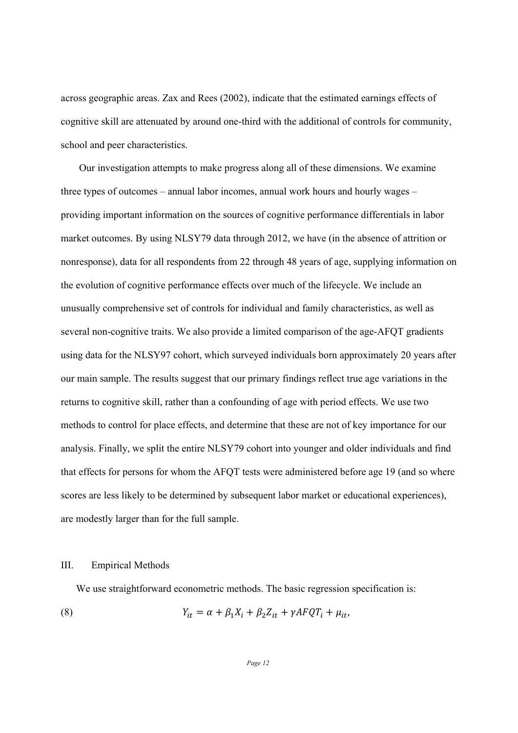across geographic areas. Zax and Rees (2002), indicate that the estimated earnings effects of cognitive skill are attenuated by around one-third with the additional of controls for community, school and peer characteristics.

Our investigation attempts to make progress along all of these dimensions. We examine three types of outcomes – annual labor incomes, annual work hours and hourly wages – providing important information on the sources of cognitive performance differentials in labor market outcomes. By using NLSY79 data through 2012, we have (in the absence of attrition or nonresponse), data for all respondents from 22 through 48 years of age, supplying information on the evolution of cognitive performance effects over much of the lifecycle. We include an unusually comprehensive set of controls for individual and family characteristics, as well as several non-cognitive traits. We also provide a limited comparison of the age-AFQT gradients using data for the NLSY97 cohort, which surveyed individuals born approximately 20 years after our main sample. The results suggest that our primary findings reflect true age variations in the returns to cognitive skill, rather than a confounding of age with period effects. We use two methods to control for place effects, and determine that these are not of key importance for our analysis. Finally, we split the entire NLSY79 cohort into younger and older individuals and find that effects for persons for whom the AFQT tests were administered before age 19 (and so where scores are less likely to be determined by subsequent labor market or educational experiences), are modestly larger than for the full sample.

## III. Empirical Methods

We use straightforward econometric methods. The basic regression specification is:

$$Y_{it} = \alpha + \beta_1 X_i + \beta_2 Z_{it} + \gamma AFQT_i + \mu_{it}, \tag{8}$$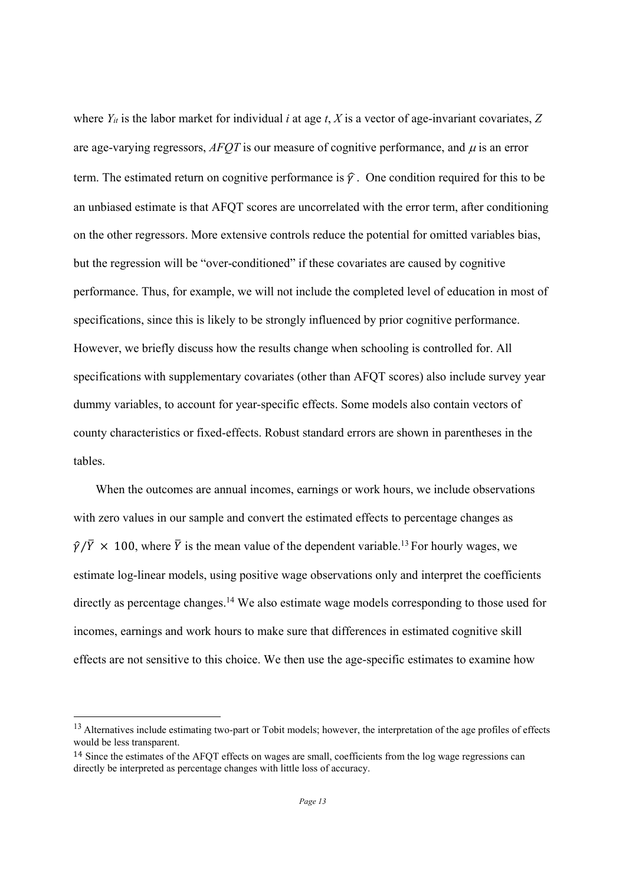where $Y_{it}$ is the labor market for individual *i* at age *t*, *X* is a vector of age-invariant covariates, *Z* are age-varying regressors, *AFQT* is our measure of cognitive performance, and $\mu$ is an error term. The estimated return on cognitive performance is $\hat{\gamma}$. One condition required for this to be an unbiased estimate is that AFQT scores are uncorrelated with the error term, after conditioning on the other regressors. More extensive controls reduce the potential for omitted variables bias, but the regression will be "over-conditioned" if these covariates are caused by cognitive performance. Thus, for example, we will not include the completed level of education in most of specifications, since this is likely to be strongly influenced by prior cognitive performance. However, we briefly discuss how the results change when schooling is controlled for. All specifications with supplementary covariates (other than AFQT scores) also include survey year dummy variables, to account for year-specific effects. Some models also contain vectors of county characteristics or fixed-effects. Robust standard errors are shown in parentheses in the tables.

When the outcomes are annual incomes, earnings or work hours, we include observations with zero values in our sample and convert the estimated effects to percentage changes as $\hat{\gamma}/\bar{Y} \times 100$, where $\bar{Y}$ is the mean value of the dependent variable.[13] For hourly wages, we estimate log-linear models, using positive wage observations only and interpret the coefficients directly as percentage changes.[14] We also estimate wage models corresponding to those used for incomes, earnings and work hours to make sure that differences in estimated cognitive skill effects are not sensitive to this choice. We then use the age-specific estimates to examine how

---

[13] Alternatives include estimating two-part or Tobit models; however, the interpretation of the age profiles of effects would be less transparent.

[14] Since the estimates of the AFQT effects on wages are small, coefficients from the log wage regressions can directly be interpreted as percentage changes with little loss of accuracy.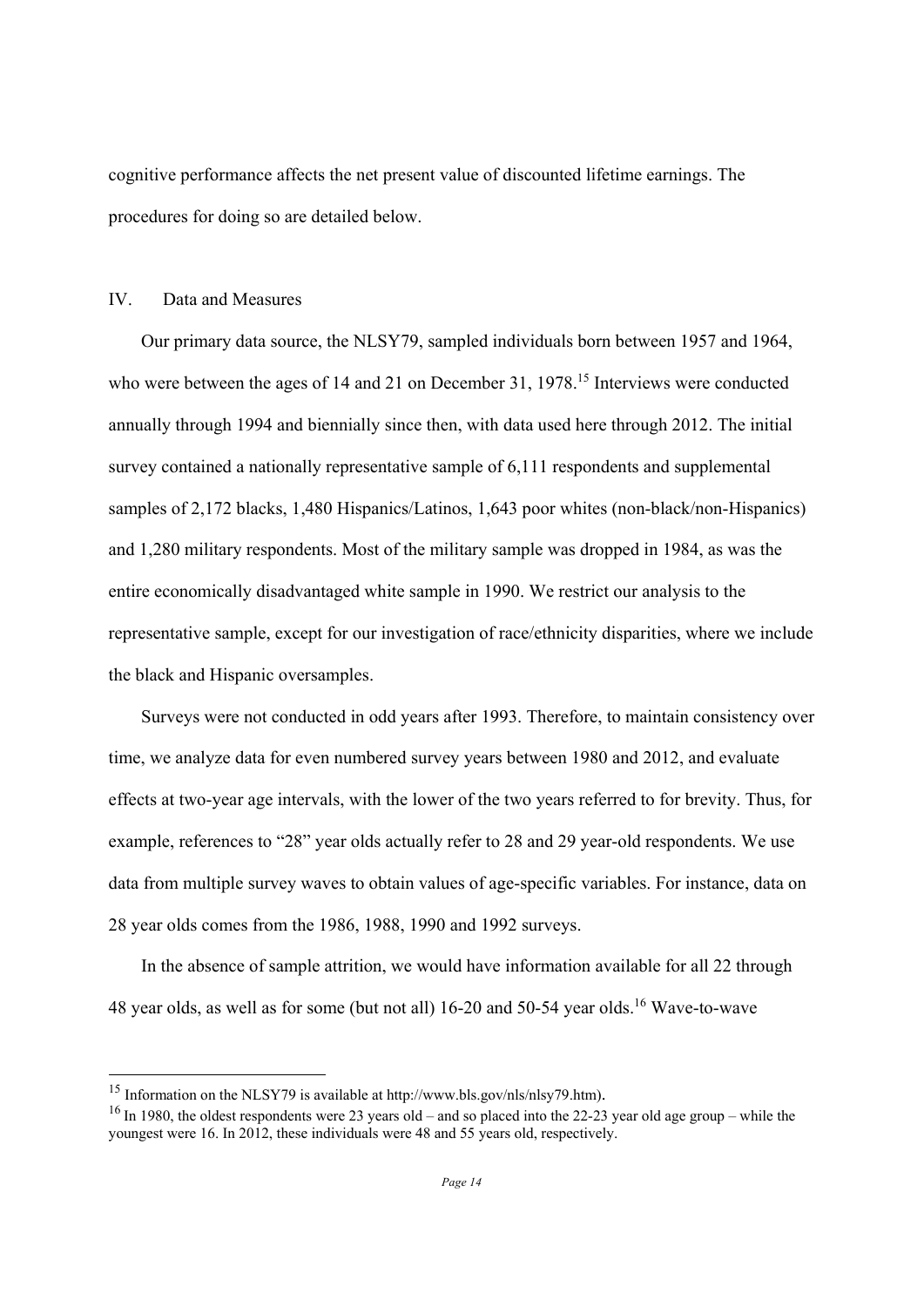cognitive performance affects the net present value of discounted lifetime earnings. The procedures for doing so are detailed below.

## IV. Data and Measures

Our primary data source, the NLSY79, sampled individuals born between 1957 and 1964, who were between the ages of 14 and 21 on December 31, 1978.[15] Interviews were conducted annually through 1994 and biennially since then, with data used here through 2012. The initial survey contained a nationally representative sample of 6,111 respondents and supplemental samples of 2,172 blacks, 1,480 Hispanics/Latinos, 1,643 poor whites (non-black/non-Hispanics) and 1,280 military respondents. Most of the military sample was dropped in 1984, as was the entire economically disadvantaged white sample in 1990. We restrict our analysis to the representative sample, except for our investigation of race/ethnicity disparities, where we include the black and Hispanic oversamples.

Surveys were not conducted in odd years after 1993. Therefore, to maintain consistency over time, we analyze data for even numbered survey years between 1980 and 2012, and evaluate effects at two-year age intervals, with the lower of the two years referred to for brevity. Thus, for example, references to "28" year olds actually refer to 28 and 29 year-old respondents. We use data from multiple survey waves to obtain values of age-specific variables. For instance, data on 28 year olds comes from the 1986, 1988, 1990 and 1992 surveys.

In the absence of sample attrition, we would have information available for all 22 through 48 year olds, as well as for some (but not all) 16-20 and 50-54 year olds.[16] Wave-to-wave

---

[15] Information on the NLSY79 is available at http://www.bls.gov/nls/nlsy79.htm).

[16] In 1980, the oldest respondents were 23 years old – and so placed into the 22-23 year old age group – while the youngest were 16. In 2012, these individuals were 48 and 55 years old, respectively.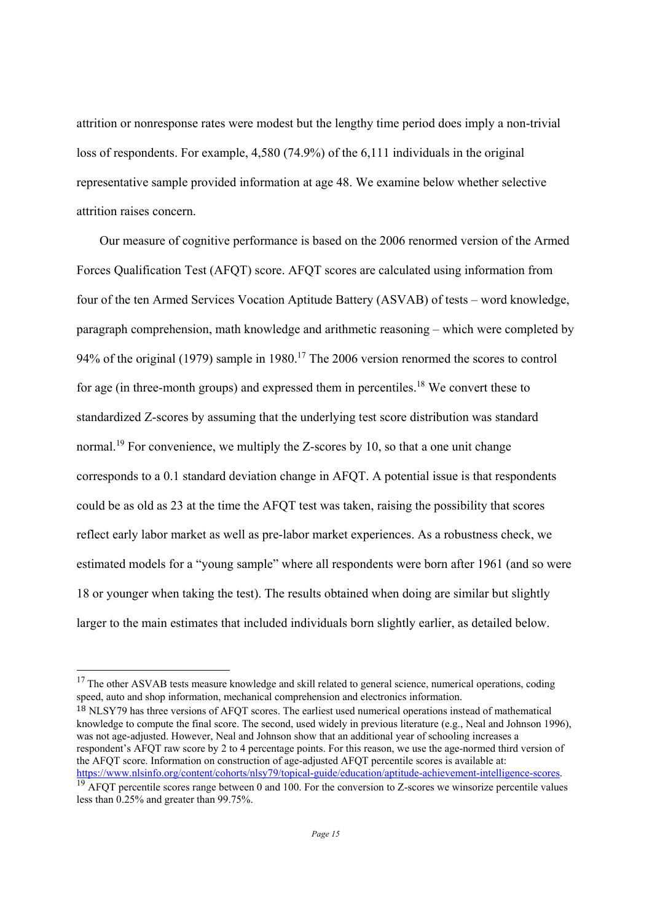attrition or nonresponse rates were modest but the lengthy time period does imply a non-trivial loss of respondents. For example, 4,580 (74.9%) of the 6,111 individuals in the original representative sample provided information at age 48. We examine below whether selective attrition raises concern.

Our measure of cognitive performance is based on the 2006 renormed version of the Armed Forces Qualification Test (AFQT) score. AFQT scores are calculated using information from four of the ten Armed Services Vocation Aptitude Battery (ASVAB) of tests – word knowledge, paragraph comprehension, math knowledge and arithmetic reasoning – which were completed by 94% of the original (1979) sample in 1980.[17] The 2006 version renormed the scores to control for age (in three-month groups) and expressed them in percentiles.[18] We convert these to standardized Z-scores by assuming that the underlying test score distribution was standard normal.[19] For convenience, we multiply the Z-scores by 10, so that a one unit change corresponds to a 0.1 standard deviation change in AFQT. A potential issue is that respondents could be as old as 23 at the time the AFQT test was taken, raising the possibility that scores reflect early labor market as well as pre-labor market experiences. As a robustness check, we estimated models for a "young sample" where all respondents were born after 1961 (and so were 18 or younger when taking the test). The results obtained when doing are similar but slightly larger to the main estimates that included individuals born slightly earlier, as detailed below.

---

[17] The other ASVAB tests measure knowledge and skill related to general science, numerical operations, coding speed, auto and shop information, mechanical comprehension and electronics information.

[18] NLSY79 has three versions of AFQT scores. The earliest used numerical operations instead of mathematical knowledge to compute the final score. The second, used widely in previous literature (e.g., Neal and Johnson 1996), was not age-adjusted. However, Neal and Johnson show that an additional year of schooling increases a respondent's AFQT raw score by 2 to 4 percentage points. For this reason, we use the age-normed third version of the AFQT score. Information on construction of age-adjusted AFQT percentile scores is available at: https://www.nlsinfo.org/content/cohorts/nlsy79/topical-guide/education/aptitude-achievement-intelligence-scores.

[19] AFQT percentile scores range between 0 and 100. For the conversion to Z-scores we winsorize percentile values less than 0.25% and greater than 99.75%.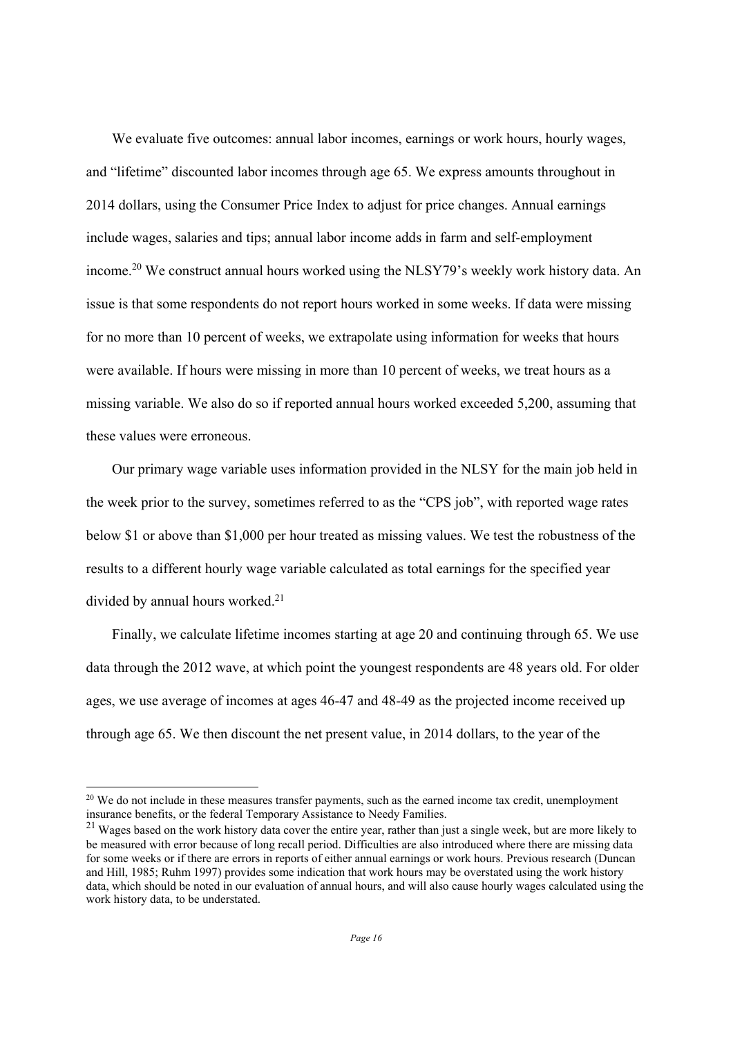We evaluate five outcomes: annual labor incomes, earnings or work hours, hourly wages, and "lifetime" discounted labor incomes through age 65. We express amounts throughout in 2014 dollars, using the Consumer Price Index to adjust for price changes. Annual earnings include wages, salaries and tips; annual labor income adds in farm and self-employment income.[20] We construct annual hours worked using the NLSY79's weekly work history data. An issue is that some respondents do not report hours worked in some weeks. If data were missing for no more than 10 percent of weeks, we extrapolate using information for weeks that hours were available. If hours were missing in more than 10 percent of weeks, we treat hours as a missing variable. We also do so if reported annual hours worked exceeded 5,200, assuming that these values were erroneous.

Our primary wage variable uses information provided in the NLSY for the main job held in the week prior to the survey, sometimes referred to as the "CPS job", with reported wage rates below \$1 or above than \$1,000 per hour treated as missing values. We test the robustness of the results to a different hourly wage variable calculated as total earnings for the specified year divided by annual hours worked.[21]

Finally, we calculate lifetime incomes starting at age 20 and continuing through 65. We use data through the 2012 wave, at which point the youngest respondents are 48 years old. For older ages, we use average of incomes at ages 46-47 and 48-49 as the projected income received up through age 65. We then discount the net present value, in 2014 dollars, to the year of the

---

[20] We do not include in these measures transfer payments, such as the earned income tax credit, unemployment insurance benefits, or the federal Temporary Assistance to Needy Families.

[21] Wages based on the work history data cover the entire year, rather than just a single week, but are more likely to be measured with error because of long recall period. Difficulties are also introduced where there are missing data for some weeks or if there are errors in reports of either annual earnings or work hours. Previous research (Duncan and Hill, 1985; Ruhm 1997) provides some indication that work hours may be overstated using the work history data, which should be noted in our evaluation of annual hours, and will also cause hourly wages calculated using the work history data, to be understated.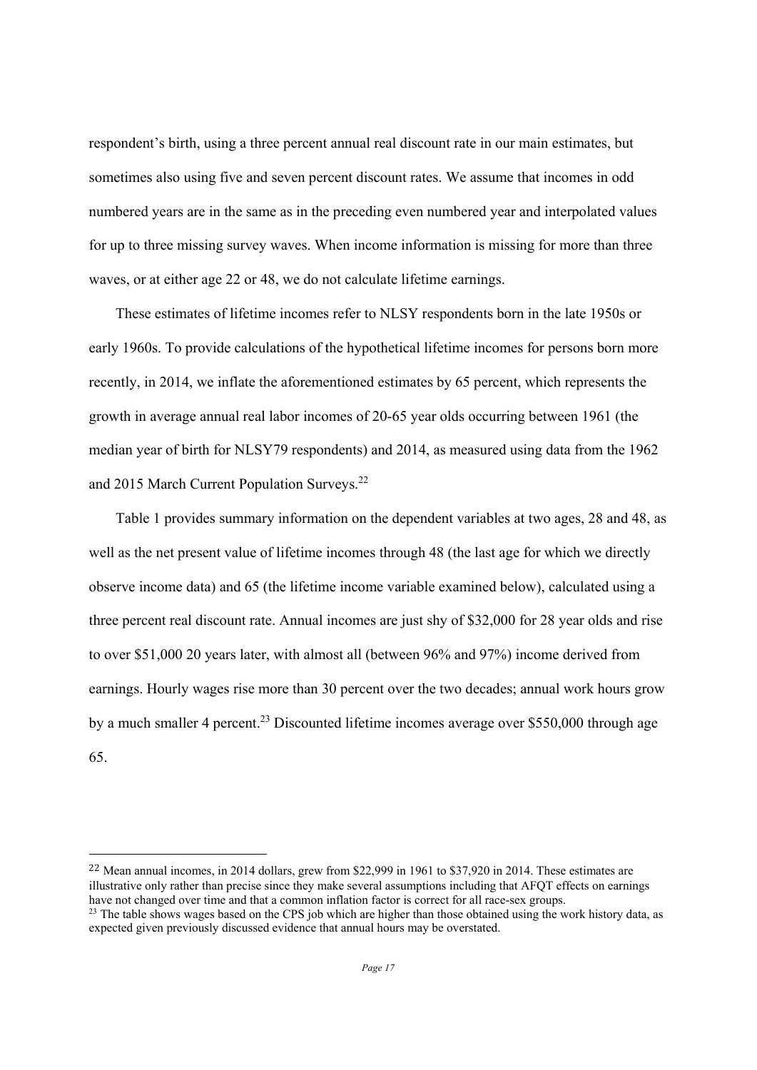respondent's birth, using a three percent annual real discount rate in our main estimates, but sometimes also using five and seven percent discount rates. We assume that incomes in odd numbered years are in the same as in the preceding even numbered year and interpolated values for up to three missing survey waves. When income information is missing for more than three waves, or at either age 22 or 48, we do not calculate lifetime earnings.

These estimates of lifetime incomes refer to NLSY respondents born in the late 1950s or early 1960s. To provide calculations of the hypothetical lifetime incomes for persons born more recently, in 2014, we inflate the aforementioned estimates by 65 percent, which represents the growth in average annual real labor incomes of 20-65 year olds occurring between 1961 (the median year of birth for NLSY79 respondents) and 2014, as measured using data from the 1962 and 2015 March Current Population Surveys.[22]

Table 1 provides summary information on the dependent variables at two ages, 28 and 48, as well as the net present value of lifetime incomes through 48 (the last age for which we directly observe income data) and 65 (the lifetime income variable examined below), calculated using a three percent real discount rate. Annual incomes are just shy of $32,000 for 28 year olds and rise to over $51,000 20 years later, with almost all (between 96% and 97%) income derived from earnings. Hourly wages rise more than 30 percent over the two decades; annual work hours grow by a much smaller 4 percent.[23] Discounted lifetime incomes average over $550,000 through age 65.

---

[22] Mean annual incomes, in 2014 dollars, grew from $22,999 in 1961 to $37,920 in 2014. These estimates are illustrative only rather than precise since they make several assumptions including that AFQT effects on earnings have not changed over time and that a common inflation factor is correct for all race-sex groups.

[23] The table shows wages based on the CPS job which are higher than those obtained using the work history data, as expected given previously discussed evidence that annual hours may be overstated.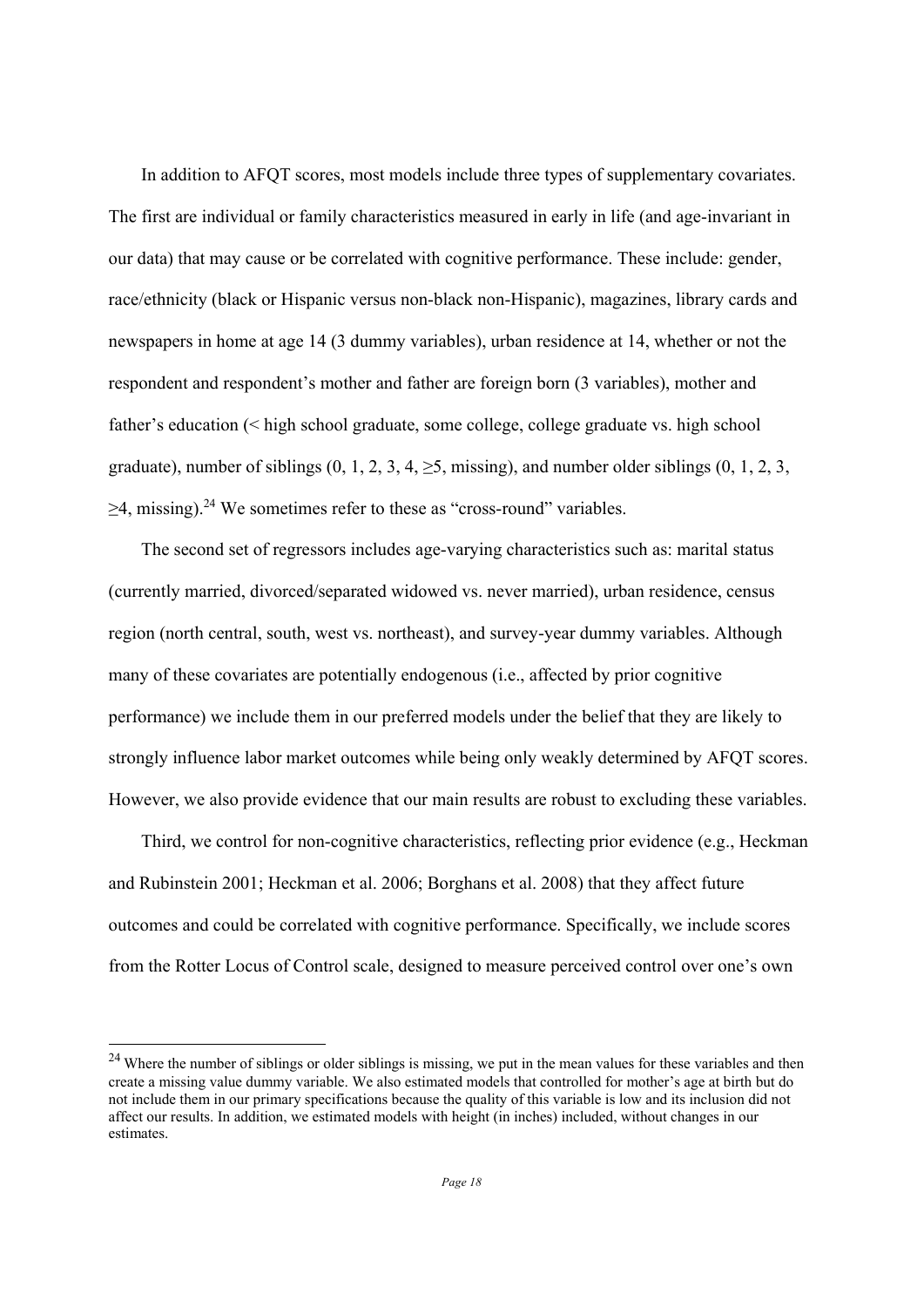In addition to AFQT scores, most models include three types of supplementary covariates. The first are individual or family characteristics measured in early in life (and age-invariant in our data) that may cause or be correlated with cognitive performance. These include: gender, race/ethnicity (black or Hispanic versus non-black non-Hispanic), magazines, library cards and newspapers in home at age 14 (3 dummy variables), urban residence at 14, whether or not the respondent and respondent's mother and father are foreign born (3 variables), mother and father's education (< high school graduate, some college, college graduate vs. high school graduate), number of siblings (0, 1, 2, 3, 4, ≥5, missing), and number older siblings (0, 1, 2, 3, ≥4, missing).[24] We sometimes refer to these as "cross-round" variables.

The second set of regressors includes age-varying characteristics such as: marital status (currently married, divorced/separated widowed vs. never married), urban residence, census region (north central, south, west vs. northeast), and survey-year dummy variables. Although many of these covariates are potentially endogenous (i.e., affected by prior cognitive performance) we include them in our preferred models under the belief that they are likely to strongly influence labor market outcomes while being only weakly determined by AFQT scores. However, we also provide evidence that our main results are robust to excluding these variables.

Third, we control for non-cognitive characteristics, reflecting prior evidence (e.g., Heckman and Rubinstein 2001; Heckman et al. 2006; Borghans et al. 2008) that they affect future outcomes and could be correlated with cognitive performance. Specifically, we include scores from the Rotter Locus of Control scale, designed to measure perceived control over one's own

---

[24] Where the number of siblings or older siblings is missing, we put in the mean values for these variables and then create a missing value dummy variable. We also estimated models that controlled for mother's age at birth but do not include them in our primary specifications because the quality of this variable is low and its inclusion did not affect our results. In addition, we estimated models with height (in inches) included, without changes in our estimates.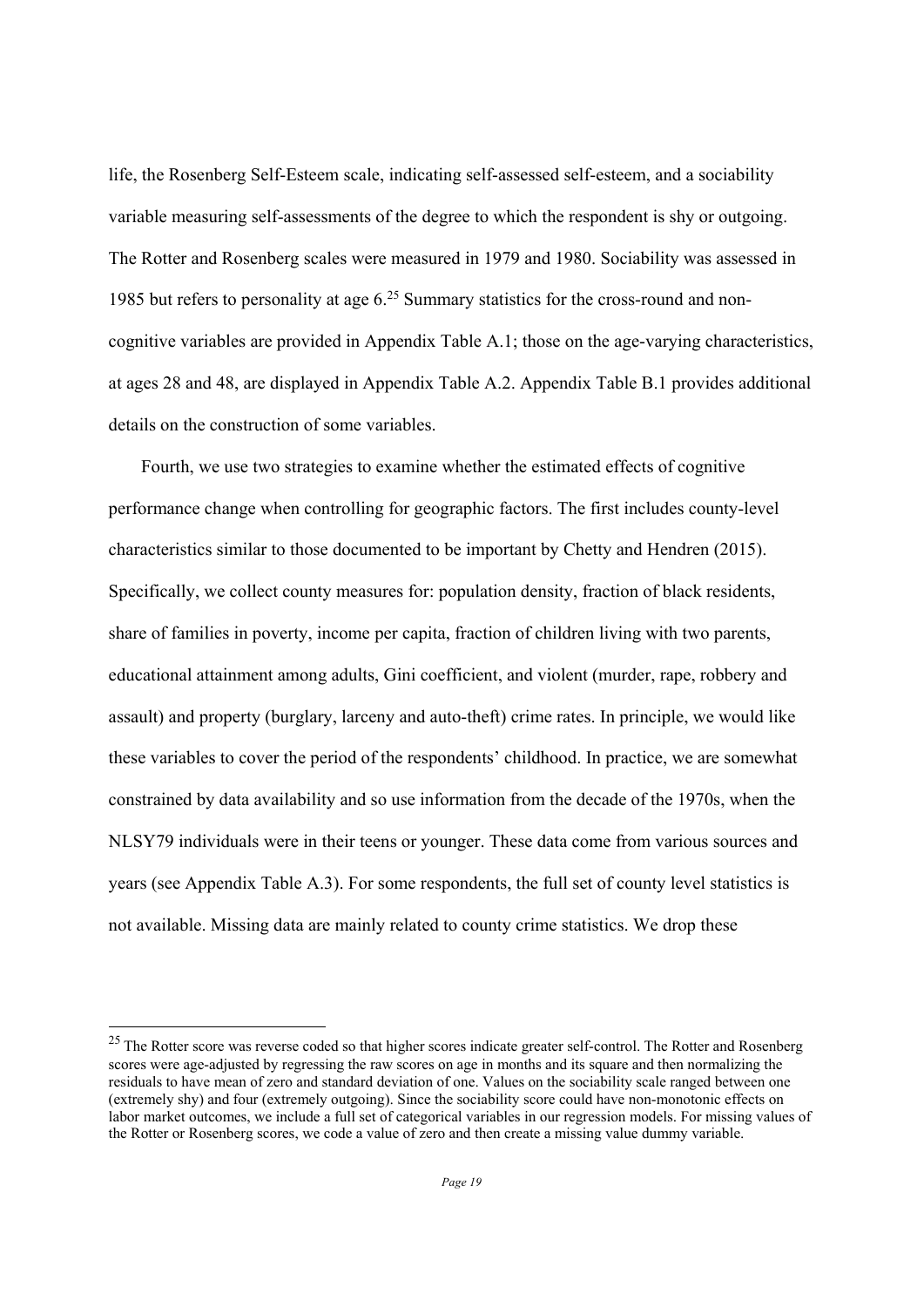life, the Rosenberg Self-Esteem scale, indicating self-assessed self-esteem, and a sociability variable measuring self-assessments of the degree to which the respondent is shy or outgoing. The Rotter and Rosenberg scales were measured in 1979 and 1980. Sociability was assessed in 1985 but refers to personality at age 6.[25] Summary statistics for the cross-round and non-cognitive variables are provided in Appendix Table A.1; those on the age-varying characteristics, at ages 28 and 48, are displayed in Appendix Table A.2. Appendix Table B.1 provides additional details on the construction of some variables.

Fourth, we use two strategies to examine whether the estimated effects of cognitive performance change when controlling for geographic factors. The first includes county-level characteristics similar to those documented to be important by Chetty and Hendren (2015). Specifically, we collect county measures for: population density, fraction of black residents, share of families in poverty, income per capita, fraction of children living with two parents, educational attainment among adults, Gini coefficient, and violent (murder, rape, robbery and assault) and property (burglary, larceny and auto-theft) crime rates. In principle, we would like these variables to cover the period of the respondents' childhood. In practice, we are somewhat constrained by data availability and so use information from the decade of the 1970s, when the NLSY79 individuals were in their teens or younger. These data come from various sources and years (see Appendix Table A.3). For some respondents, the full set of county level statistics is not available. Missing data are mainly related to county crime statistics. We drop these

[25] The Rotter score was reverse coded so that higher scores indicate greater self-control. The Rotter and Rosenberg scores were age-adjusted by regressing the raw scores on age in months and its square and then normalizing the residuals to have mean of zero and standard deviation of one. Values on the sociability scale ranged between one (extremely shy) and four (extremely outgoing). Since the sociability score could have non-monotonic effects on labor market outcomes, we include a full set of categorical variables in our regression models. For missing values of the Rotter or Rosenberg scores, we code a value of zero and then create a missing value dummy variable.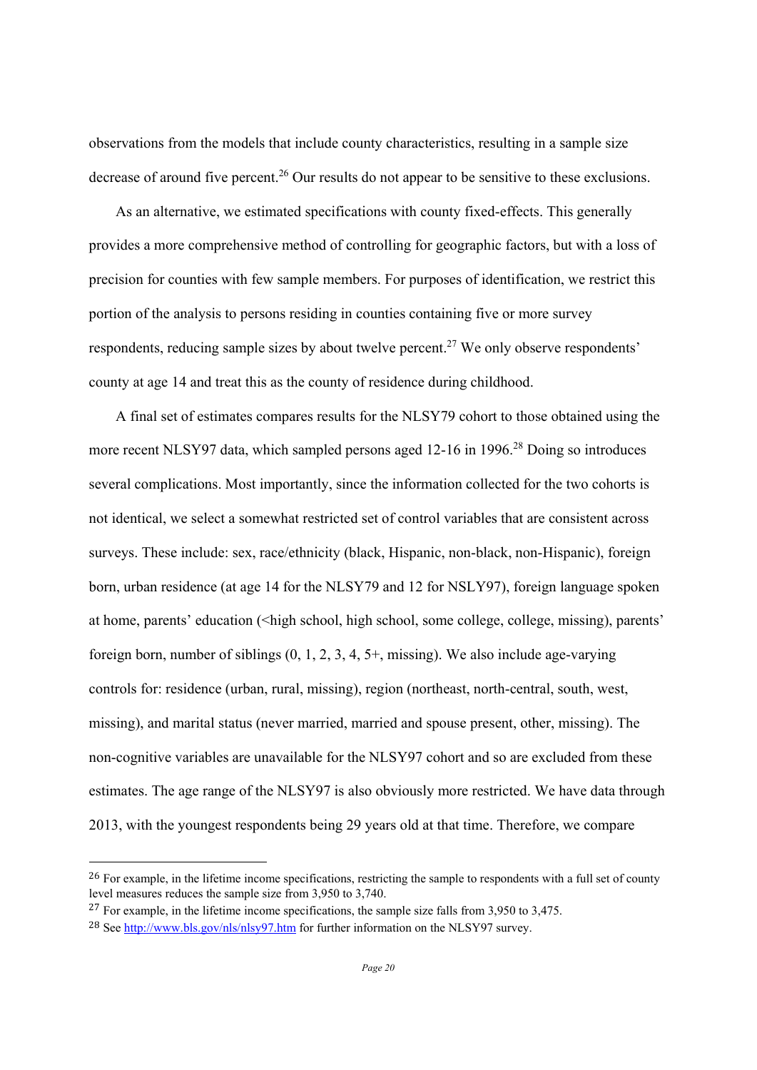observations from the models that include county characteristics, resulting in a sample size decrease of around five percent.[26] Our results do not appear to be sensitive to these exclusions.

As an alternative, we estimated specifications with county fixed-effects. This generally provides a more comprehensive method of controlling for geographic factors, but with a loss of precision for counties with few sample members. For purposes of identification, we restrict this portion of the analysis to persons residing in counties containing five or more survey respondents, reducing sample sizes by about twelve percent.[27] We only observe respondents' county at age 14 and treat this as the county of residence during childhood.

A final set of estimates compares results for the NLSY79 cohort to those obtained using the more recent NLSY97 data, which sampled persons aged 12-16 in 1996.[28] Doing so introduces several complications. Most importantly, since the information collected for the two cohorts is not identical, we select a somewhat restricted set of control variables that are consistent across surveys. These include: sex, race/ethnicity (black, Hispanic, non-black, non-Hispanic), foreign born, urban residence (at age 14 for the NLSY79 and 12 for NSLY97), foreign language spoken at home, parents' education (<high school, high school, some college, college, missing), parents' foreign born, number of siblings (0, 1, 2, 3, 4, 5+, missing). We also include age-varying controls for: residence (urban, rural, missing), region (northeast, north-central, south, west, missing), and marital status (never married, married and spouse present, other, missing). The non-cognitive variables are unavailable for the NLSY97 cohort and so are excluded from these estimates. The age range of the NLSY97 is also obviously more restricted. We have data through 2013, with the youngest respondents being 29 years old at that time. Therefore, we compare

---

[26] For example, in the lifetime income specifications, restricting the sample to respondents with a full set of county level measures reduces the sample size from 3,950 to 3,740.

[27] For example, in the lifetime income specifications, the sample size falls from 3,950 to 3,475.

[28] See http://www.bls.gov/nls/nlsy97.htm for further information on the NLSY97 survey.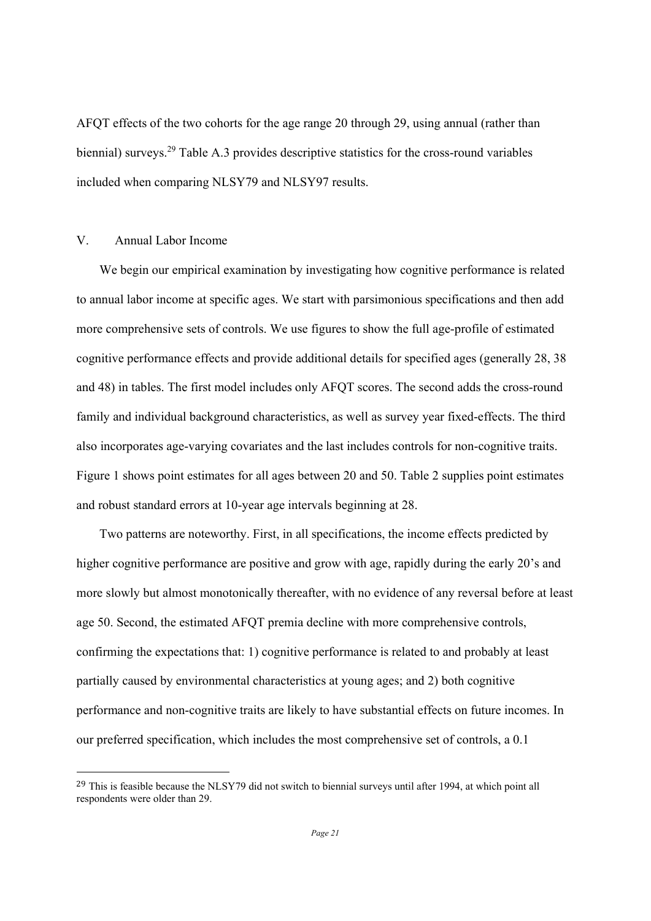AFQT effects of the two cohorts for the age range 20 through 29, using annual (rather than biennial) surveys.[29] Table A.3 provides descriptive statistics for the cross-round variables included when comparing NLSY79 and NLSY97 results.

## V. Annual Labor Income

We begin our empirical examination by investigating how cognitive performance is related to annual labor income at specific ages. We start with parsimonious specifications and then add more comprehensive sets of controls. We use figures to show the full age-profile of estimated cognitive performance effects and provide additional details for specified ages (generally 28, 38 and 48) in tables. The first model includes only AFQT scores. The second adds the cross-round family and individual background characteristics, as well as survey year fixed-effects. The third also incorporates age-varying covariates and the last includes controls for non-cognitive traits. Figure 1 shows point estimates for all ages between 20 and 50. Table 2 supplies point estimates and robust standard errors at 10-year age intervals beginning at 28.

Two patterns are noteworthy. First, in all specifications, the income effects predicted by higher cognitive performance are positive and grow with age, rapidly during the early 20's and more slowly but almost monotonically thereafter, with no evidence of any reversal before at least age 50. Second, the estimated AFQT premia decline with more comprehensive controls, confirming the expectations that: 1) cognitive performance is related to and probably at least partially caused by environmental characteristics at young ages; and 2) both cognitive performance and non-cognitive traits are likely to have substantial effects on future incomes. In our preferred specification, which includes the most comprehensive set of controls, a 0.1

[29] This is feasible because the NLSY79 did not switch to biennial surveys until after 1994, at which point all respondents were older than 29.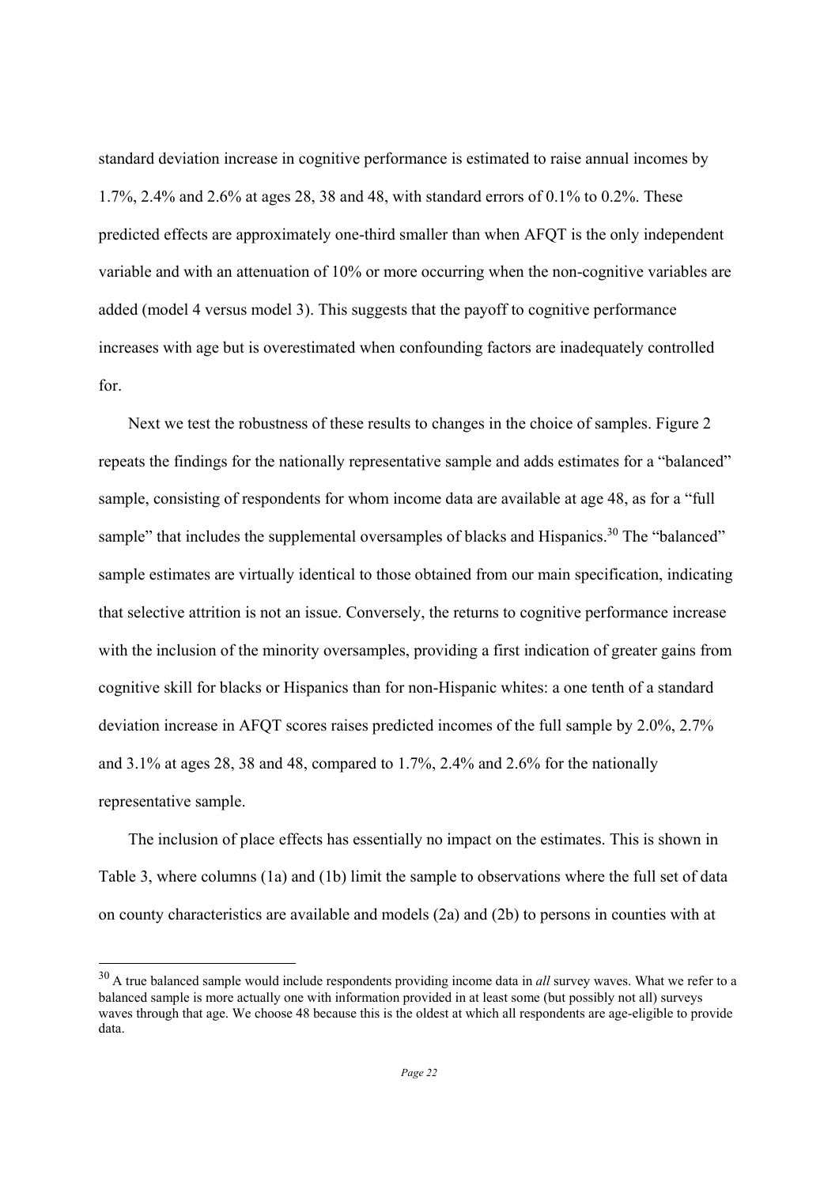standard deviation increase in cognitive performance is estimated to raise annual incomes by 1.7%, 2.4% and 2.6% at ages 28, 38 and 48, with standard errors of 0.1% to 0.2%. These predicted effects are approximately one-third smaller than when AFQT is the only independent variable and with an attenuation of 10% or more occurring when the non-cognitive variables are added (model 4 versus model 3). This suggests that the payoff to cognitive performance increases with age but is overestimated when confounding factors are inadequately controlled for.

Next we test the robustness of these results to changes in the choice of samples. Figure 2 repeats the findings for the nationally representative sample and adds estimates for a "balanced" sample, consisting of respondents for whom income data are available at age 48, as for a "full sample" that includes the supplemental oversamples of blacks and Hispanics.[30] The "balanced" sample estimates are virtually identical to those obtained from our main specification, indicating that selective attrition is not an issue. Conversely, the returns to cognitive performance increase with the inclusion of the minority oversamples, providing a first indication of greater gains from cognitive skill for blacks or Hispanics than for non-Hispanic whites: a one tenth of a standard deviation increase in AFQT scores raises predicted incomes of the full sample by 2.0%, 2.7% and 3.1% at ages 28, 38 and 48, compared to 1.7%, 2.4% and 2.6% for the nationally representative sample.

The inclusion of place effects has essentially no impact on the estimates. This is shown in Table 3, where columns (1a) and (1b) limit the sample to observations where the full set of data on county characteristics are available and models (2a) and (2b) to persons in counties with at

[30] A true balanced sample would include respondents providing income data in *all* survey waves. What we refer to a balanced sample is more actually one with information provided in at least some (but possibly not all) surveys waves through that age. We choose 48 because this is the oldest at which all respondents are age-eligible to provide data.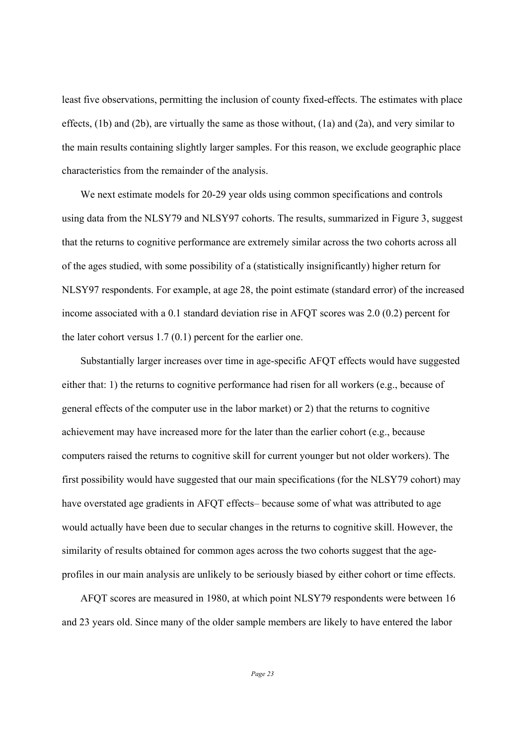least five observations, permitting the inclusion of county fixed-effects. The estimates with place effects, (1b) and (2b), are virtually the same as those without, (1a) and (2a), and very similar to the main results containing slightly larger samples. For this reason, we exclude geographic place characteristics from the remainder of the analysis.

We next estimate models for 20-29 year olds using common specifications and controls using data from the NLSY79 and NLSY97 cohorts. The results, summarized in Figure 3, suggest that the returns to cognitive performance are extremely similar across the two cohorts across all of the ages studied, with some possibility of a (statistically insignificantly) higher return for NLSY97 respondents. For example, at age 28, the point estimate (standard error) of the increased income associated with a 0.1 standard deviation rise in AFQT scores was 2.0 (0.2) percent for the later cohort versus 1.7 (0.1) percent for the earlier one.

Substantially larger increases over time in age-specific AFQT effects would have suggested either that: 1) the returns to cognitive performance had risen for all workers (e.g., because of general effects of the computer use in the labor market) or 2) that the returns to cognitive achievement may have increased more for the later than the earlier cohort (e.g., because computers raised the returns to cognitive skill for current younger but not older workers). The first possibility would have suggested that our main specifications (for the NLSY79 cohort) may have overstated age gradients in AFQT effects– because some of what was attributed to age would actually have been due to secular changes in the returns to cognitive skill. However, the similarity of results obtained for common ages across the two cohorts suggest that the age-profiles in our main analysis are unlikely to be seriously biased by either cohort or time effects.

AFQT scores are measured in 1980, at which point NLSY79 respondents were between 16 and 23 years old. Since many of the older sample members are likely to have entered the labor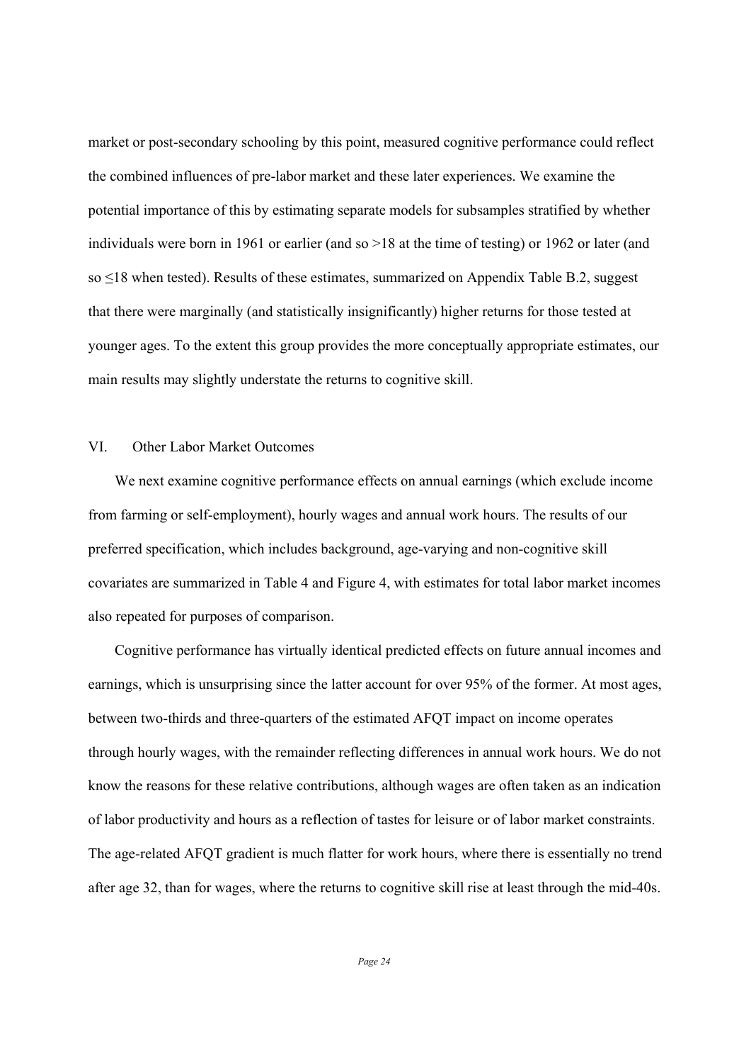market or post-secondary schooling by this point, measured cognitive performance could reflect the combined influences of pre-labor market and these later experiences. We examine the potential importance of this by estimating separate models for subsamples stratified by whether individuals were born in 1961 or earlier (and so >18 at the time of testing) or 1962 or later (and so ≤18 when tested). Results of these estimates, summarized on Appendix Table B.2, suggest that there were marginally (and statistically insignificantly) higher returns for those tested at younger ages. To the extent this group provides the more conceptually appropriate estimates, our main results may slightly understate the returns to cognitive skill.

## VI. Other Labor Market Outcomes

We next examine cognitive performance effects on annual earnings (which exclude income from farming or self-employment), hourly wages and annual work hours. The results of our preferred specification, which includes background, age-varying and non-cognitive skill covariates are summarized in Table 4 and Figure 4, with estimates for total labor market incomes also repeated for purposes of comparison.

Cognitive performance has virtually identical predicted effects on future annual incomes and earnings, which is unsurprising since the latter account for over 95% of the former. At most ages, between two-thirds and three-quarters of the estimated AFQT impact on income operates through hourly wages, with the remainder reflecting differences in annual work hours. We do not know the reasons for these relative contributions, although wages are often taken as an indication of labor productivity and hours as a reflection of tastes for leisure or of labor market constraints. The age-related AFQT gradient is much flatter for work hours, where there is essentially no trend after age 32, than for wages, where the returns to cognitive skill rise at least through the mid-40s.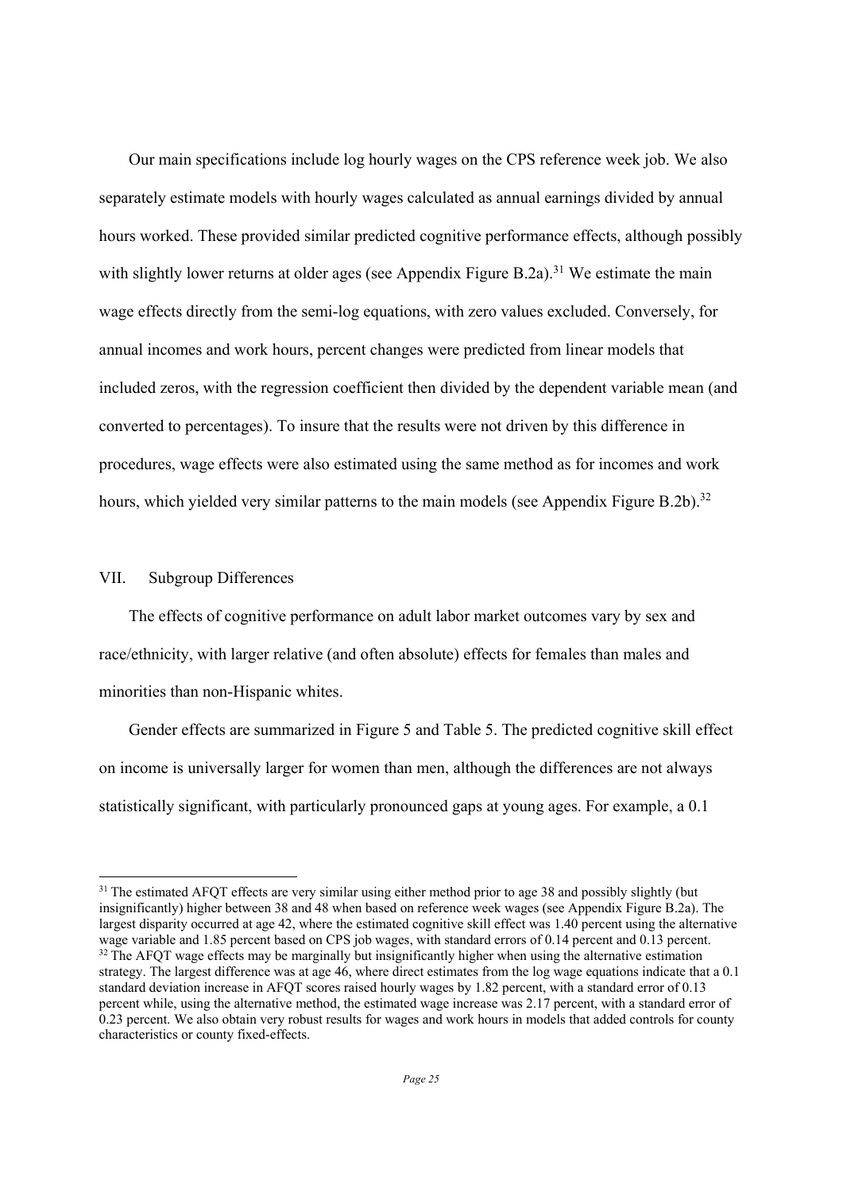Our main specifications include log hourly wages on the CPS reference week job. We also separately estimate models with hourly wages calculated as annual earnings divided by annual hours worked. These provided similar predicted cognitive performance effects, although possibly with slightly lower returns at older ages (see Appendix Figure B.2a).[31] We estimate the main wage effects directly from the semi-log equations, with zero values excluded. Conversely, for annual incomes and work hours, percent changes were predicted from linear models that included zeros, with the regression coefficient then divided by the dependent variable mean (and converted to percentages). To insure that the results were not driven by this difference in procedures, wage effects were also estimated using the same method as for incomes and work hours, which yielded very similar patterns to the main models (see Appendix Figure B.2b).[32]

## VII. Subgroup Differences

The effects of cognitive performance on adult labor market outcomes vary by sex and race/ethnicity, with larger relative (and often absolute) effects for females than males and minorities than non-Hispanic whites.

Gender effects are summarized in Figure 5 and Table 5. The predicted cognitive skill effect on income is universally larger for women than men, although the differences are not always statistically significant, with particularly pronounced gaps at young ages. For example, a 0.1

---

[31] The estimated AFQT effects are very similar using either method prior to age 38 and possibly slightly (but insignificantly) higher between 38 and 48 when based on reference week wages (see Appendix Figure B.2a). The largest disparity occurred at age 42, where the estimated cognitive skill effect was 1.40 percent using the alternative wage variable and 1.85 percent based on CPS job wages, with standard errors of 0.14 percent and 0.13 percent.

[32] The AFQT wage effects may be marginally but insignificantly higher when using the alternative estimation strategy. The largest difference was at age 46, where direct estimates from the log wage equations indicate that a 0.1 standard deviation increase in AFQT scores raised hourly wages by 1.82 percent, with a standard error of 0.13 percent while, using the alternative method, the estimated wage increase was 2.17 percent, with a standard error of 0.23 percent. We also obtain very robust results for wages and work hours in models that added controls for county characteristics or county fixed-effects.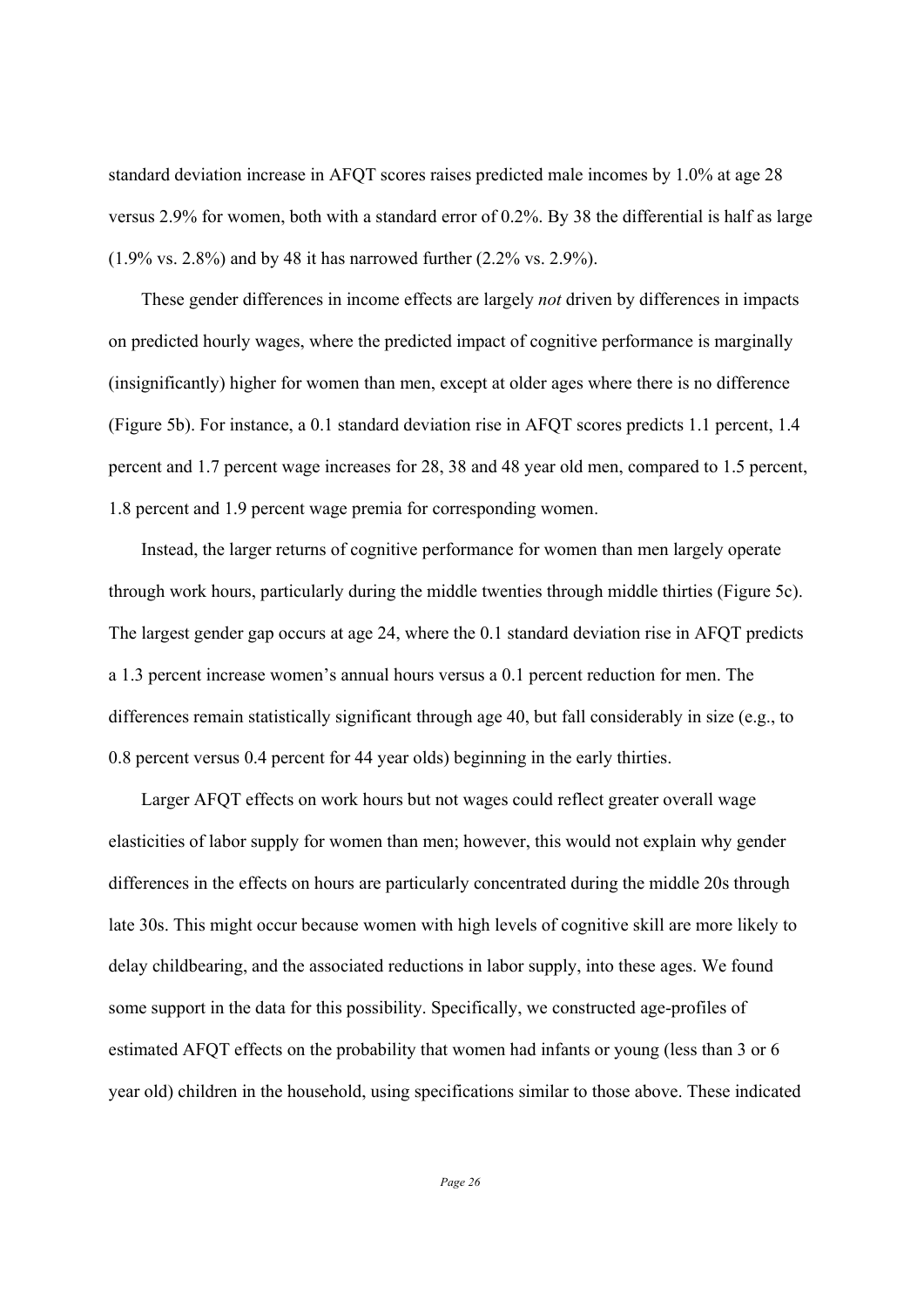standard deviation increase in AFQT scores raises predicted male incomes by 1.0% at age 28 versus 2.9% for women, both with a standard error of 0.2%. By 38 the differential is half as large (1.9% vs. 2.8%) and by 48 it has narrowed further (2.2% vs. 2.9%).

These gender differences in income effects are largely *not* driven by differences in impacts on predicted hourly wages, where the predicted impact of cognitive performance is marginally (insignificantly) higher for women than men, except at older ages where there is no difference (Figure 5b). For instance, a 0.1 standard deviation rise in AFQT scores predicts 1.1 percent, 1.4 percent and 1.7 percent wage increases for 28, 38 and 48 year old men, compared to 1.5 percent, 1.8 percent and 1.9 percent wage premia for corresponding women.

Instead, the larger returns of cognitive performance for women than men largely operate through work hours, particularly during the middle twenties through middle thirties (Figure 5c). The largest gender gap occurs at age 24, where the 0.1 standard deviation rise in AFQT predicts a 1.3 percent increase women's annual hours versus a 0.1 percent reduction for men. The differences remain statistically significant through age 40, but fall considerably in size (e.g., to 0.8 percent versus 0.4 percent for 44 year olds) beginning in the early thirties.

Larger AFQT effects on work hours but not wages could reflect greater overall wage elasticities of labor supply for women than men; however, this would not explain why gender differences in the effects on hours are particularly concentrated during the middle 20s through late 30s. This might occur because women with high levels of cognitive skill are more likely to delay childbearing, and the associated reductions in labor supply, into these ages. We found some support in the data for this possibility. Specifically, we constructed age-profiles of estimated AFQT effects on the probability that women had infants or young (less than 3 or 6 year old) children in the household, using specifications similar to those above. These indicated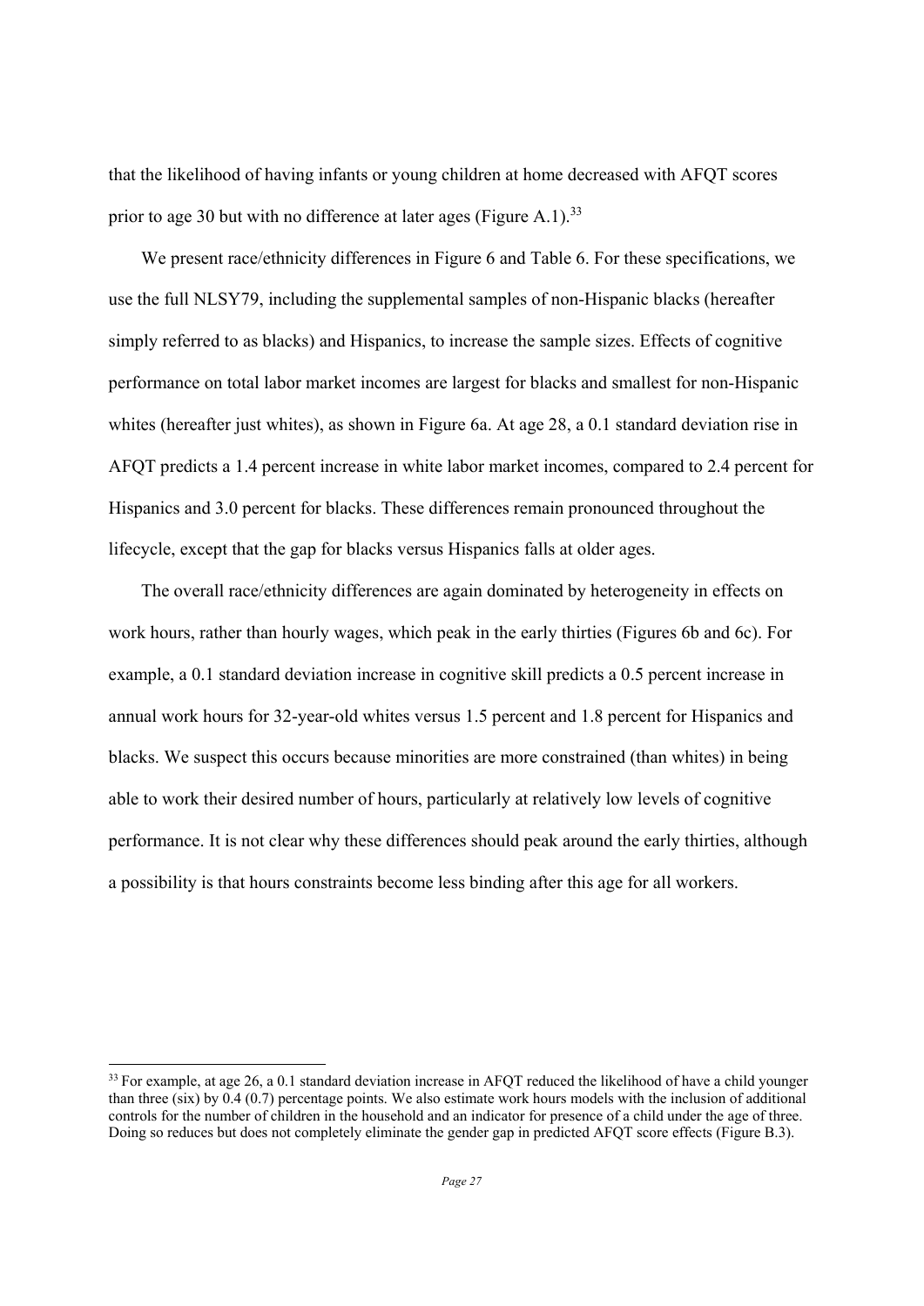that the likelihood of having infants or young children at home decreased with AFQT scores prior to age 30 but with no difference at later ages (Figure A.1).[33]

We present race/ethnicity differences in Figure 6 and Table 6. For these specifications, we use the full NLSY79, including the supplemental samples of non-Hispanic blacks (hereafter simply referred to as blacks) and Hispanics, to increase the sample sizes. Effects of cognitive performance on total labor market incomes are largest for blacks and smallest for non-Hispanic whites (hereafter just whites), as shown in Figure 6a. At age 28, a 0.1 standard deviation rise in AFQT predicts a 1.4 percent increase in white labor market incomes, compared to 2.4 percent for Hispanics and 3.0 percent for blacks. These differences remain pronounced throughout the lifecycle, except that the gap for blacks versus Hispanics falls at older ages.

The overall race/ethnicity differences are again dominated by heterogeneity in effects on work hours, rather than hourly wages, which peak in the early thirties (Figures 6b and 6c). For example, a 0.1 standard deviation increase in cognitive skill predicts a 0.5 percent increase in annual work hours for 32-year-old whites versus 1.5 percent and 1.8 percent for Hispanics and blacks. We suspect this occurs because minorities are more constrained (than whites) in being able to work their desired number of hours, particularly at relatively low levels of cognitive performance. It is not clear why these differences should peak around the early thirties, although a possibility is that hours constraints become less binding after this age for all workers.

[33] For example, at age 26, a 0.1 standard deviation increase in AFQT reduced the likelihood of have a child younger than three (six) by 0.4 (0.7) percentage points. We also estimate work hours models with the inclusion of additional controls for the number of children in the household and an indicator for presence of a child under the age of three. Doing so reduces but does not completely eliminate the gender gap in predicted AFQT score effects (Figure B.3).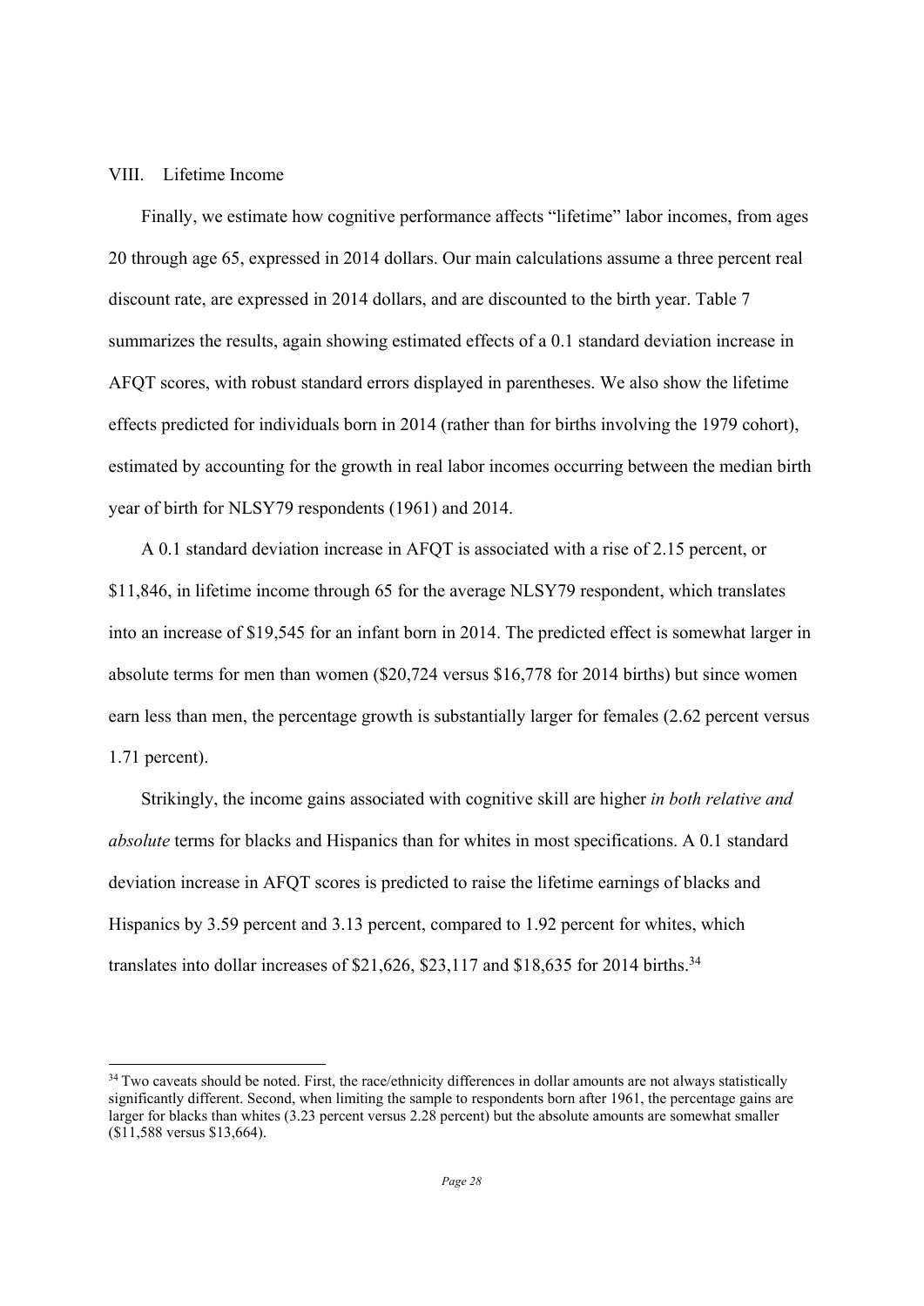## VIII. Lifetime Income

Finally, we estimate how cognitive performance affects "lifetime" labor incomes, from ages 20 through age 65, expressed in 2014 dollars. Our main calculations assume a three percent real discount rate, are expressed in 2014 dollars, and are discounted to the birth year. Table 7 summarizes the results, again showing estimated effects of a 0.1 standard deviation increase in AFQT scores, with robust standard errors displayed in parentheses. We also show the lifetime effects predicted for individuals born in 2014 (rather than for births involving the 1979 cohort), estimated by accounting for the growth in real labor incomes occurring between the median birth year of birth for NLSY79 respondents (1961) and 2014.

A 0.1 standard deviation increase in AFQT is associated with a rise of 2.15 percent, or \$11,846, in lifetime income through 65 for the average NLSY79 respondent, which translates into an increase of \$19,545 for an infant born in 2014. The predicted effect is somewhat larger in absolute terms for men than women (\$20,724 versus \$16,778 for 2014 births) but since women earn less than men, the percentage growth is substantially larger for females (2.62 percent versus 1.71 percent).

Strikingly, the income gains associated with cognitive skill are higher *in both relative and absolute* terms for blacks and Hispanics than for whites in most specifications. A 0.1 standard deviation increase in AFQT scores is predicted to raise the lifetime earnings of blacks and Hispanics by 3.59 percent and 3.13 percent, compared to 1.92 percent for whites, which translates into dollar increases of \$21,626, \$23,117 and \$18,635 for 2014 births.[34]

[34] Two caveats should be noted. First, the race/ethnicity differences in dollar amounts are not always statistically significantly different. Second, when limiting the sample to respondents born after 1961, the percentage gains are larger for blacks than whites (3.23 percent versus 2.28 percent) but the absolute amounts are somewhat smaller (\$11,588 versus \$13,664).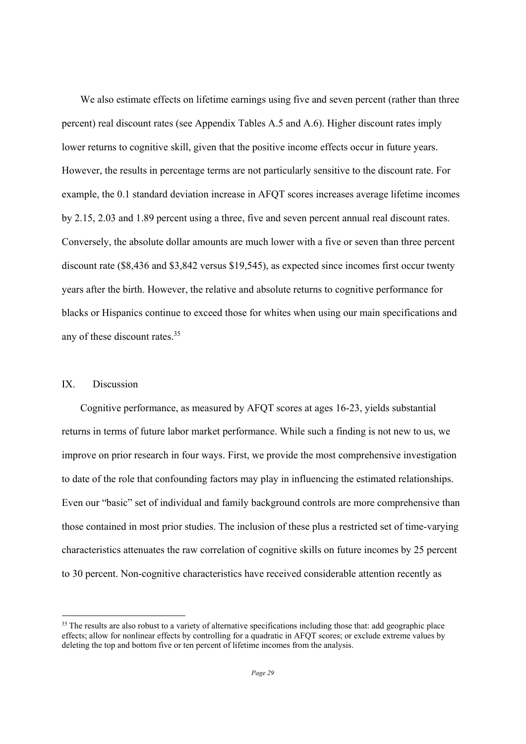We also estimate effects on lifetime earnings using five and seven percent (rather than three percent) real discount rates (see Appendix Tables A.5 and A.6). Higher discount rates imply lower returns to cognitive skill, given that the positive income effects occur in future years. However, the results in percentage terms are not particularly sensitive to the discount rate. For example, the 0.1 standard deviation increase in AFQT scores increases average lifetime incomes by 2.15, 2.03 and 1.89 percent using a three, five and seven percent annual real discount rates. Conversely, the absolute dollar amounts are much lower with a five or seven than three percent discount rate ($8,436 and $3,842 versus $19,545), as expected since incomes first occur twenty years after the birth. However, the relative and absolute returns to cognitive performance for blacks or Hispanics continue to exceed those for whites when using our main specifications and any of these discount rates.[35]

## IX. Discussion

Cognitive performance, as measured by AFQT scores at ages 16-23, yields substantial returns in terms of future labor market performance. While such a finding is not new to us, we improve on prior research in four ways. First, we provide the most comprehensive investigation to date of the role that confounding factors may play in influencing the estimated relationships. Even our "basic" set of individual and family background controls are more comprehensive than those contained in most prior studies. The inclusion of these plus a restricted set of time-varying characteristics attenuates the raw correlation of cognitive skills on future incomes by 25 percent to 30 percent. Non-cognitive characteristics have received considerable attention recently as

[35] The results are also robust to a variety of alternative specifications including those that: add geographic place effects; allow for nonlinear effects by controlling for a quadratic in AFQT scores; or exclude extreme values by deleting the top and bottom five or ten percent of lifetime incomes from the analysis.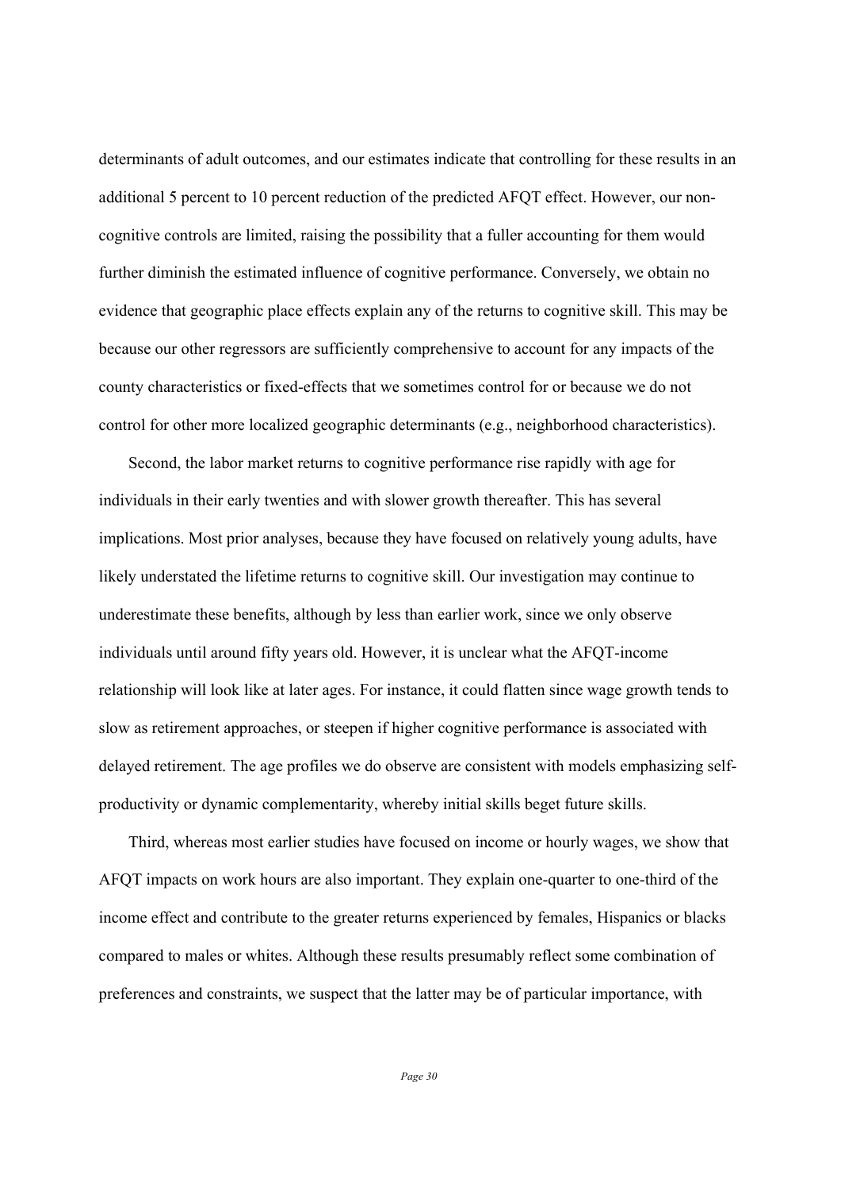determinants of adult outcomes, and our estimates indicate that controlling for these results in an additional 5 percent to 10 percent reduction of the predicted AFQT effect. However, our non-cognitive controls are limited, raising the possibility that a fuller accounting for them would further diminish the estimated influence of cognitive performance. Conversely, we obtain no evidence that geographic place effects explain any of the returns to cognitive skill. This may be because our other regressors are sufficiently comprehensive to account for any impacts of the county characteristics or fixed-effects that we sometimes control for or because we do not control for other more localized geographic determinants (e.g., neighborhood characteristics).

Second, the labor market returns to cognitive performance rise rapidly with age for individuals in their early twenties and with slower growth thereafter. This has several implications. Most prior analyses, because they have focused on relatively young adults, have likely understated the lifetime returns to cognitive skill. Our investigation may continue to underestimate these benefits, although by less than earlier work, since we only observe individuals until around fifty years old. However, it is unclear what the AFQT-income relationship will look like at later ages. For instance, it could flatten since wage growth tends to slow as retirement approaches, or steepen if higher cognitive performance is associated with delayed retirement. The age profiles we do observe are consistent with models emphasizing self-productivity or dynamic complementarity, whereby initial skills beget future skills.

Third, whereas most earlier studies have focused on income or hourly wages, we show that AFQT impacts on work hours are also important. They explain one-quarter to one-third of the income effect and contribute to the greater returns experienced by females, Hispanics or blacks compared to males or whites. Although these results presumably reflect some combination of preferences and constraints, we suspect that the latter may be of particular importance, with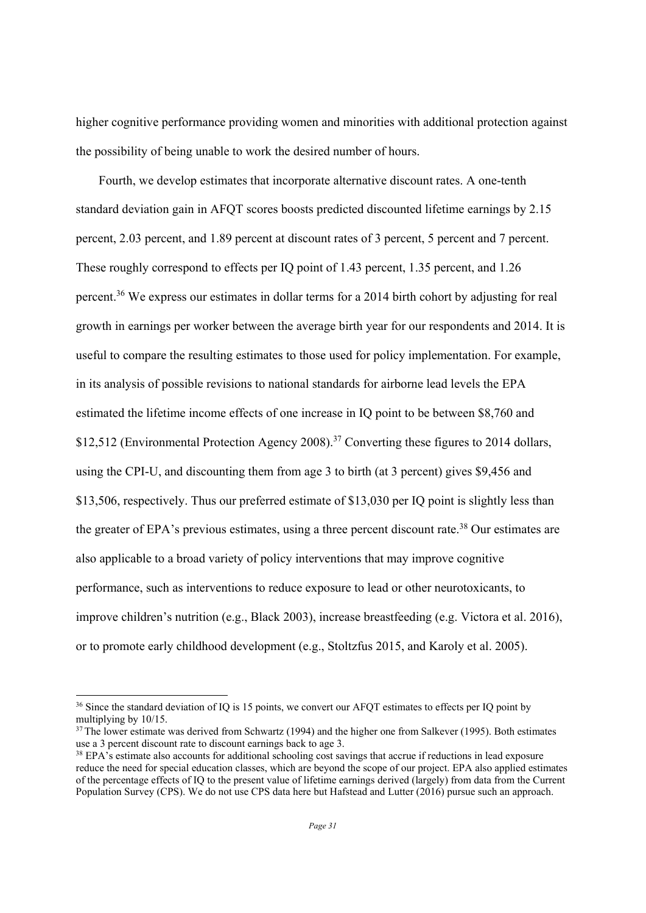higher cognitive performance providing women and minorities with additional protection against the possibility of being unable to work the desired number of hours.

Fourth, we develop estimates that incorporate alternative discount rates. A one-tenth standard deviation gain in AFQT scores boosts predicted discounted lifetime earnings by 2.15 percent, 2.03 percent, and 1.89 percent at discount rates of 3 percent, 5 percent and 7 percent. These roughly correspond to effects per IQ point of 1.43 percent, 1.35 percent, and 1.26 percent.[36] We express our estimates in dollar terms for a 2014 birth cohort by adjusting for real growth in earnings per worker between the average birth year for our respondents and 2014. It is useful to compare the resulting estimates to those used for policy implementation. For example, in its analysis of possible revisions to national standards for airborne lead levels the EPA estimated the lifetime income effects of one increase in IQ point to be between \$8,760 and \$12,512 (Environmental Protection Agency 2008).[37] Converting these figures to 2014 dollars, using the CPI-U, and discounting them from age 3 to birth (at 3 percent) gives \$9,456 and \$13,506, respectively. Thus our preferred estimate of \$13,030 per IQ point is slightly less than the greater of EPA's previous estimates, using a three percent discount rate.[38] Our estimates are also applicable to a broad variety of policy interventions that may improve cognitive performance, such as interventions to reduce exposure to lead or other neurotoxicants, to improve children's nutrition (e.g., Black 2003), increase breastfeeding (e.g. Victora et al. 2016), or to promote early childhood development (e.g., Stoltzfus 2015, and Karoly et al. 2005).

---

[36] Since the standard deviation of IQ is 15 points, we convert our AFQT estimates to effects per IQ point by multiplying by 10/15.

[37] The lower estimate was derived from Schwartz (1994) and the higher one from Salkever (1995). Both estimates use a 3 percent discount rate to discount earnings back to age 3.

[38] EPA's estimate also accounts for additional schooling cost savings that accrue if reductions in lead exposure reduce the need for special education classes, which are beyond the scope of our project. EPA also applied estimates of the percentage effects of IQ to the present value of lifetime earnings derived (largely) from data from the Current Population Survey (CPS). We do not use CPS data here but Hafstead and Lutter (2016) pursue such an approach.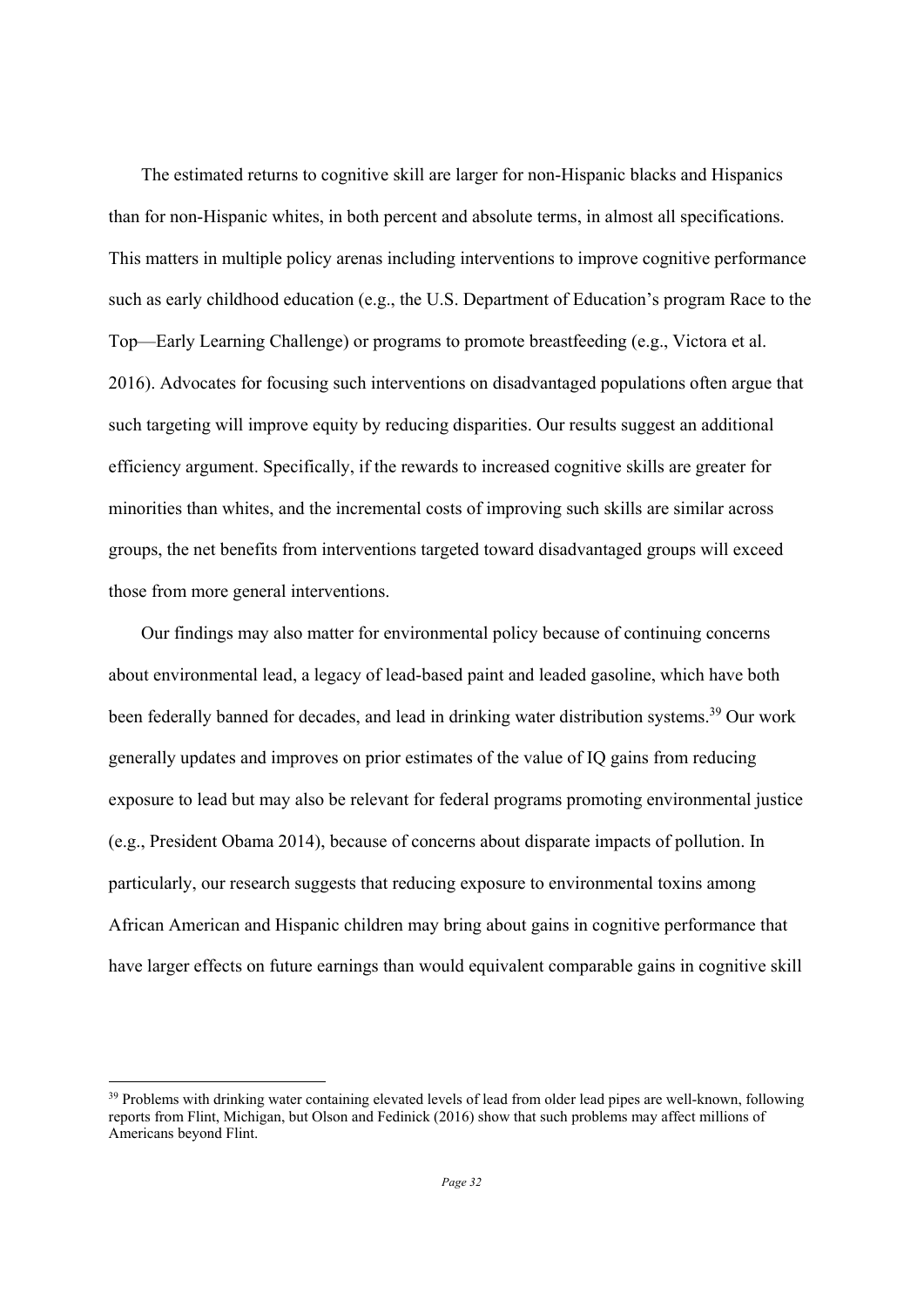The estimated returns to cognitive skill are larger for non-Hispanic blacks and Hispanics than for non-Hispanic whites, in both percent and absolute terms, in almost all specifications. This matters in multiple policy arenas including interventions to improve cognitive performance such as early childhood education (e.g., the U.S. Department of Education's program Race to the Top—Early Learning Challenge) or programs to promote breastfeeding (e.g., Victora et al. 2016). Advocates for focusing such interventions on disadvantaged populations often argue that such targeting will improve equity by reducing disparities. Our results suggest an additional efficiency argument. Specifically, if the rewards to increased cognitive skills are greater for minorities than whites, and the incremental costs of improving such skills are similar across groups, the net benefits from interventions targeted toward disadvantaged groups will exceed those from more general interventions.

Our findings may also matter for environmental policy because of continuing concerns about environmental lead, a legacy of lead-based paint and leaded gasoline, which have both been federally banned for decades, and lead in drinking water distribution systems.[39] Our work generally updates and improves on prior estimates of the value of IQ gains from reducing exposure to lead but may also be relevant for federal programs promoting environmental justice (e.g., President Obama 2014), because of concerns about disparate impacts of pollution. In particularly, our research suggests that reducing exposure to environmental toxins among African American and Hispanic children may bring about gains in cognitive performance that have larger effects on future earnings than would equivalent comparable gains in cognitive skill

---

[39] Problems with drinking water containing elevated levels of lead from older lead pipes are well-known, following reports from Flint, Michigan, but Olson and Fedinick (2016) show that such problems may affect millions of Americans beyond Flint.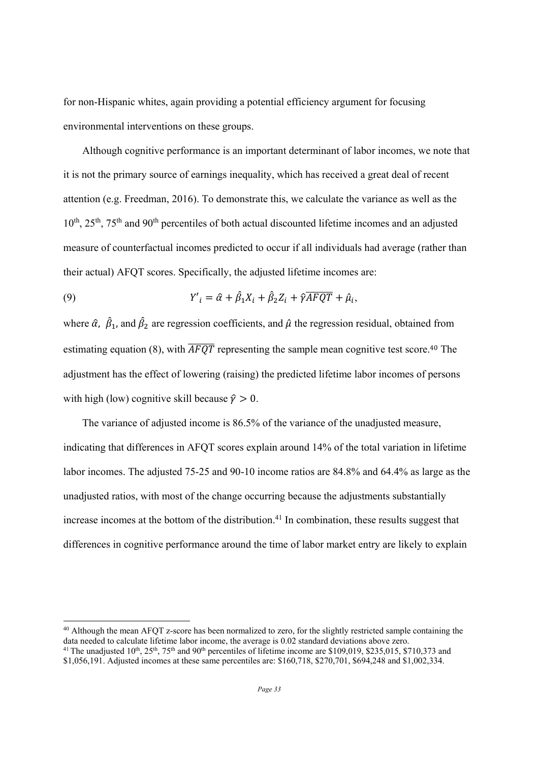for non-Hispanic whites, again providing a potential efficiency argument for focusing environmental interventions on these groups.

Although cognitive performance is an important determinant of labor incomes, we note that it is not the primary source of earnings inequality, which has received a great deal of recent attention (e.g. Freedman, 2016). To demonstrate this, we calculate the variance as well as the 10th, 25th, 75th and 90th percentiles of both actual discounted lifetime incomes and an adjusted measure of counterfactual incomes predicted to occur if all individuals had average (rather than their actual) AFQT scores. Specifically, the adjusted lifetime incomes are:

$$Y'_i = \hat{\alpha} + \hat{\beta}_1 X_i + \hat{\beta}_2 Z_i + \hat{\gamma}\overline{AFQT} + \hat{\mu}_i, \tag{9}$$

where $\hat{\alpha}$, $\hat{\beta}_1$, and $\hat{\beta}_2$ are regression coefficients, and $\hat{\mu}$ the regression residual, obtained from estimating equation (8), with $\overline{AFQT}$ representing the sample mean cognitive test score.[40] The adjustment has the effect of lowering (raising) the predicted lifetime labor incomes of persons with high (low) cognitive skill because $\hat{\gamma} > 0$.

The variance of adjusted income is 86.5% of the variance of the unadjusted measure, indicating that differences in AFQT scores explain around 14% of the total variation in lifetime labor incomes. The adjusted 75-25 and 90-10 income ratios are 84.8% and 64.4% as large as the unadjusted ratios, with most of the change occurring because the adjustments substantially increase incomes at the bottom of the distribution.[41] In combination, these results suggest that differences in cognitive performance around the time of labor market entry are likely to explain

[40] Although the mean AFQT z-score has been normalized to zero, for the slightly restricted sample containing the data needed to calculate lifetime labor income, the average is 0.02 standard deviations above zero.

[41] The unadjusted 10th, 25th, 75th and 90th percentiles of lifetime income are $109,019, $235,015, $710,373 and $1,056,191. Adjusted incomes at these same percentiles are: $160,718, $270,701, $694,248 and $1,002,334.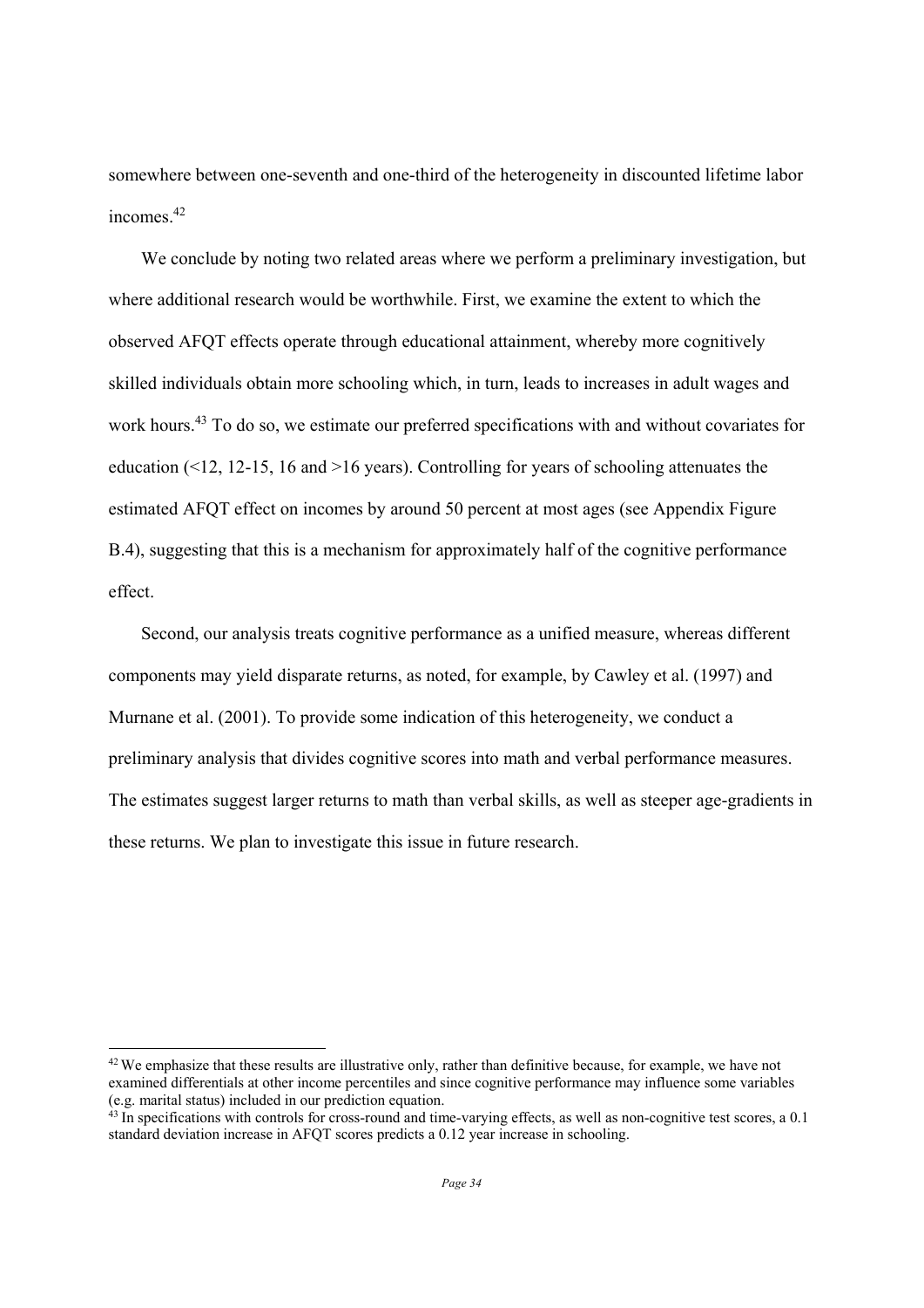somewhere between one-seventh and one-third of the heterogeneity in discounted lifetime labor incomes.[42]

We conclude by noting two related areas where we perform a preliminary investigation, but where additional research would be worthwhile. First, we examine the extent to which the observed AFQT effects operate through educational attainment, whereby more cognitively skilled individuals obtain more schooling which, in turn, leads to increases in adult wages and work hours.[43] To do so, we estimate our preferred specifications with and without covariates for education (<12, 12-15, 16 and >16 years). Controlling for years of schooling attenuates the estimated AFQT effect on incomes by around 50 percent at most ages (see Appendix Figure B.4), suggesting that this is a mechanism for approximately half of the cognitive performance effect.

Second, our analysis treats cognitive performance as a unified measure, whereas different components may yield disparate returns, as noted, for example, by Cawley et al. (1997) and Murnane et al. (2001). To provide some indication of this heterogeneity, we conduct a preliminary analysis that divides cognitive scores into math and verbal performance measures. The estimates suggest larger returns to math than verbal skills, as well as steeper age-gradients in these returns. We plan to investigate this issue in future research.

---

[42] We emphasize that these results are illustrative only, rather than definitive because, for example, we have not examined differentials at other income percentiles and since cognitive performance may influence some variables (e.g. marital status) included in our prediction equation.

[43] In specifications with controls for cross-round and time-varying effects, as well as non-cognitive test scores, a 0.1 standard deviation increase in AFQT scores predicts a 0.12 year increase in schooling.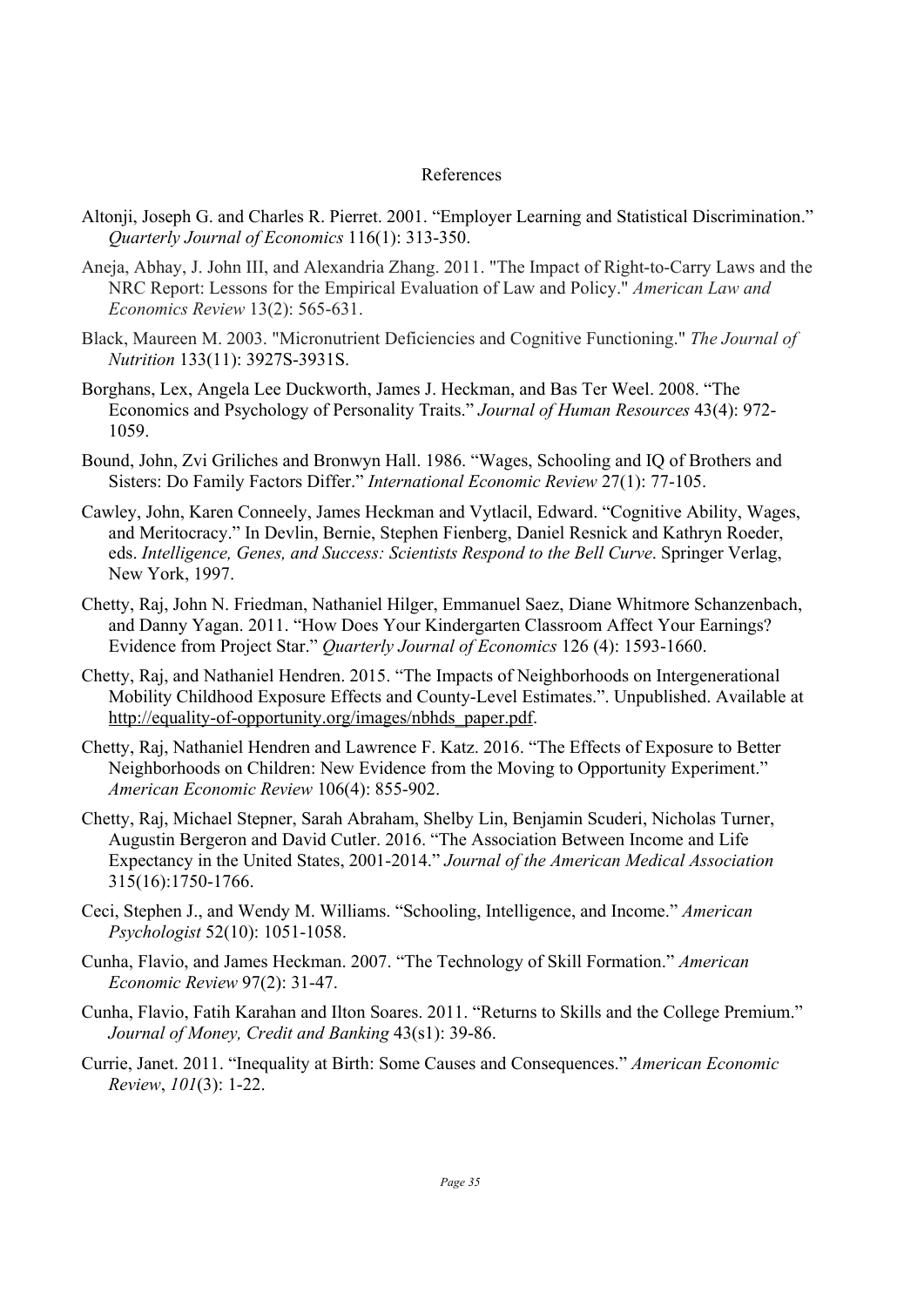# References

Altonji, Joseph G. and Charles R. Pierret. 2001. "Employer Learning and Statistical Discrimination." *Quarterly Journal of Economics* 116(1): 313-350.

Aneja, Abhay, J. John III, and Alexandria Zhang. 2011. "The Impact of Right-to-Carry Laws and the NRC Report: Lessons for the Empirical Evaluation of Law and Policy." *American Law and Economics Review* 13(2): 565-631.

Black, Maureen M. 2003. "Micronutrient Deficiencies and Cognitive Functioning." *The Journal of Nutrition* 133(11): 3927S-3931S.

Borghans, Lex, Angela Lee Duckworth, James J. Heckman, and Bas Ter Weel. 2008. "The Economics and Psychology of Personality Traits." *Journal of Human Resources* 43(4): 972-1059.

Bound, John, Zvi Griliches and Bronwyn Hall. 1986. "Wages, Schooling and IQ of Brothers and Sisters: Do Family Factors Differ." *International Economic Review* 27(1): 77-105.

Cawley, John, Karen Conneely, James Heckman and Vytlacil, Edward. "Cognitive Ability, Wages, and Meritocracy." In Devlin, Bernie, Stephen Fienberg, Daniel Resnick and Kathryn Roeder, eds. *Intelligence, Genes, and Success: Scientists Respond to the Bell Curve*. Springer Verlag, New York, 1997.

Chetty, Raj, John N. Friedman, Nathaniel Hilger, Emmanuel Saez, Diane Whitmore Schanzenbach, and Danny Yagan. 2011. "How Does Your Kindergarten Classroom Affect Your Earnings? Evidence from Project Star." *Quarterly Journal of Economics* 126 (4): 1593-1660.

Chetty, Raj, and Nathaniel Hendren. 2015. "The Impacts of Neighborhoods on Intergenerational Mobility Childhood Exposure Effects and County-Level Estimates.". Unpublished. Available at http://equality-of-opportunity.org/images/nbhds_paper.pdf.

Chetty, Raj, Nathaniel Hendren and Lawrence F. Katz. 2016. "The Effects of Exposure to Better Neighborhoods on Children: New Evidence from the Moving to Opportunity Experiment." *American Economic Review* 106(4): 855-902.

Chetty, Raj, Michael Stepner, Sarah Abraham, Shelby Lin, Benjamin Scuderi, Nicholas Turner, Augustin Bergeron and David Cutler. 2016. "The Association Between Income and Life Expectancy in the United States, 2001-2014." *Journal of the American Medical Association* 315(16):1750-1766.

Ceci, Stephen J., and Wendy M. Williams. "Schooling, Intelligence, and Income." *American Psychologist* 52(10): 1051-1058.

Cunha, Flavio, and James Heckman. 2007. "The Technology of Skill Formation." *American Economic Review* 97(2): 31-47.

Cunha, Flavio, Fatih Karahan and Ilton Soares. 2011. "Returns to Skills and the College Premium." *Journal of Money, Credit and Banking* 43(s1): 39-86.

Currie, Janet. 2011. "Inequality at Birth: Some Causes and Consequences." *American Economic Review*, *101*(3): 1-22.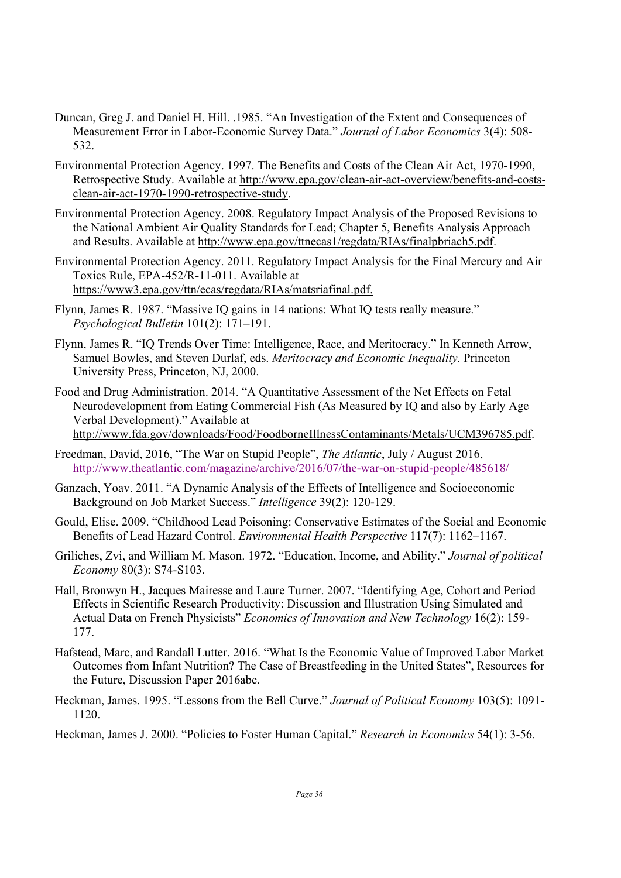Duncan, Greg J. and Daniel H. Hill. .1985. "An Investigation of the Extent and Consequences of Measurement Error in Labor-Economic Survey Data." *Journal of Labor Economics* 3(4): 508-532.

Environmental Protection Agency. 1997. The Benefits and Costs of the Clean Air Act, 1970-1990, Retrospective Study. Available at http://www.epa.gov/clean-air-act-overview/benefits-and-costs-clean-air-act-1970-1990-retrospective-study.

Environmental Protection Agency. 2008. Regulatory Impact Analysis of the Proposed Revisions to the National Ambient Air Quality Standards for Lead; Chapter 5, Benefits Analysis Approach and Results. Available at http://www.epa.gov/ttnecas1/regdata/RIAs/finalpbriach5.pdf.

Environmental Protection Agency. 2011. Regulatory Impact Analysis for the Final Mercury and Air Toxics Rule, EPA-452/R-11-011. Available at https://www3.epa.gov/ttn/ecas/regdata/RIAs/matsriafinal.pdf.

Flynn, James R. 1987. "Massive IQ gains in 14 nations: What IQ tests really measure." *Psychological Bulletin* 101(2): 171–191.

Flynn, James R. "IQ Trends Over Time: Intelligence, Race, and Meritocracy." In Kenneth Arrow, Samuel Bowles, and Steven Durlaf, eds. *Meritocracy and Economic Inequality.* Princeton University Press, Princeton, NJ, 2000.

Food and Drug Administration. 2014. "A Quantitative Assessment of the Net Effects on Fetal Neurodevelopment from Eating Commercial Fish (As Measured by IQ and also by Early Age Verbal Development)." Available at http://www.fda.gov/downloads/Food/FoodborneIllnessContaminants/Metals/UCM396785.pdf.

Freedman, David, 2016, "The War on Stupid People", *The Atlantic*, July / August 2016, http://www.theatlantic.com/magazine/archive/2016/07/the-war-on-stupid-people/485618/

Ganzach, Yoav. 2011. "A Dynamic Analysis of the Effects of Intelligence and Socioeconomic Background on Job Market Success." *Intelligence* 39(2): 120-129.

Gould, Elise. 2009. "Childhood Lead Poisoning: Conservative Estimates of the Social and Economic Benefits of Lead Hazard Control. *Environmental Health Perspective* 117(7): 1162–1167.

Griliches, Zvi, and William M. Mason. 1972. "Education, Income, and Ability." *Journal of political Economy* 80(3): S74-S103.

Hall, Bronwyn H., Jacques Mairesse and Laure Turner. 2007. "Identifying Age, Cohort and Period Effects in Scientific Research Productivity: Discussion and Illustration Using Simulated and Actual Data on French Physicists" *Economics of Innovation and New Technology* 16(2): 159-177.

Hafstead, Marc, and Randall Lutter. 2016. "What Is the Economic Value of Improved Labor Market Outcomes from Infant Nutrition? The Case of Breastfeeding in the United States", Resources for the Future, Discussion Paper 2016abc.

Heckman, James. 1995. "Lessons from the Bell Curve." *Journal of Political Economy* 103(5): 1091-1120.

Heckman, James J. 2000. "Policies to Foster Human Capital." *Research in Economics* 54(1): 3-56.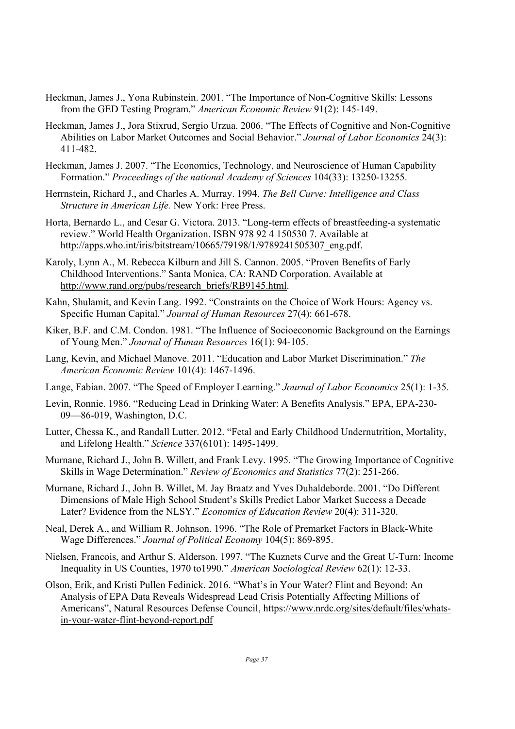Heckman, James J., Yona Rubinstein. 2001. "The Importance of Non-Cognitive Skills: Lessons from the GED Testing Program." *American Economic Review* 91(2): 145-149.

Heckman, James J., Jora Stixrud, Sergio Urzua. 2006. "The Effects of Cognitive and Non-Cognitive Abilities on Labor Market Outcomes and Social Behavior." *Journal of Labor Economics* 24(3): 411-482.

Heckman, James J. 2007. "The Economics, Technology, and Neuroscience of Human Capability Formation." *Proceedings of the national Academy of Sciences* 104(33): 13250-13255.

Herrnstein, Richard J., and Charles A. Murray. 1994. *The Bell Curve: Intelligence and Class Structure in American Life.* New York: Free Press.

Horta, Bernardo L., and Cesar G. Victora. 2013. "Long-term effects of breastfeeding-a systematic review." World Health Organization. ISBN 978 92 4 150530 7. Available at http://apps.who.int/iris/bitstream/10665/79198/1/9789241505307_eng.pdf.

Karoly, Lynn A., M. Rebecca Kilburn and Jill S. Cannon. 2005. "Proven Benefits of Early Childhood Interventions." Santa Monica, CA: RAND Corporation. Available at http://www.rand.org/pubs/research_briefs/RB9145.html.

Kahn, Shulamit, and Kevin Lang. 1992. "Constraints on the Choice of Work Hours: Agency vs. Specific Human Capital." *Journal of Human Resources* 27(4): 661-678.

Kiker, B.F. and C.M. Condon. 1981. "The Influence of Socioeconomic Background on the Earnings of Young Men." *Journal of Human Resources* 16(1): 94-105.

Lang, Kevin, and Michael Manove. 2011. "Education and Labor Market Discrimination." *The American Economic Review* 101(4): 1467-1496.

Lange, Fabian. 2007. "The Speed of Employer Learning." *Journal of Labor Economics* 25(1): 1-35.

Levin, Ronnie. 1986. "Reducing Lead in Drinking Water: A Benefits Analysis." EPA, EPA-230-09—86-019, Washington, D.C.

Lutter, Chessa K., and Randall Lutter. 2012. "Fetal and Early Childhood Undernutrition, Mortality, and Lifelong Health." *Science* 337(6101): 1495-1499.

Murnane, Richard J., John B. Willett, and Frank Levy. 1995. "The Growing Importance of Cognitive Skills in Wage Determination." *Review of Economics and Statistics* 77(2): 251-266.

Murnane, Richard J., John B. Willet, M. Jay Braatz and Yves Duhaldeborde. 2001. "Do Different Dimensions of Male High School Student's Skills Predict Labor Market Success a Decade Later? Evidence from the NLSY." *Economics of Education Review* 20(4): 311-320.

Neal, Derek A., and William R. Johnson. 1996. "The Role of Premarket Factors in Black-White Wage Differences." *Journal of Political Economy* 104(5): 869-895.

Nielsen, Francois, and Arthur S. Alderson. 1997. "The Kuznets Curve and the Great U-Turn: Income Inequality in US Counties, 1970 to1990." *American Sociological Review* 62(1): 12-33.

Olson, Erik, and Kristi Pullen Fedinick. 2016. "What's in Your Water? Flint and Beyond: An Analysis of EPA Data Reveals Widespread Lead Crisis Potentially Affecting Millions of Americans", Natural Resources Defense Council, https://www.nrdc.org/sites/default/files/whats-in-your-water-flint-beyond-report.pdf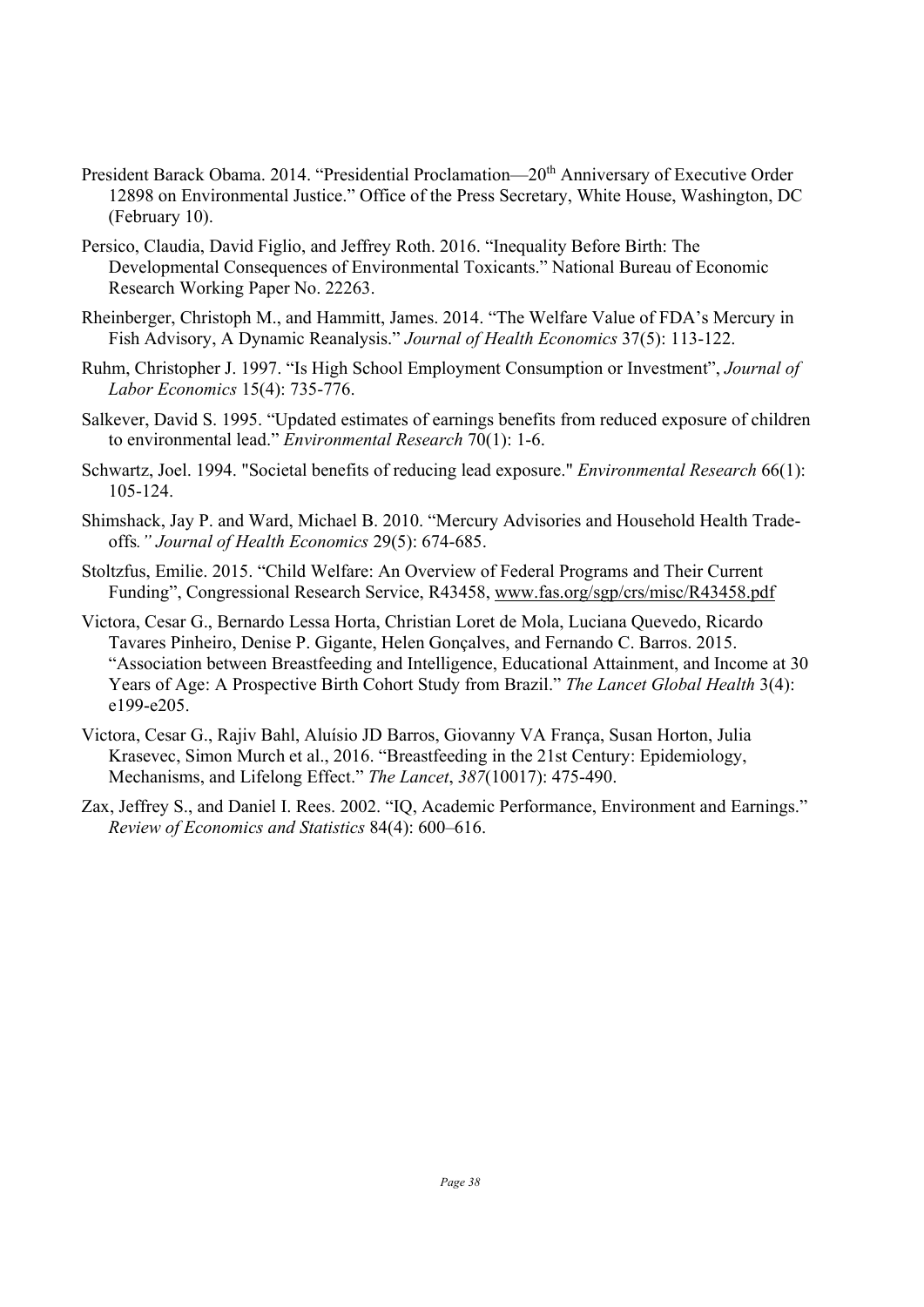President Barack Obama. 2014. "Presidential Proclamation—20th Anniversary of Executive Order 12898 on Environmental Justice." Office of the Press Secretary, White House, Washington, DC (February 10).

Persico, Claudia, David Figlio, and Jeffrey Roth. 2016. "Inequality Before Birth: The Developmental Consequences of Environmental Toxicants." National Bureau of Economic Research Working Paper No. 22263.

Rheinberger, Christoph M., and Hammitt, James. 2014. "The Welfare Value of FDA's Mercury in Fish Advisory, A Dynamic Reanalysis." *Journal of Health Economics* 37(5): 113-122.

Ruhm, Christopher J. 1997. "Is High School Employment Consumption or Investment", *Journal of Labor Economics* 15(4): 735-776.

Salkever, David S. 1995. "Updated estimates of earnings benefits from reduced exposure of children to environmental lead." *Environmental Research* 70(1): 1-6.

Schwartz, Joel. 1994. "Societal benefits of reducing lead exposure." *Environmental Research* 66(1): 105-124.

Shimshack, Jay P. and Ward, Michael B. 2010. "Mercury Advisories and Household Health Trade-offs*." Journal of Health Economics* 29(5): 674-685.

Stoltzfus, Emilie. 2015. "Child Welfare: An Overview of Federal Programs and Their Current Funding", Congressional Research Service, R43458, www.fas.org/sgp/crs/misc/R43458.pdf

Victora, Cesar G., Bernardo Lessa Horta, Christian Loret de Mola, Luciana Quevedo, Ricardo Tavares Pinheiro, Denise P. Gigante, Helen Gonçalves, and Fernando C. Barros. 2015. "Association between Breastfeeding and Intelligence, Educational Attainment, and Income at 30 Years of Age: A Prospective Birth Cohort Study from Brazil." *The Lancet Global Health* 3(4): e199-e205.

Victora, Cesar G., Rajiv Bahl, Aluísio JD Barros, Giovanny VA França, Susan Horton, Julia Krasevec, Simon Murch et al., 2016. "Breastfeeding in the 21st Century: Epidemiology, Mechanisms, and Lifelong Effect." *The Lancet*, *387*(10017): 475-490.

Zax, Jeffrey S., and Daniel I. Rees. 2002. "IQ, Academic Performance, Environment and Earnings." *Review of Economics and Statistics* 84(4): 600–616.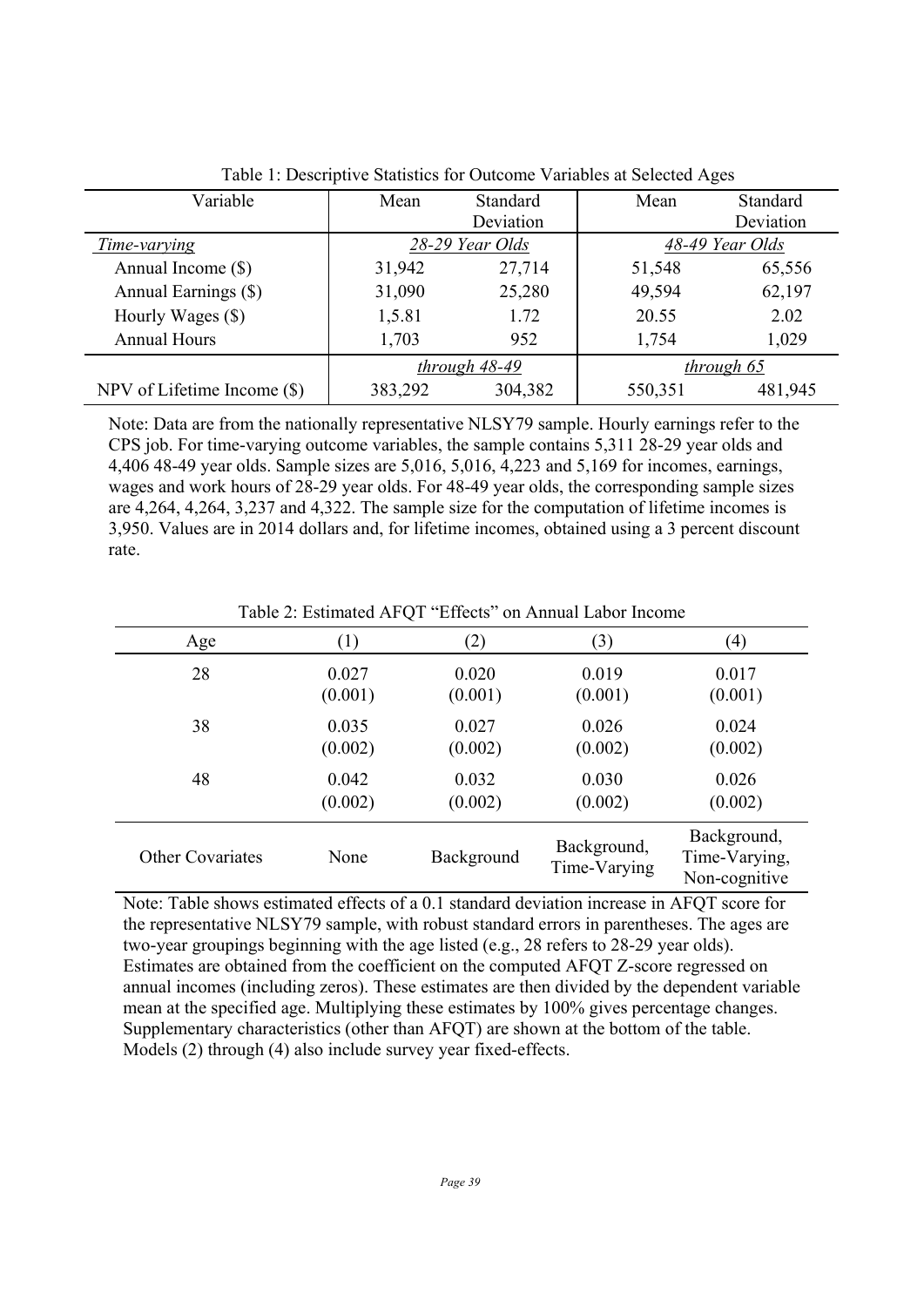Table 1: Descriptive Statistics for Outcome Variables at Selected Ages

| Variable | Mean | Standard Deviation | Mean | Standard Deviation |
|---|---|---|---|---|
| *Time-varying* | *28-29 Year Olds* | | *48-49 Year Olds* | |
| Annual Income ($) | 31,942 | 27,714 | 51,548 | 65,556 |
| Annual Earnings ($) | 31,090 | 25,280 | 49,594 | 62,197 |
| Hourly Wages ($) | 1,5.81 | 1.72 | 20.55 | 2.02 |
| Annual Hours | 1,703 | 952 | 1,754 | 1,029 |
| | *through 48-49* | | *through 65* | |
| NPV of Lifetime Income ($) | 383,292 | 304,382 | 550,351 | 481,945 |

Note: Data are from the nationally representative NLSY79 sample. Hourly earnings refer to the CPS job. For time-varying outcome variables, the sample contains 5,311 28-29 year olds and 4,406 48-49 year olds. Sample sizes are 5,016, 5,016, 4,223 and 5,169 for incomes, earnings, wages and work hours of 28-29 year olds. For 48-49 year olds, the corresponding sample sizes are 4,264, 4,264, 3,237 and 4,322. The sample size for the computation of lifetime incomes is 3,950. Values are in 2014 dollars and, for lifetime incomes, obtained using a 3 percent discount rate.

Table 2: Estimated AFQT "Effects" on Annual Labor Income

| Age | (1) | (2) | (3) | (4) |
|---|---|---|---|---|
| 28 | 0.027<br>(0.001) | 0.020<br>(0.001) | 0.019<br>(0.001) | 0.017<br>(0.001) |
| 38 | 0.035<br>(0.002) | 0.027<br>(0.002) | 0.026<br>(0.002) | 0.024<br>(0.002) |
| 48 | 0.042<br>(0.002) | 0.032<br>(0.002) | 0.030<br>(0.002) | 0.026<br>(0.002) |
| Other Covariates | None | Background | Background, Time-Varying | Background, Time-Varying, Non-cognitive |

Note: Table shows estimated effects of a 0.1 standard deviation increase in AFQT score for the representative NLSY79 sample, with robust standard errors in parentheses. The ages are two-year groupings beginning with the age listed (e.g., 28 refers to 28-29 year olds). Estimates are obtained from the coefficient on the computed AFQT Z-score regressed on annual incomes (including zeros). These estimates are then divided by the dependent variable mean at the specified age. Multiplying these estimates by 100% gives percentage changes. Supplementary characteristics (other than AFQT) are shown at the bottom of the table. Models (2) through (4) also include survey year fixed-effects.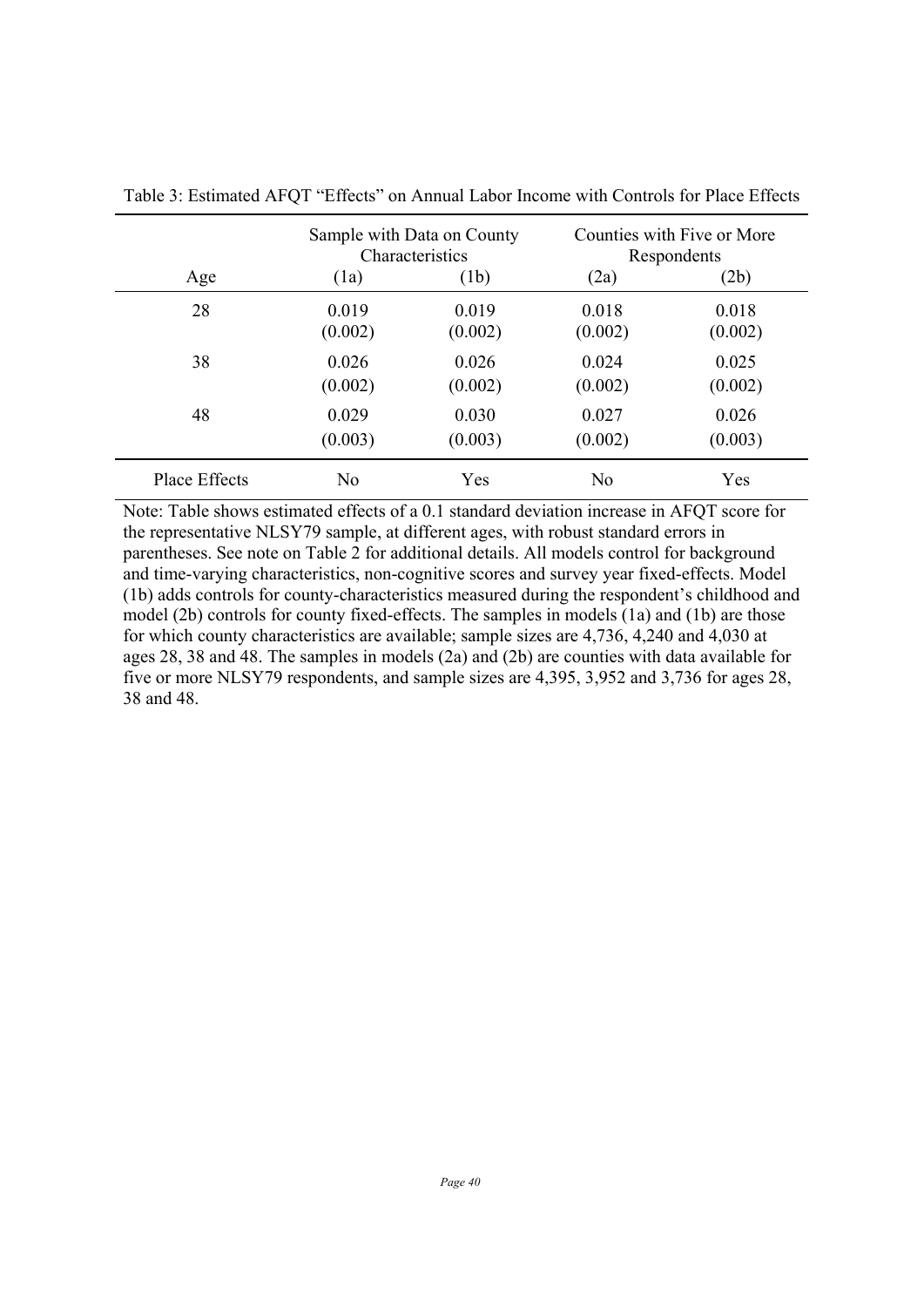Table 3: Estimated AFQT "Effects" on Annual Labor Income with Controls for Place Effects

| | Sample with Data on County Characteristics | | Counties with Five or More Respondents | |
|---|---|---|---|---|
| Age | (1a) | (1b) | (2a) | (2b) |
| 28 | 0.019 | 0.019 | 0.018 | 0.018 |
| | (0.002) | (0.002) | (0.002) | (0.002) |
| 38 | 0.026 | 0.026 | 0.024 | 0.025 |
| | (0.002) | (0.002) | (0.002) | (0.002) |
| 48 | 0.029 | 0.030 | 0.027 | 0.026 |
| | (0.003) | (0.003) | (0.002) | (0.003) |
| Place Effects | No | Yes | No | Yes |

Note: Table shows estimated effects of a 0.1 standard deviation increase in AFQT score for the representative NLSY79 sample, at different ages, with robust standard errors in parentheses. See note on Table 2 for additional details. All models control for background and time-varying characteristics, non-cognitive scores and survey year fixed-effects. Model (1b) adds controls for county-characteristics measured during the respondent's childhood and model (2b) controls for county fixed-effects. The samples in models (1a) and (1b) are those for which county characteristics are available; sample sizes are 4,736, 4,240 and 4,030 at ages 28, 38 and 48. The samples in models (2a) and (2b) are counties with data available for five or more NLSY79 respondents, and sample sizes are 4,395, 3,952 and 3,736 for ages 28, 38 and 48.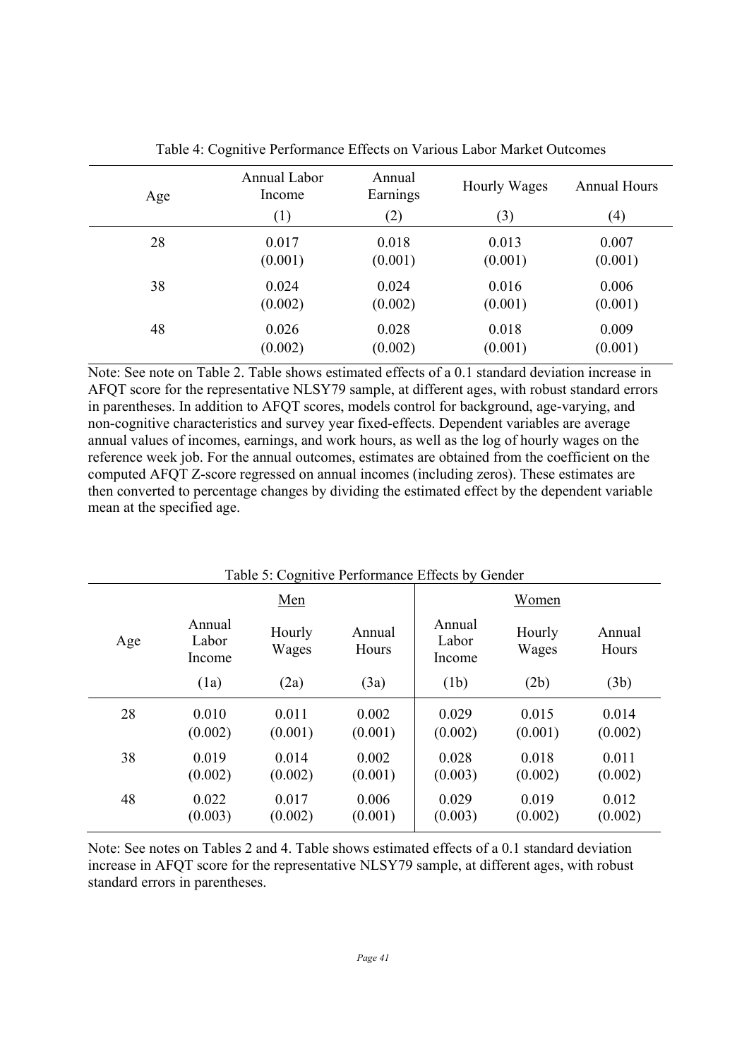Table 4: Cognitive Performance Effects on Various Labor Market Outcomes

| Age | Annual Labor Income | Annual Earnings | Hourly Wages | Annual Hours |
|---|---|---|---|---|
| | (1) | (2) | (3) | (4) |
| 28 | 0.017 | 0.018 | 0.013 | 0.007 |
| | (0.001) | (0.001) | (0.001) | (0.001) |
| 38 | 0.024 | 0.024 | 0.016 | 0.006 |
| | (0.002) | (0.002) | (0.001) | (0.001) |
| 48 | 0.026 | 0.028 | 0.018 | 0.009 |
| | (0.002) | (0.002) | (0.001) | (0.001) |

Note: See note on Table 2. Table shows estimated effects of a 0.1 standard deviation increase in AFQT score for the representative NLSY79 sample, at different ages, with robust standard errors in parentheses. In addition to AFQT scores, models control for background, age-varying, and non-cognitive characteristics and survey year fixed-effects. Dependent variables are average annual values of incomes, earnings, and work hours, as well as the log of hourly wages on the reference week job. For the annual outcomes, estimates are obtained from the coefficient on the computed AFQT Z-score regressed on annual incomes (including zeros). These estimates are then converted to percentage changes by dividing the estimated effect by the dependent variable mean at the specified age.

Table 5: Cognitive Performance Effects by Gender

| | Men | | | Women | | |
|---|---|---|---|---|---|---|
| Age | Annual Labor Income | Hourly Wages | Annual Hours | Annual Labor Income | Hourly Wages | Annual Hours |
| | (1a) | (2a) | (3a) | (1b) | (2b) | (3b) |
| 28 | 0.010 | 0.011 | 0.002 | 0.029 | 0.015 | 0.014 |
| | (0.002) | (0.001) | (0.001) | (0.002) | (0.001) | (0.002) |
| 38 | 0.019 | 0.014 | 0.002 | 0.028 | 0.018 | 0.011 |
| | (0.002) | (0.002) | (0.001) | (0.003) | (0.002) | (0.002) |
| 48 | 0.022 | 0.017 | 0.006 | 0.029 | 0.019 | 0.012 |
| | (0.003) | (0.002) | (0.001) | (0.003) | (0.002) | (0.002) |

Note: See notes on Tables 2 and 4. Table shows estimated effects of a 0.1 standard deviation increase in AFQT score for the representative NLSY79 sample, at different ages, with robust standard errors in parentheses.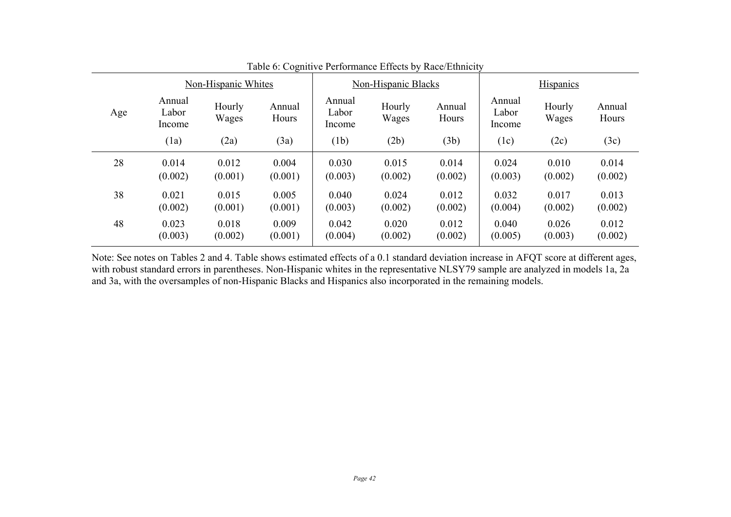Table 6: Cognitive Performance Effects by Race/Ethnicity

| Age | Non-Hispanic Whites | | | Non-Hispanic Blacks | | | Hispanics | | |
|---|---|---|---|---|---|---|---|---|---|
| | Annual Labor Income | Hourly Wages | Annual Hours | Annual Labor Income | Hourly Wages | Annual Hours | Annual Labor Income | Hourly Wages | Annual Hours |
| | (1a) | (2a) | (3a) | (1b) | (2b) | (3b) | (1c) | (2c) | (3c) |
| 28 | 0.014 | 0.012 | 0.004 | 0.030 | 0.015 | 0.014 | 0.024 | 0.010 | 0.014 |
| | (0.002) | (0.001) | (0.001) | (0.003) | (0.002) | (0.002) | (0.003) | (0.002) | (0.002) |
| 38 | 0.021 | 0.015 | 0.005 | 0.040 | 0.024 | 0.012 | 0.032 | 0.017 | 0.013 |
| | (0.002) | (0.001) | (0.001) | (0.003) | (0.002) | (0.002) | (0.004) | (0.002) | (0.002) |
| 48 | 0.023 | 0.018 | 0.009 | 0.042 | 0.020 | 0.012 | 0.040 | 0.026 | 0.012 |
| | (0.003) | (0.002) | (0.001) | (0.004) | (0.002) | (0.002) | (0.005) | (0.003) | (0.002) |

Note: See notes on Tables 2 and 4. Table shows estimated effects of a 0.1 standard deviation increase in AFQT score at different ages, with robust standard errors in parentheses. Non-Hispanic whites in the representative NLSY79 sample are analyzed in models 1a, 2a and 3a, with the oversamples of non-Hispanic Blacks and Hispanics also incorporated in the remaining models.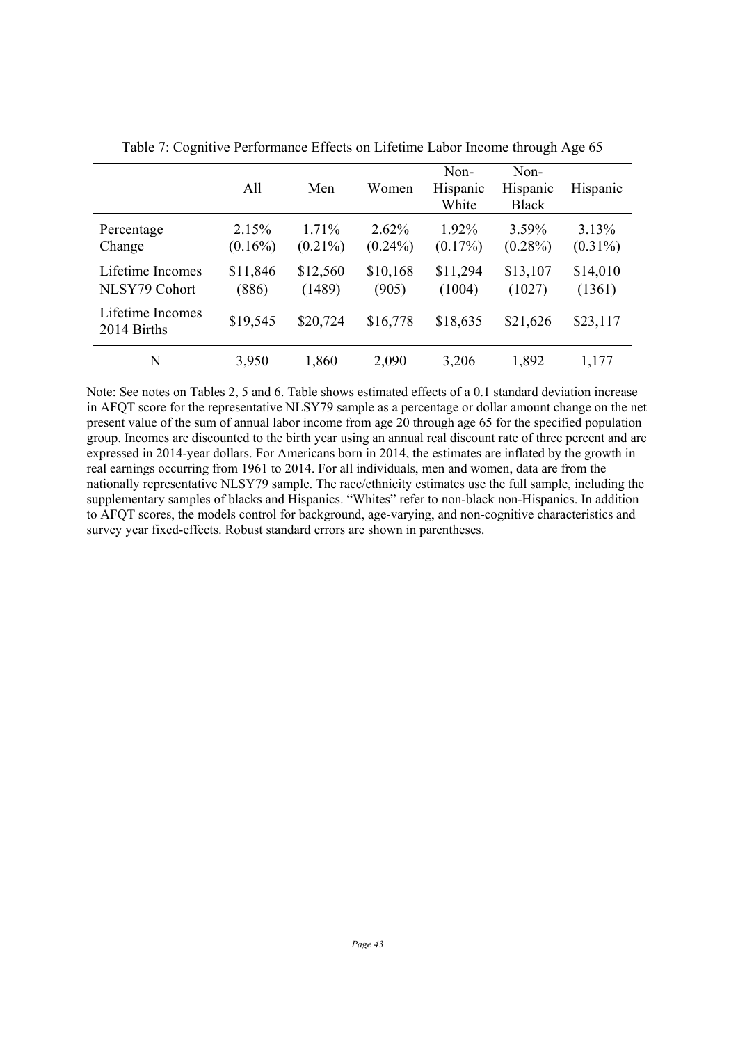Table 7: Cognitive Performance Effects on Lifetime Labor Income through Age 65

| | All | Men | Women | Non-Hispanic White | Non-Hispanic Black | Hispanic |
|---|---|---|---|---|---|---|
| Percentage Change | 2.15% (0.16%) | 1.71% (0.21%) | 2.62% (0.24%) | 1.92% (0.17%) | 3.59% (0.28%) | 3.13% (0.31%) |
| Lifetime Incomes NLSY79 Cohort | $11,846 (886) | $12,560 (1489) | $10,168 (905) | $11,294 (1004) | $13,107 (1027) | $14,010 (1361) |
| Lifetime Incomes 2014 Births | $19,545 | $20,724 | $16,778 | $18,635 | $21,626 | $23,117 |
| N | 3,950 | 1,860 | 2,090 | 3,206 | 1,892 | 1,177 |

Note: See notes on Tables 2, 5 and 6. Table shows estimated effects of a 0.1 standard deviation increase in AFQT score for the representative NLSY79 sample as a percentage or dollar amount change on the net present value of the sum of annual labor income from age 20 through age 65 for the specified population group. Incomes are discounted to the birth year using an annual real discount rate of three percent and are expressed in 2014-year dollars. For Americans born in 2014, the estimates are inflated by the growth in real earnings occurring from 1961 to 2014. For all individuals, men and women, data are from the nationally representative NLSY79 sample. The race/ethnicity estimates use the full sample, including the supplementary samples of blacks and Hispanics. "Whites" refer to non-black non-Hispanics. In addition to AFQT scores, the models control for background, age-varying, and non-cognitive characteristics and survey year fixed-effects. Robust standard errors are shown in parentheses.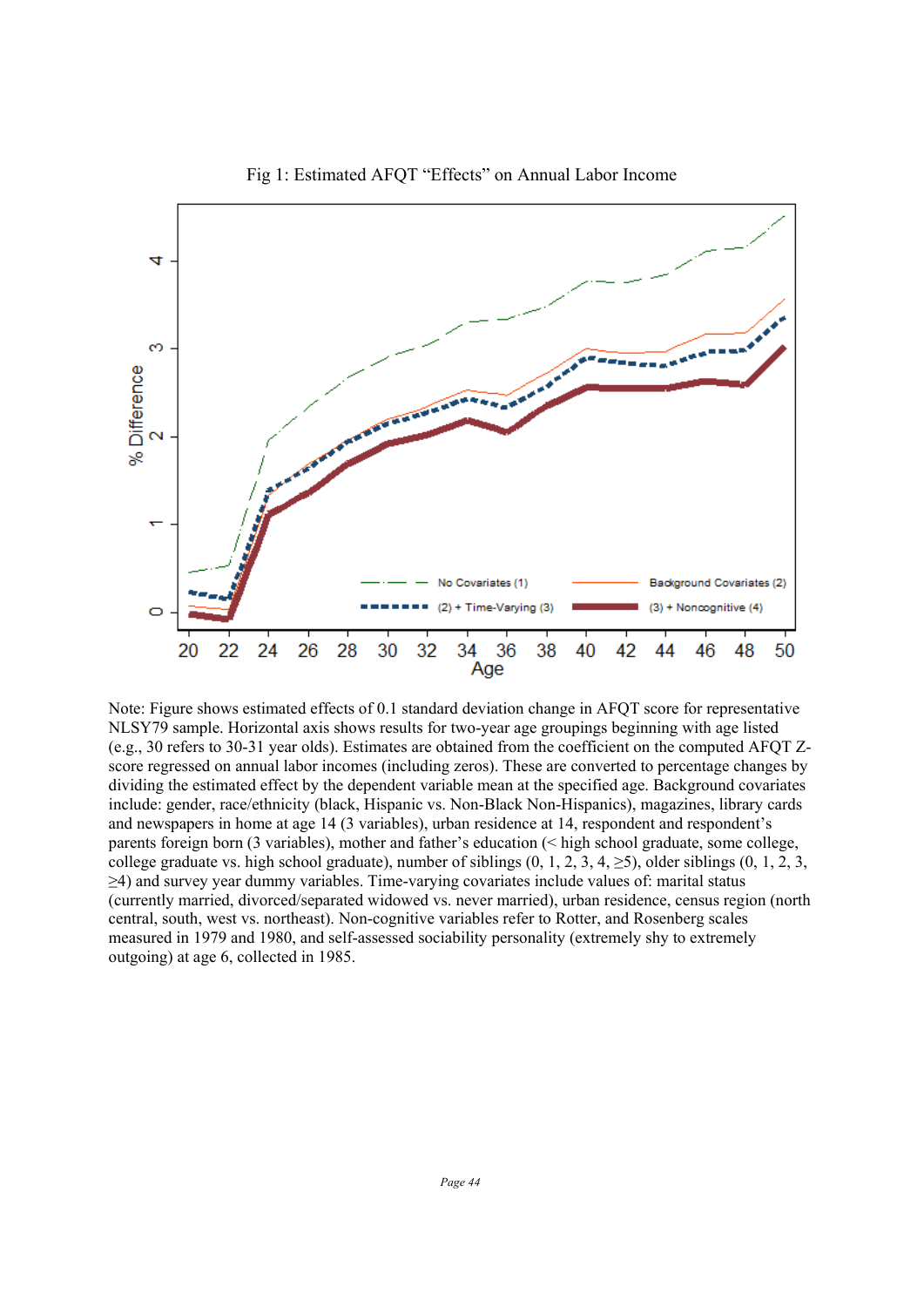Fig 1: Estimated AFQT "Effects" on Annual Labor Income

Note: Figure shows estimated effects of 0.1 standard deviation change in AFQT score for representative NLSY79 sample. Horizontal axis shows results for two-year age groupings beginning with age listed (e.g., 30 refers to 30-31 year olds). Estimates are obtained from the coefficient on the computed AFQT Z-score regressed on annual labor incomes (including zeros). These are converted to percentage changes by dividing the estimated effect by the dependent variable mean at the specified age. Background covariates include: gender, race/ethnicity (black, Hispanic vs. Non-Black Non-Hispanics), magazines, library cards and newspapers in home at age 14 (3 variables), urban residence at 14, respondent and respondent's parents foreign born (3 variables), mother and father's education (< high school graduate, some college, college graduate vs. high school graduate), number of siblings (0, 1, 2, 3, 4, ≥5), older siblings (0, 1, 2, 3, ≥4) and survey year dummy variables. Time-varying covariates include values of: marital status (currently married, divorced/separated widowed vs. never married), urban residence, census region (north central, south, west vs. northeast). Non-cognitive variables refer to Rotter, and Rosenberg scales measured in 1979 and 1980, and self-assessed sociability personality (extremely shy to extremely outgoing) at age 6, collected in 1985.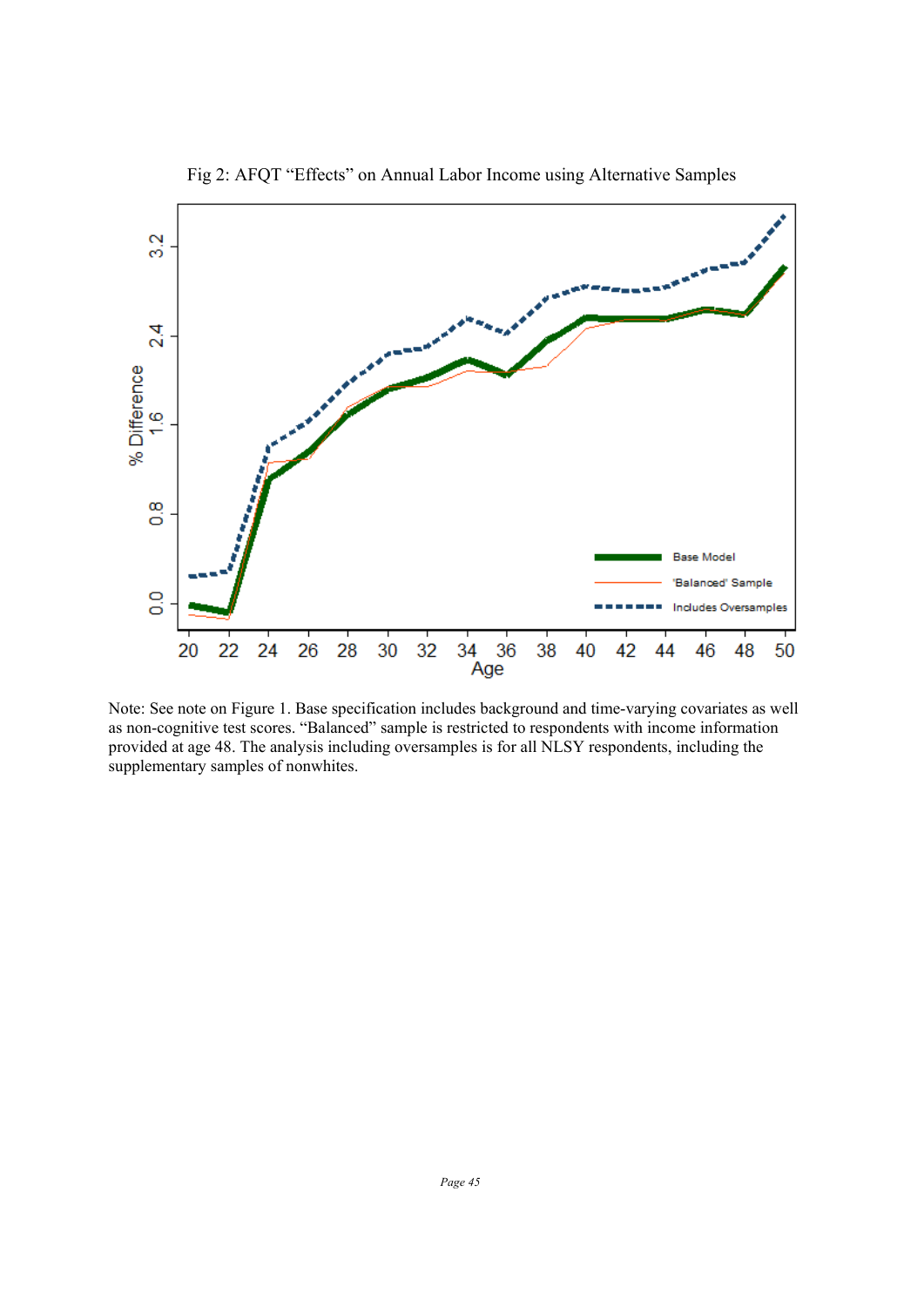Fig 2: AFQT "Effects" on Annual Labor Income using Alternative Samples

Note: See note on Figure 1. Base specification includes background and time-varying covariates as well as non-cognitive test scores. "Balanced" sample is restricted to respondents with income information provided at age 48. The analysis including oversamples is for all NLSY respondents, including the supplementary samples of nonwhites.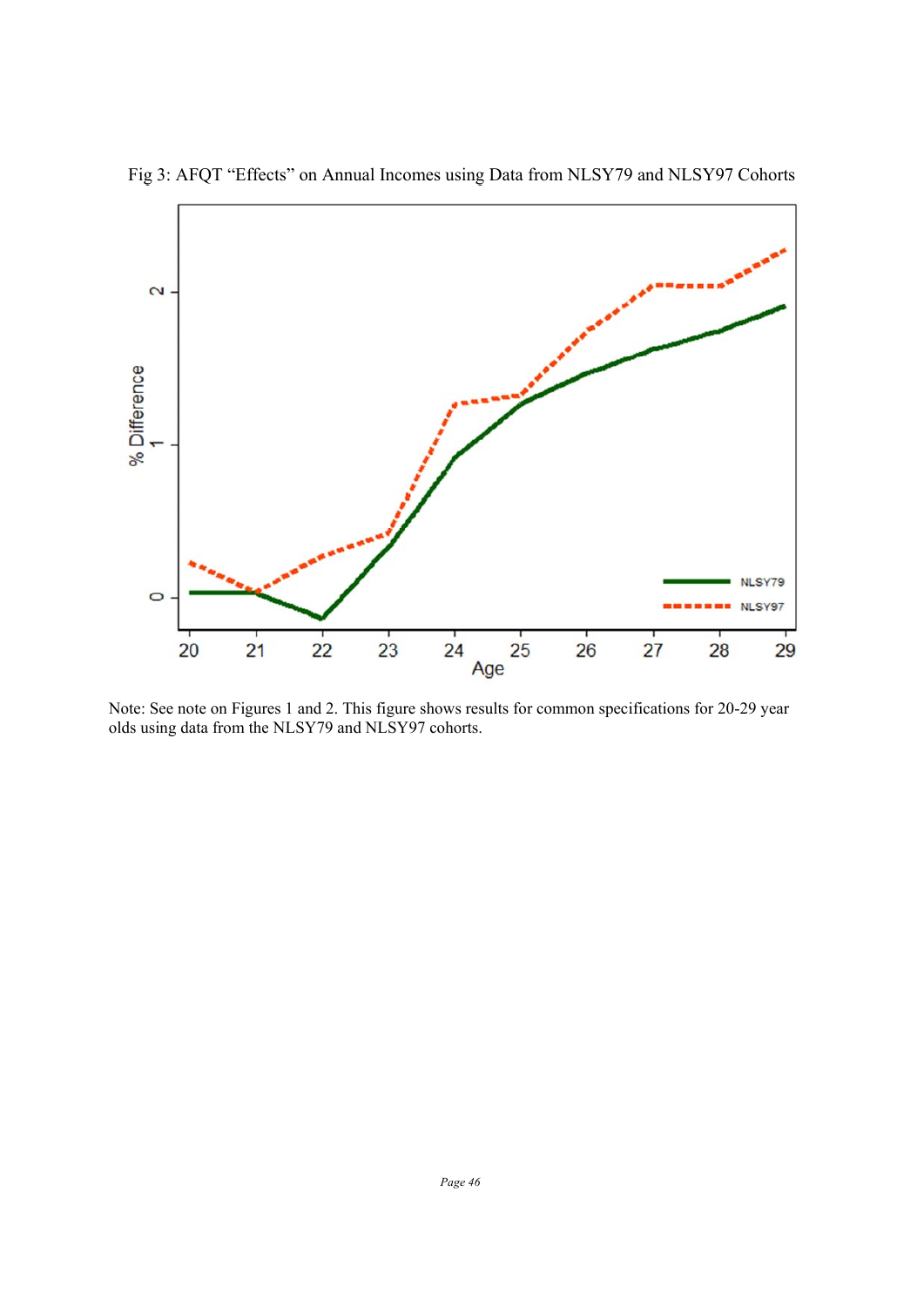Fig 3: AFQT "Effects" on Annual Incomes using Data from NLSY79 and NLSY97 Cohorts

Note: See note on Figures 1 and 2. This figure shows results for common specifications for 20-29 year olds using data from the NLSY79 and NLSY97 cohorts.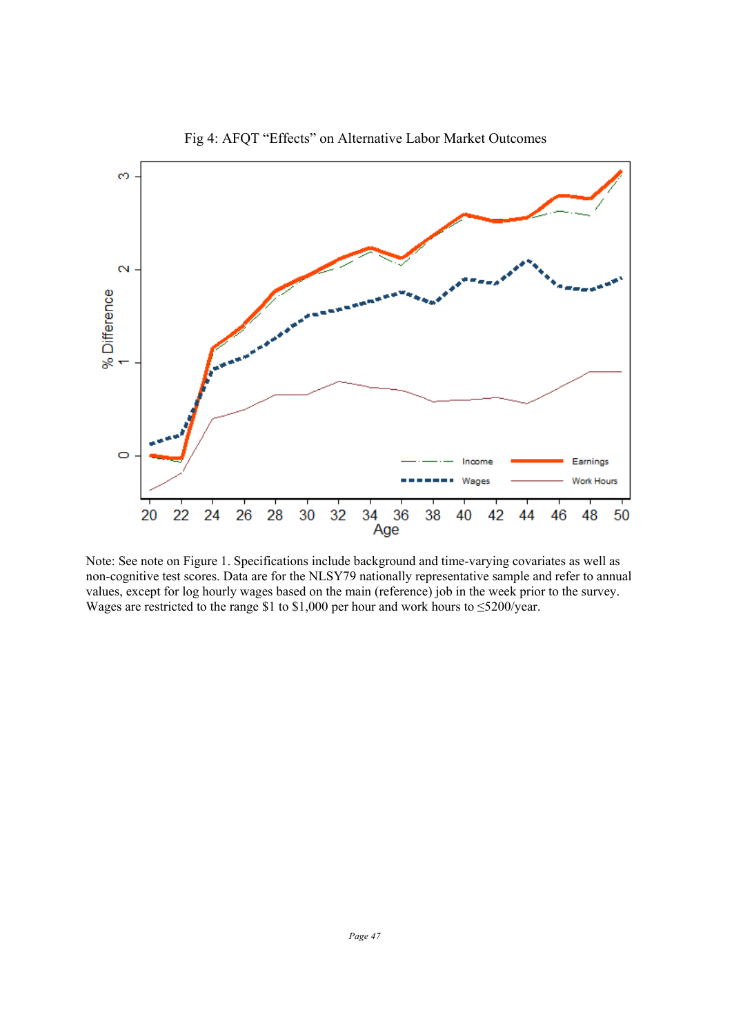Fig 4: AFQT "Effects" on Alternative Labor Market Outcomes

Note: See note on Figure 1. Specifications include background and time-varying covariates as well as non-cognitive test scores. Data are for the NLSY79 nationally representative sample and refer to annual values, except for log hourly wages based on the main (reference) job in the week prior to the survey. Wages are restricted to the range $1 to $1,000 per hour and work hours to ≤5200/year.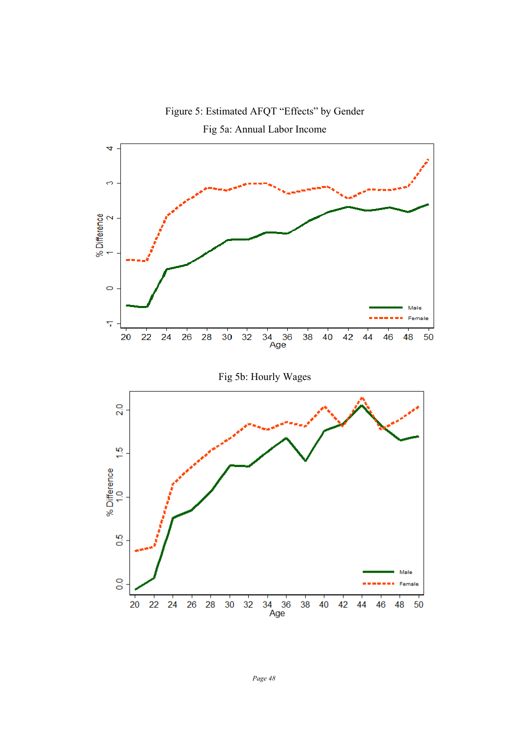Figure 5: Estimated AFQT "Effects" by Gender

Fig 5a: Annual Labor Income

Fig 5b: Hourly Wages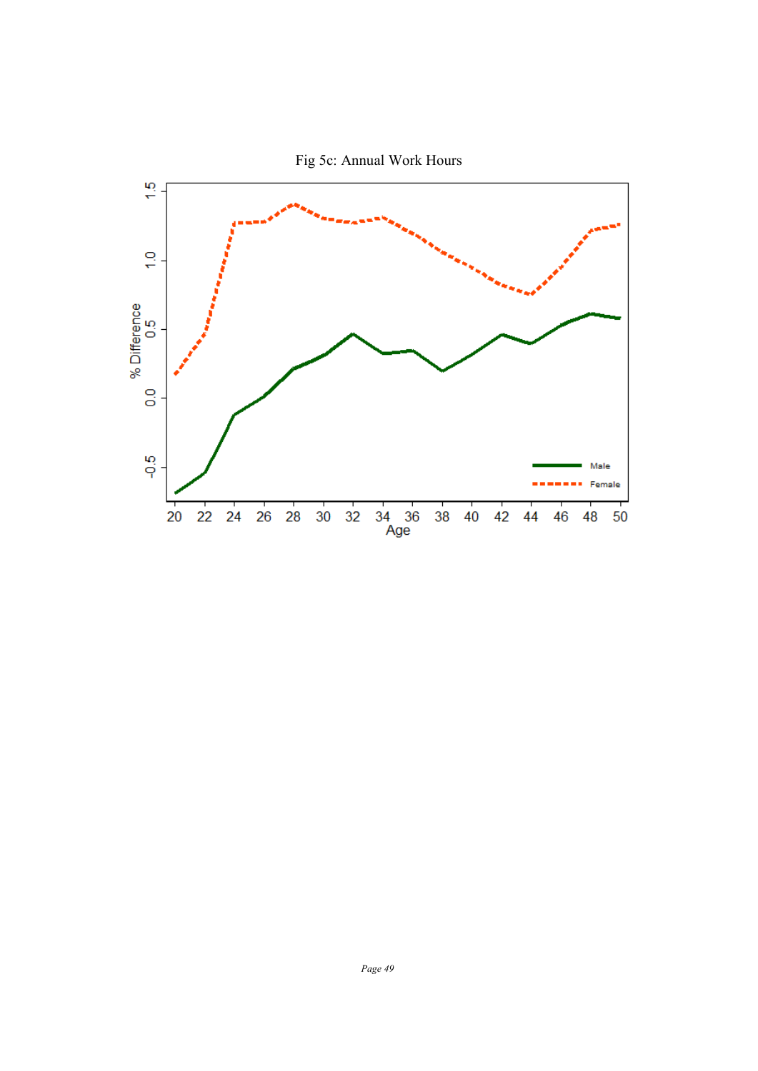Fig 5c: Annual Work Hours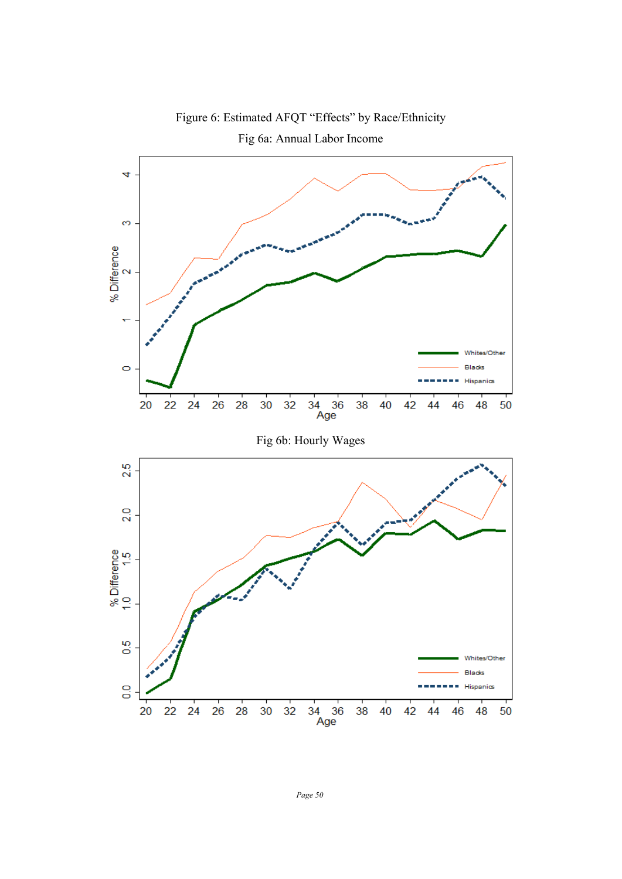Figure 6: Estimated AFQT "Effects" by Race/Ethnicity

Fig 6a: Annual Labor Income

Fig 6b: Hourly Wages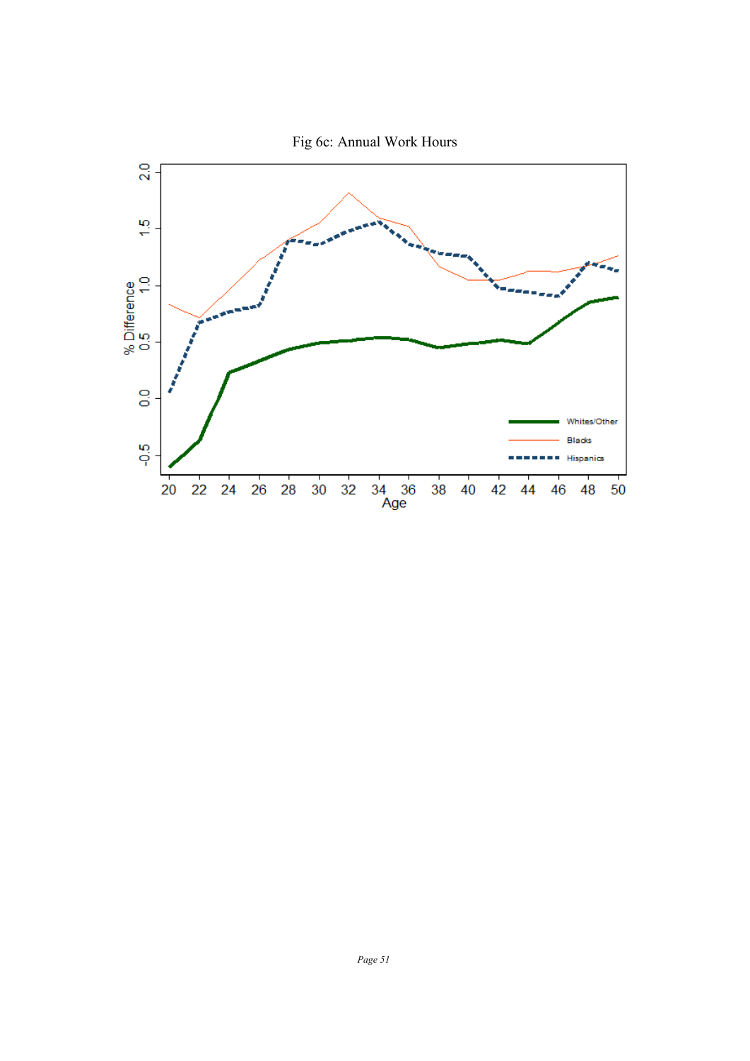Fig 6c: Annual Work Hours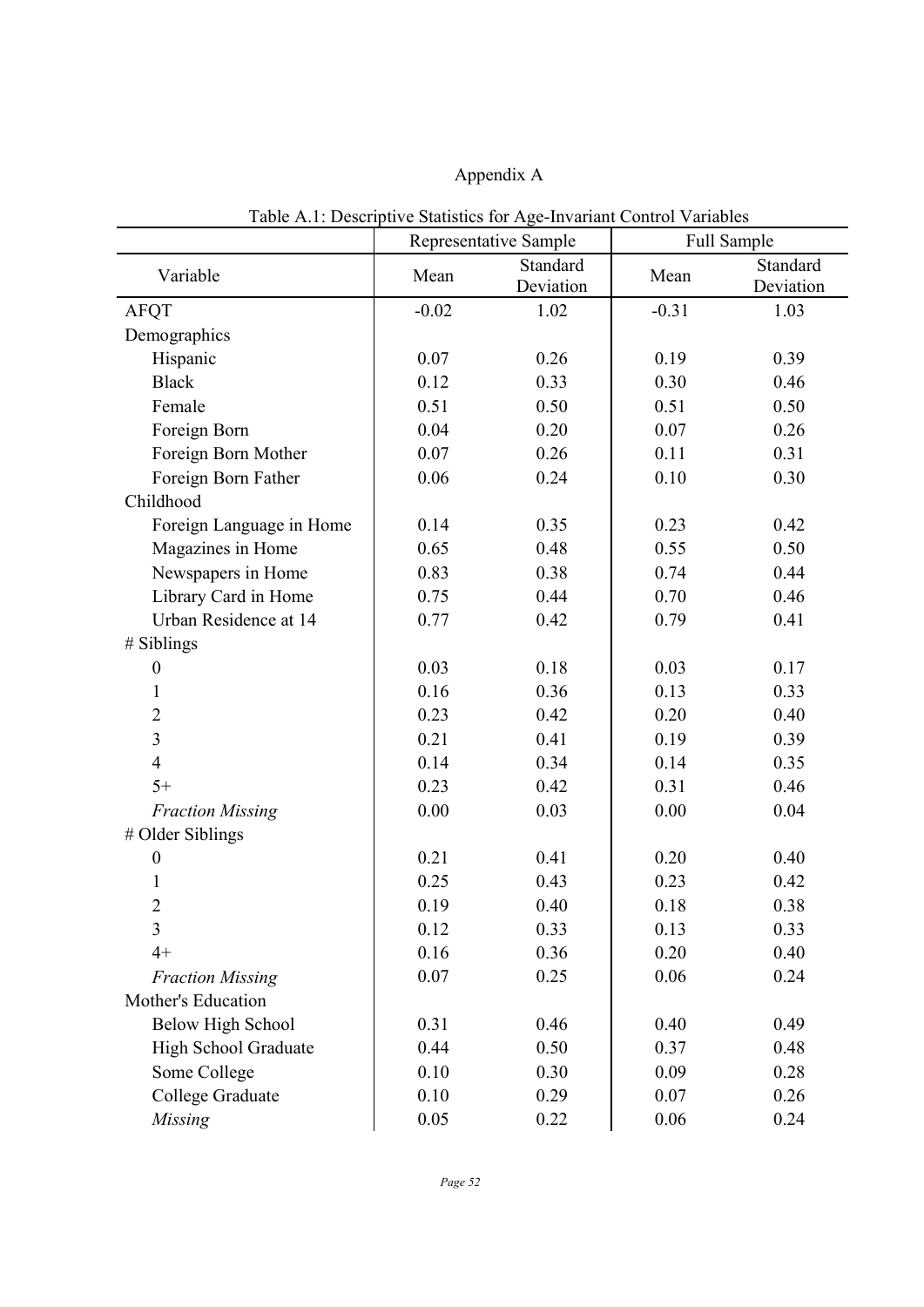# Appendix A

Table A.1: Descriptive Statistics for Age-Invariant Control Variables

| Variable | Representative Sample | | Full Sample | |
|---|---|---|---|---|
| | Mean | Standard Deviation | Mean | Standard Deviation |
| AFQT | -0.02 | 1.02 | -0.31 | 1.03 |
| Demographics | | | | |
| Hispanic | 0.07 | 0.26 | 0.19 | 0.39 |
| Black | 0.12 | 0.33 | 0.30 | 0.46 |
| Female | 0.51 | 0.50 | 0.51 | 0.50 |
| Foreign Born | 0.04 | 0.20 | 0.07 | 0.26 |
| Foreign Born Mother | 0.07 | 0.26 | 0.11 | 0.31 |
| Foreign Born Father | 0.06 | 0.24 | 0.10 | 0.30 |
| Childhood | | | | |
| Foreign Language in Home | 0.14 | 0.35 | 0.23 | 0.42 |
| Magazines in Home | 0.65 | 0.48 | 0.55 | 0.50 |
| Newspapers in Home | 0.83 | 0.38 | 0.74 | 0.44 |
| Library Card in Home | 0.75 | 0.44 | 0.70 | 0.46 |
| Urban Residence at 14 | 0.77 | 0.42 | 0.79 | 0.41 |
| # Siblings | | | | |
| 0 | 0.03 | 0.18 | 0.03 | 0.17 |
| 1 | 0.16 | 0.36 | 0.13 | 0.33 |
| 2 | 0.23 | 0.42 | 0.20 | 0.40 |
| 3 | 0.21 | 0.41 | 0.19 | 0.39 |
| 4 | 0.14 | 0.34 | 0.14 | 0.35 |
| 5+ | 0.23 | 0.42 | 0.31 | 0.46 |
| *Fraction Missing* | 0.00 | 0.03 | 0.00 | 0.04 |
| # Older Siblings | | | | |
| 0 | 0.21 | 0.41 | 0.20 | 0.40 |
| 1 | 0.25 | 0.43 | 0.23 | 0.42 |
| 2 | 0.19 | 0.40 | 0.18 | 0.38 |
| 3 | 0.12 | 0.33 | 0.13 | 0.33 |
| 4+ | 0.16 | 0.36 | 0.20 | 0.40 |
| *Fraction Missing* | 0.07 | 0.25 | 0.06 | 0.24 |
| Mother's Education | | | | |
| Below High School | 0.31 | 0.46 | 0.40 | 0.49 |
| High School Graduate | 0.44 | 0.50 | 0.37 | 0.48 |
| Some College | 0.10 | 0.30 | 0.09 | 0.28 |
| College Graduate | 0.10 | 0.29 | 0.07 | 0.26 |
| *Missing* | 0.05 | 0.22 | 0.06 | 0.24 |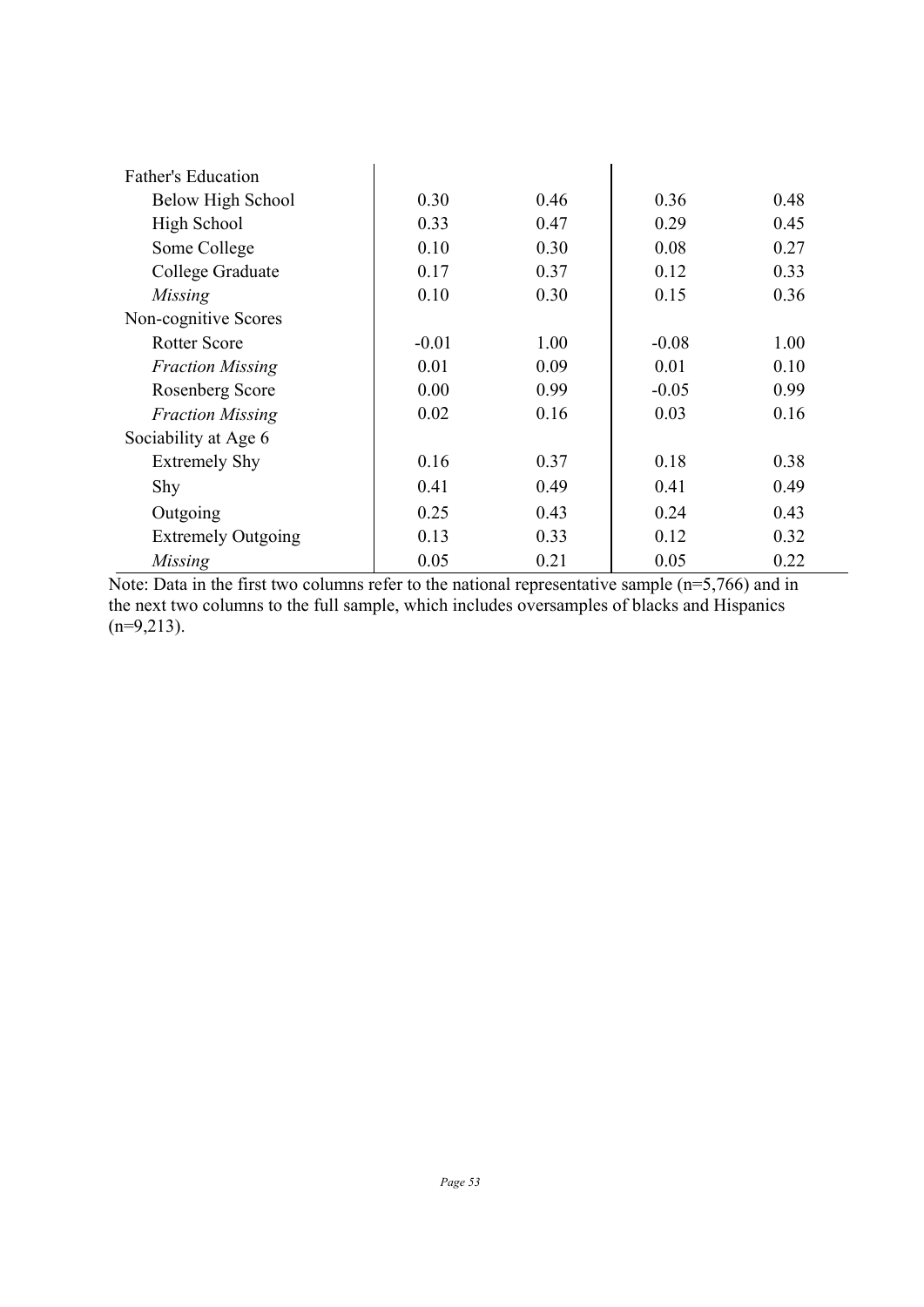| | | | | |
|---|---|---|---|---|
| Father's Education | | | | |
| Below High School | 0.30 | 0.46 | 0.36 | 0.48 |
| High School | 0.33 | 0.47 | 0.29 | 0.45 |
| Some College | 0.10 | 0.30 | 0.08 | 0.27 |
| College Graduate | 0.17 | 0.37 | 0.12 | 0.33 |
| *Missing* | 0.10 | 0.30 | 0.15 | 0.36 |
| Non-cognitive Scores | | | | |
| Rotter Score | -0.01 | 1.00 | -0.08 | 1.00 |
| *Fraction Missing* | 0.01 | 0.09 | 0.01 | 0.10 |
| Rosenberg Score | 0.00 | 0.99 | -0.05 | 0.99 |
| *Fraction Missing* | 0.02 | 0.16 | 0.03 | 0.16 |
| Sociability at Age 6 | | | | |
| Extremely Shy | 0.16 | 0.37 | 0.18 | 0.38 |
| Shy | 0.41 | 0.49 | 0.41 | 0.49 |
| Outgoing | 0.25 | 0.43 | 0.24 | 0.43 |
| Extremely Outgoing | 0.13 | 0.33 | 0.12 | 0.32 |
| *Missing* | 0.05 | 0.21 | 0.05 | 0.22 |

Note: Data in the first two columns refer to the national representative sample (n=5,766) and in the next two columns to the full sample, which includes oversamples of blacks and Hispanics (n=9,213).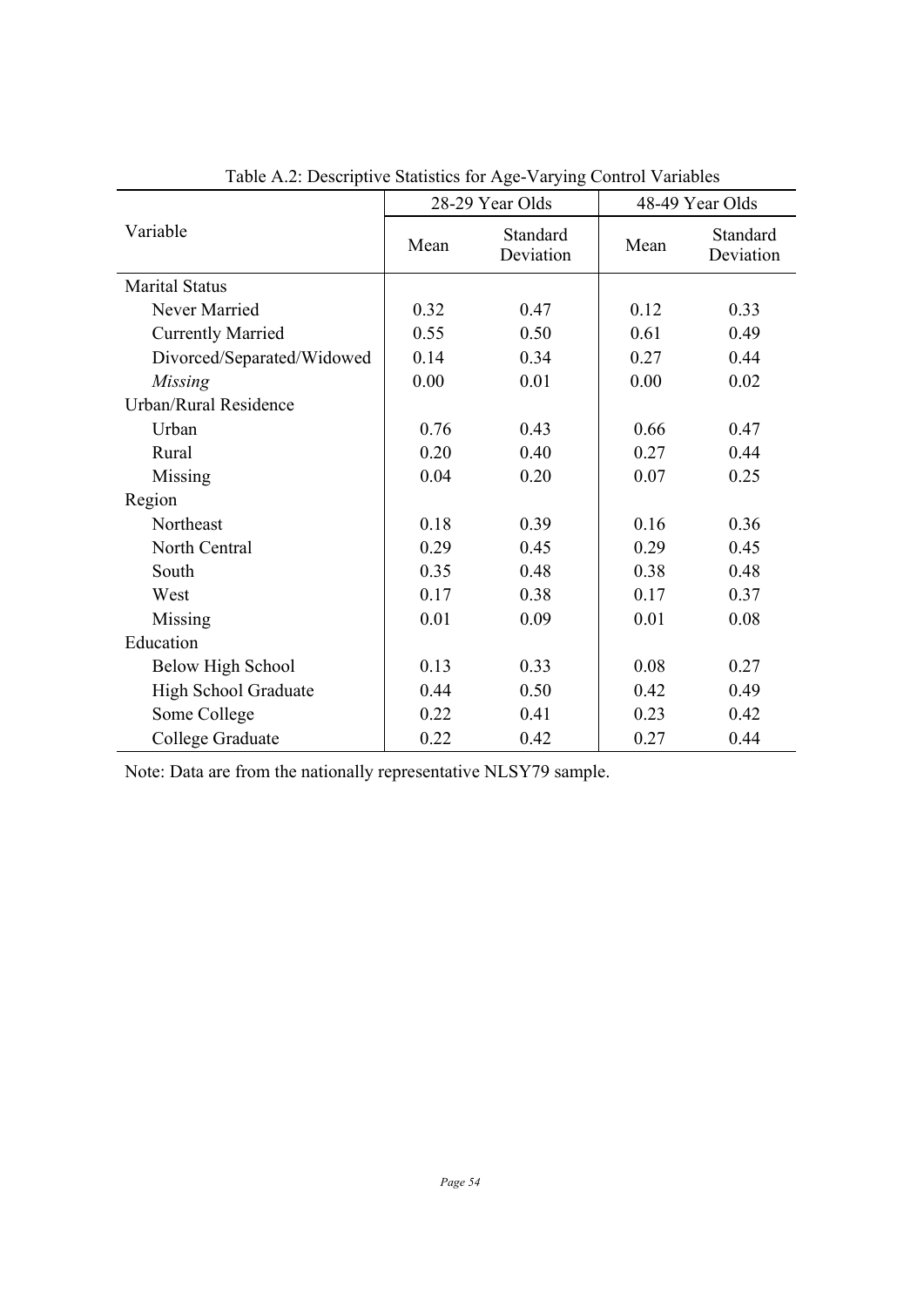Table A.2: Descriptive Statistics for Age-Varying Control Variables

| Variable | 28-29 Year Olds | | 48-49 Year Olds | |
|---|---|---|---|---|
| | Mean | Standard Deviation | Mean | Standard Deviation |
| Marital Status | | | | |
| Never Married | 0.32 | 0.47 | 0.12 | 0.33 |
| Currently Married | 0.55 | 0.50 | 0.61 | 0.49 |
| Divorced/Separated/Widowed | 0.14 | 0.34 | 0.27 | 0.44 |
| *Missing* | 0.00 | 0.01 | 0.00 | 0.02 |
| Urban/Rural Residence | | | | |
| Urban | 0.76 | 0.43 | 0.66 | 0.47 |
| Rural | 0.20 | 0.40 | 0.27 | 0.44 |
| Missing | 0.04 | 0.20 | 0.07 | 0.25 |
| Region | | | | |
| Northeast | 0.18 | 0.39 | 0.16 | 0.36 |
| North Central | 0.29 | 0.45 | 0.29 | 0.45 |
| South | 0.35 | 0.48 | 0.38 | 0.48 |
| West | 0.17 | 0.38 | 0.17 | 0.37 |
| Missing | 0.01 | 0.09 | 0.01 | 0.08 |
| Education | | | | |
| Below High School | 0.13 | 0.33 | 0.08 | 0.27 |
| High School Graduate | 0.44 | 0.50 | 0.42 | 0.49 |
| Some College | 0.22 | 0.41 | 0.23 | 0.42 |
| College Graduate | 0.22 | 0.42 | 0.27 | 0.44 |

Note: Data are from the nationally representative NLSY79 sample.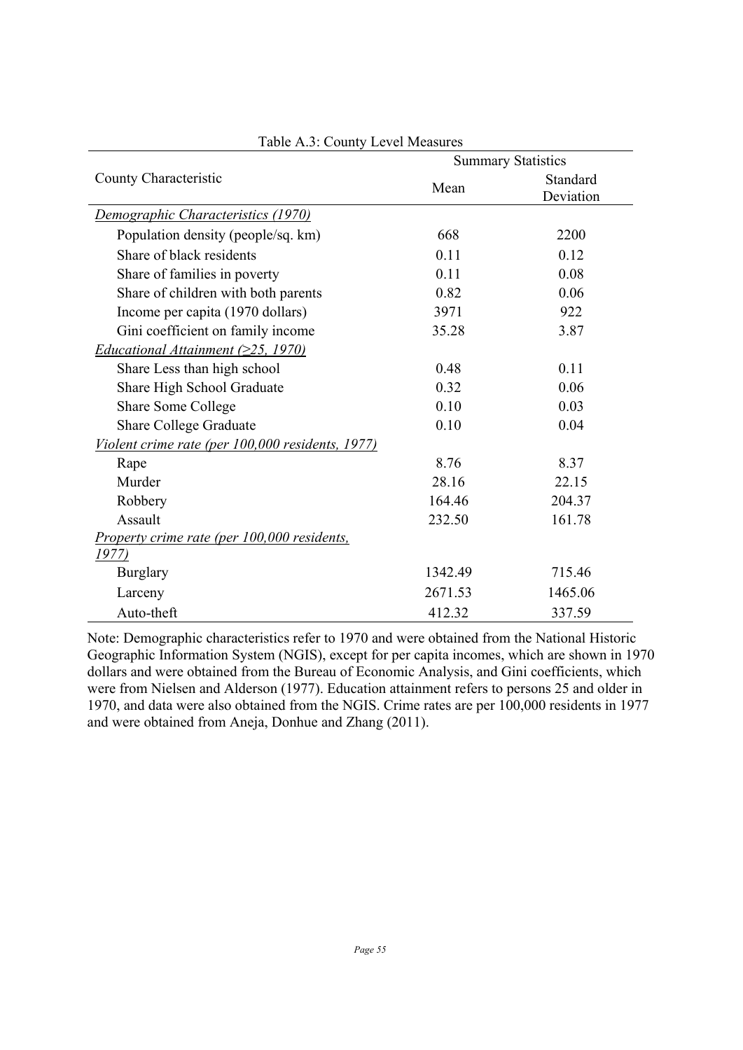Table A.3: County Level Measures

| County Characteristic | Summary Statistics | |
|---|---|---|
| | Mean | Standard Deviation |
| *Demographic Characteristics (1970)* | | |
| Population density (people/sq. km) | 668 | 2200 |
| Share of black residents | 0.11 | 0.12 |
| Share of families in poverty | 0.11 | 0.08 |
| Share of children with both parents | 0.82 | 0.06 |
| Income per capita (1970 dollars) | 3971 | 922 |
| Gini coefficient on family income | 35.28 | 3.87 |
| *Educational Attainment (≥25, 1970)* | | |
| Share Less than high school | 0.48 | 0.11 |
| Share High School Graduate | 0.32 | 0.06 |
| Share Some College | 0.10 | 0.03 |
| Share College Graduate | 0.10 | 0.04 |
| *Violent crime rate (per 100,000 residents, 1977)* | | |
| Rape | 8.76 | 8.37 |
| Murder | 28.16 | 22.15 |
| Robbery | 164.46 | 204.37 |
| Assault | 232.50 | 161.78 |
| *Property crime rate (per 100,000 residents, 1977)* | | |
| Burglary | 1342.49 | 715.46 |
| Larceny | 2671.53 | 1465.06 |
| Auto-theft | 412.32 | 337.59 |

Note: Demographic characteristics refer to 1970 and were obtained from the National Historic Geographic Information System (NGIS), except for per capita incomes, which are shown in 1970 dollars and were obtained from the Bureau of Economic Analysis, and Gini coefficients, which were from Nielsen and Alderson (1977). Education attainment refers to persons 25 and older in 1970, and data were also obtained from the NGIS. Crime rates are per 100,000 residents in 1977 and were obtained from Aneja, Donhue and Zhang (2011).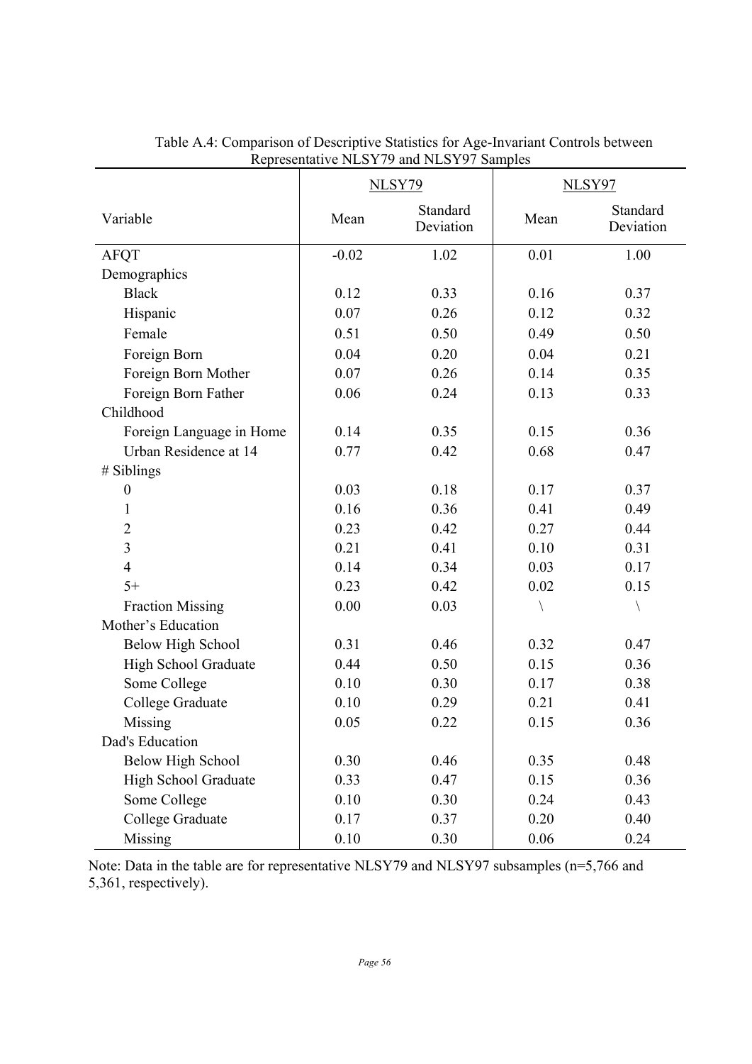Table A.4: Comparison of Descriptive Statistics for Age-Invariant Controls between Representative NLSY79 and NLSY97 Samples

| Variable | NLSY79 | | NLSY97 | |
|---|---|---|---|---|
| | Mean | Standard Deviation | Mean | Standard Deviation |
| AFQT | -0.02 | 1.02 | 0.01 | 1.00 |
| Demographics | | | | |
| Black | 0.12 | 0.33 | 0.16 | 0.37 |
| Hispanic | 0.07 | 0.26 | 0.12 | 0.32 |
| Female | 0.51 | 0.50 | 0.49 | 0.50 |
| Foreign Born | 0.04 | 0.20 | 0.04 | 0.21 |
| Foreign Born Mother | 0.07 | 0.26 | 0.14 | 0.35 |
| Foreign Born Father | 0.06 | 0.24 | 0.13 | 0.33 |
| Childhood | | | | |
| Foreign Language in Home | 0.14 | 0.35 | 0.15 | 0.36 |
| Urban Residence at 14 | 0.77 | 0.42 | 0.68 | 0.47 |
| # Siblings | | | | |
| 0 | 0.03 | 0.18 | 0.17 | 0.37 |
| 1 | 0.16 | 0.36 | 0.41 | 0.49 |
| 2 | 0.23 | 0.42 | 0.27 | 0.44 |
| 3 | 0.21 | 0.41 | 0.10 | 0.31 |
| 4 | 0.14 | 0.34 | 0.03 | 0.17 |
| 5+ | 0.23 | 0.42 | 0.02 | 0.15 |
| Fraction Missing | 0.00 | 0.03 | \ | \ |
| Mother's Education | | | | |
| Below High School | 0.31 | 0.46 | 0.32 | 0.47 |
| High School Graduate | 0.44 | 0.50 | 0.15 | 0.36 |
| Some College | 0.10 | 0.30 | 0.17 | 0.38 |
| College Graduate | 0.10 | 0.29 | 0.21 | 0.41 |
| Missing | 0.05 | 0.22 | 0.15 | 0.36 |
| Dad's Education | | | | |
| Below High School | 0.30 | 0.46 | 0.35 | 0.48 |
| High School Graduate | 0.33 | 0.47 | 0.15 | 0.36 |
| Some College | 0.10 | 0.30 | 0.24 | 0.43 |
| College Graduate | 0.17 | 0.37 | 0.20 | 0.40 |
| Missing | 0.10 | 0.30 | 0.06 | 0.24 |

Note: Data in the table are for representative NLSY79 and NLSY97 subsamples (n=5,766 and 5,361, respectively).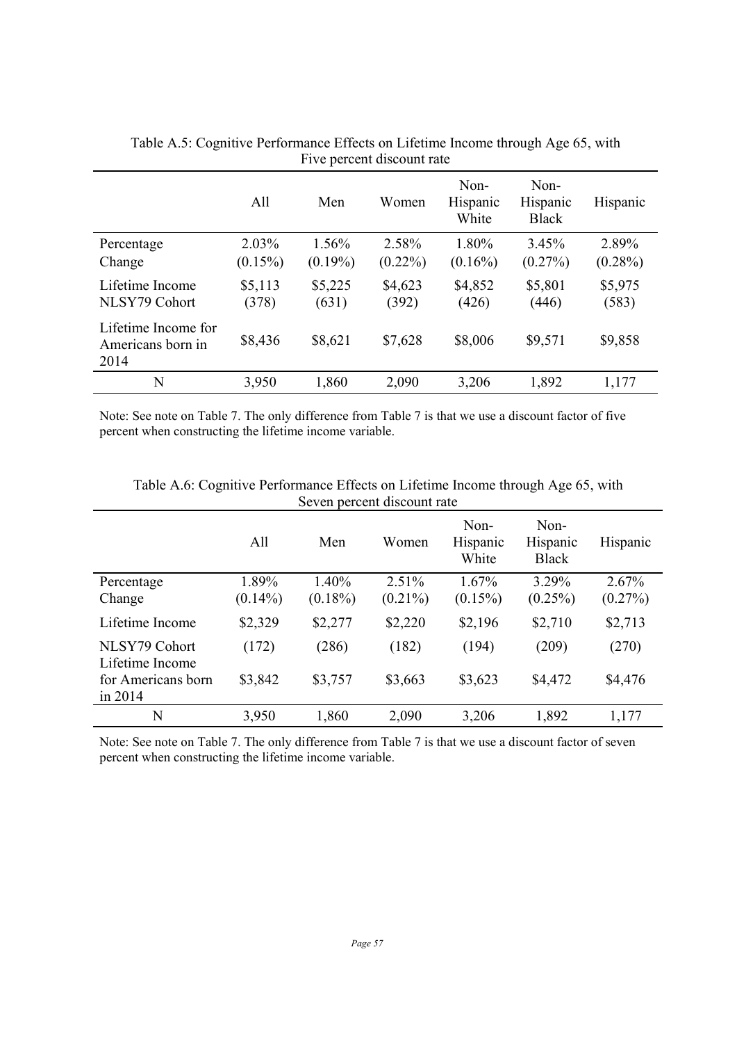Table A.5: Cognitive Performance Effects on Lifetime Income through Age 65, with Five percent discount rate

| | All | Men | Women | Non-Hispanic White | Non-Hispanic Black | Hispanic |
|---|---|---|---|---|---|---|
| Percentage Change | 2.03% (0.15%) | 1.56% (0.19%) | 2.58% (0.22%) | 1.80% (0.16%) | 3.45% (0.27%) | 2.89% (0.28%) |
| Lifetime Income NLSY79 Cohort | $5,113 (378) | $5,225 (631) | $4,623 (392) | $4,852 (426) | $5,801 (446) | $5,975 (583) |
| Lifetime Income for Americans born in 2014 | $8,436 | $8,621 | $7,628 | $8,006 | $9,571 | $9,858 |
| N | 3,950 | 1,860 | 2,090 | 3,206 | 1,892 | 1,177 |

Note: See note on Table 7. The only difference from Table 7 is that we use a discount factor of five percent when constructing the lifetime income variable.

Table A.6: Cognitive Performance Effects on Lifetime Income through Age 65, with Seven percent discount rate

| | All | Men | Women | Non-Hispanic White | Non-Hispanic Black | Hispanic |
|---|---|---|---|---|---|---|
| Percentage Change | 1.89% (0.14%) | 1.40% (0.18%) | 2.51% (0.21%) | 1.67% (0.15%) | 3.29% (0.25%) | 2.67% (0.27%) |
| Lifetime Income NLSY79 Cohort | $2,329 (172) | $2,277 (286) | $2,220 (182) | $2,196 (194) | $2,710 (209) | $2,713 (270) |
| Lifetime Income for Americans born in 2014 | $3,842 | $3,757 | $3,663 | $3,623 | $4,472 | $4,476 |
| N | 3,950 | 1,860 | 2,090 | 3,206 | 1,892 | 1,177 |

Note: See note on Table 7. The only difference from Table 7 is that we use a discount factor of seven percent when constructing the lifetime income variable.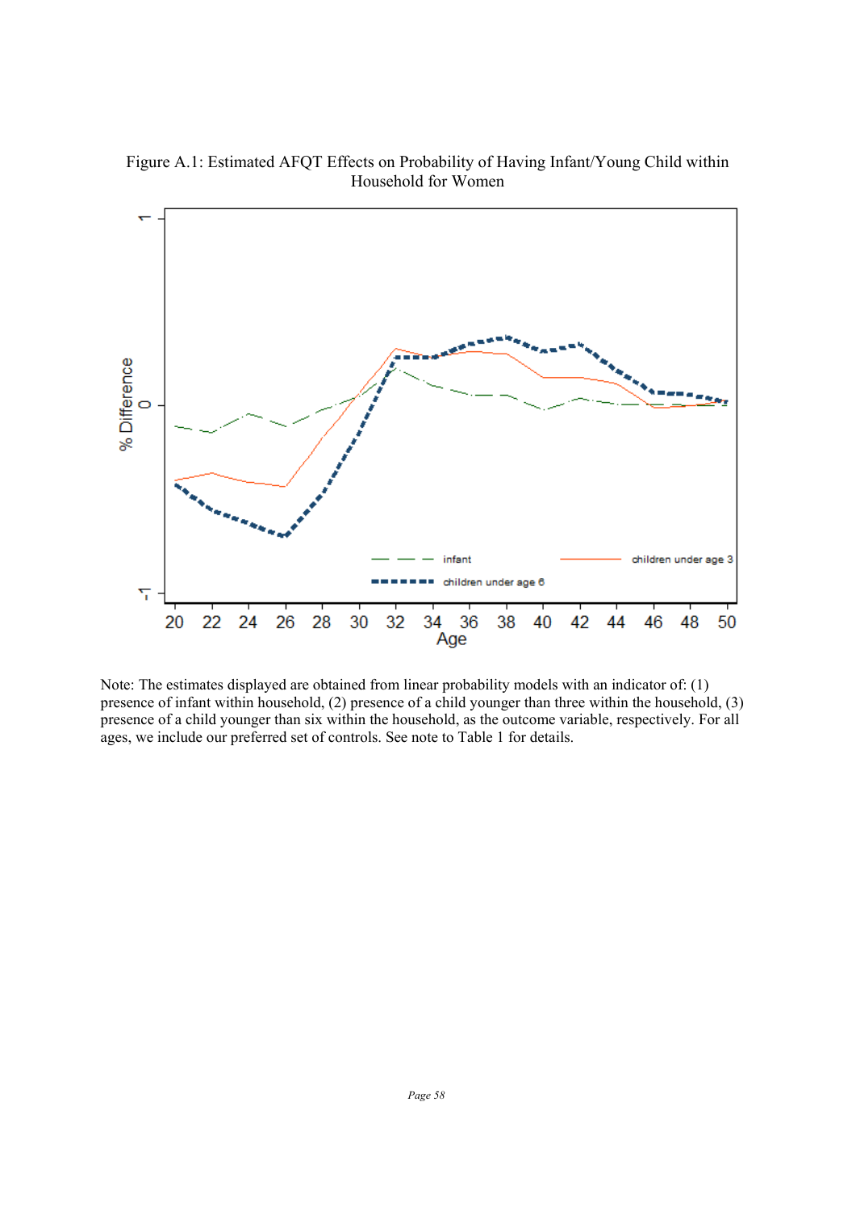Figure A.1: Estimated AFQT Effects on Probability of Having Infant/Young Child within Household for Women

Note: The estimates displayed are obtained from linear probability models with an indicator of: (1) presence of infant within household, (2) presence of a child younger than three within the household, (3) presence of a child younger than six within the household, as the outcome variable, respectively. For all ages, we include our preferred set of controls. See note to Table 1 for details.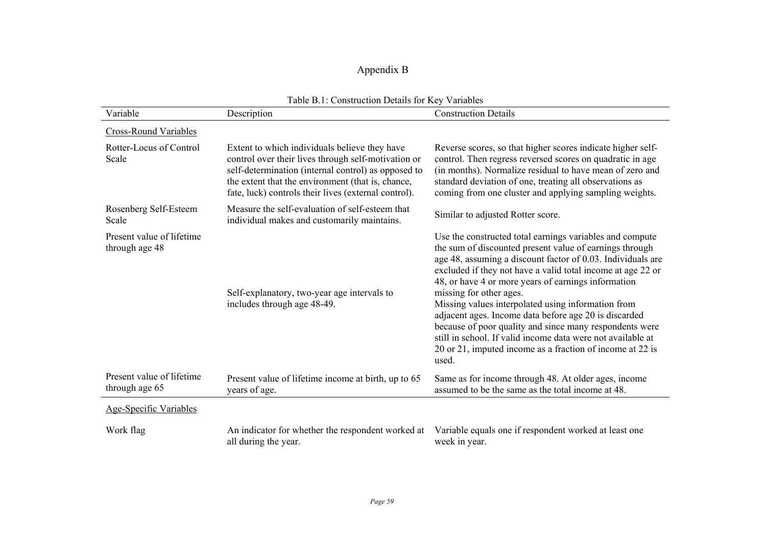# Appendix B

Table B.1: Construction Details for Key Variables

| Variable | Description | Construction Details |
|---|---|---|
| Cross-Round Variables | | |
| Rotter-Locus of Control Scale | Extent to which individuals believe they have control over their lives through self-motivation or self-determination (internal control) as opposed to the extent that the environment (that is, chance, fate, luck) controls their lives (external control). | Reverse scores, so that higher scores indicate higher self-control. Then regress reversed scores on quadratic in age (in months). Normalize residual to have mean of zero and standard deviation of one, treating all observations as coming from one cluster and applying sampling weights. |
| Rosenberg Self-Esteem Scale | Measure the self-evaluation of self-esteem that individual makes and customarily maintains. | Similar to adjusted Rotter score. |
| Present value of lifetime through age 48 | Self-explanatory, two-year age intervals to includes through age 48-49. | Use the constructed total earnings variables and compute the sum of discounted present value of earnings through age 48, assuming a discount factor of 0.03. Individuals are excluded if they not have a valid total income at age 22 or 48, or have 4 or more years of earnings information missing for other ages. Missing values interpolated using information from adjacent ages. Income data before age 20 is discarded because of poor quality and since many respondents were still in school. If valid income data were not available at 20 or 21, imputed income as a fraction of income at 22 is used. |
| Present value of lifetime through age 65 | Present value of lifetime income at birth, up to 65 years of age. | Same as for income through 48. At older ages, income assumed to be the same as the total income at 48. |
| Age-Specific Variables | | |
| Work flag | An indicator for whether the respondent worked at all during the year. | Variable equals one if respondent worked at least one week in year. |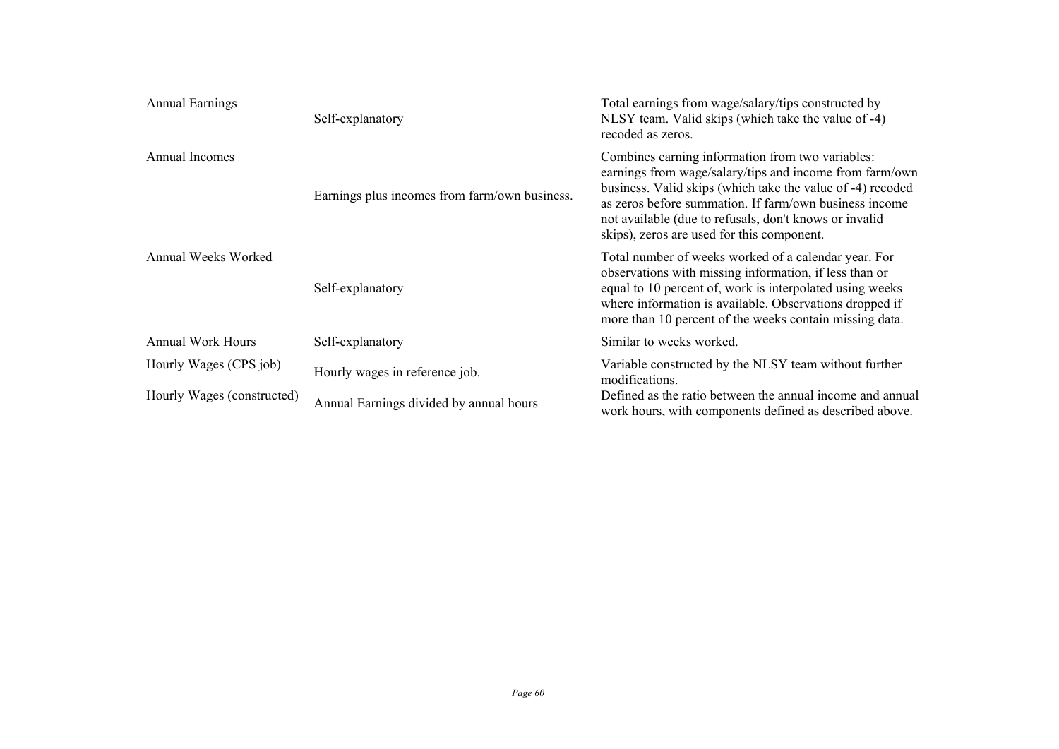| | | |
|---|---|---|
| Annual Earnings | Self-explanatory | Total earnings from wage/salary/tips constructed by NLSY team. Valid skips (which take the value of -4) recoded as zeros. |
| Annual Incomes | Earnings plus incomes from farm/own business. | Combines earning information from two variables: earnings from wage/salary/tips and income from farm/own business. Valid skips (which take the value of -4) recoded as zeros before summation. If farm/own business income not available (due to refusals, don't knows or invalid skips), zeros are used for this component. |
| Annual Weeks Worked | Self-explanatory | Total number of weeks worked of a calendar year. For observations with missing information, if less than or equal to 10 percent of, work is interpolated using weeks where information is available. Observations dropped if more than 10 percent of the weeks contain missing data. |
| Annual Work Hours | Self-explanatory | Similar to weeks worked. |
| Hourly Wages (CPS job) | Hourly wages in reference job. | Variable constructed by the NLSY team without further modifications. |
| Hourly Wages (constructed) | Annual Earnings divided by annual hours | Defined as the ratio between the annual income and annual work hours, with components defined as described above. |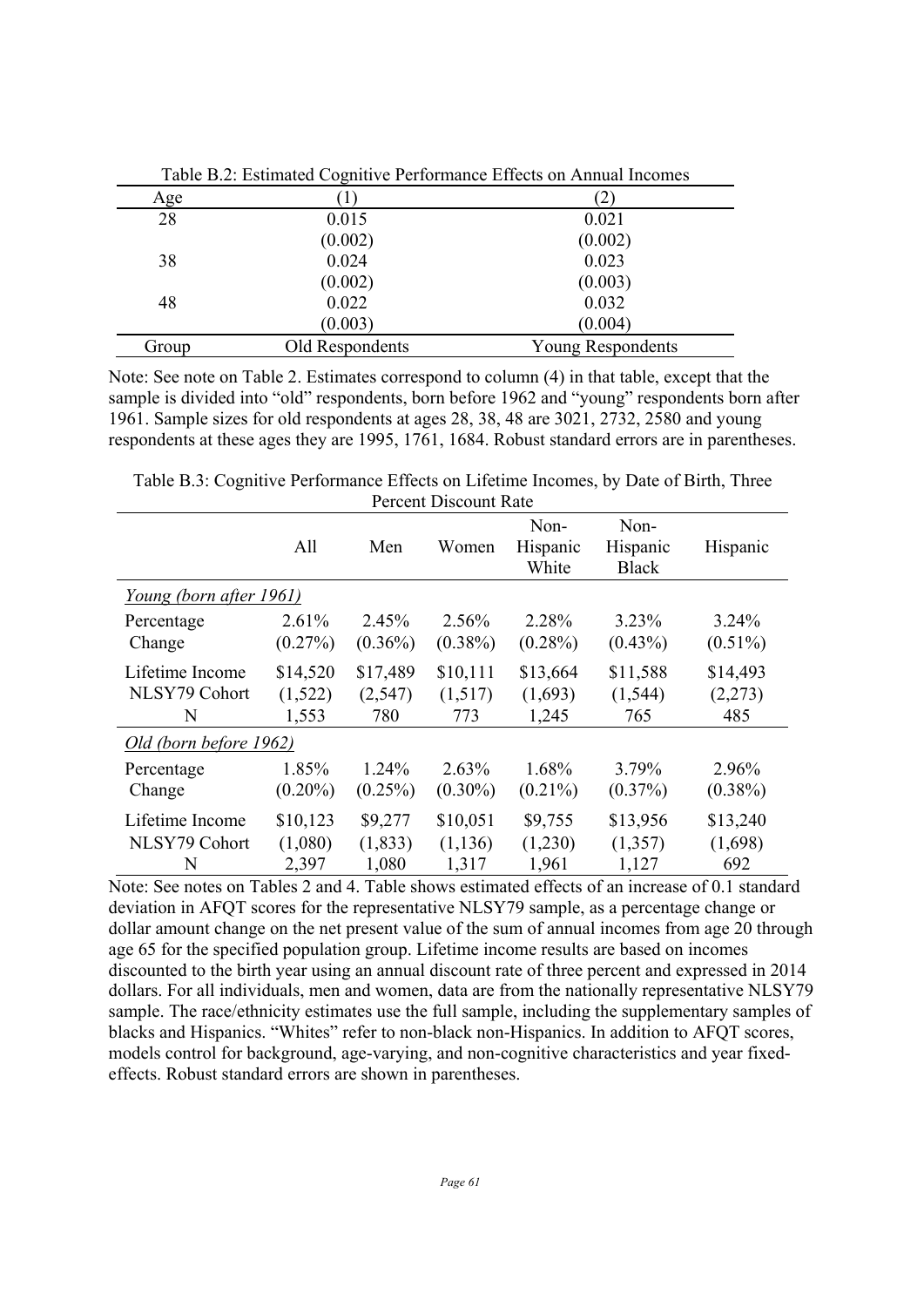Table B.2: Estimated Cognitive Performance Effects on Annual Incomes

| Age | (1) | (2) |
|---|---|---|
| 28 | 0.015 | 0.021 |
| | (0.002) | (0.002) |
| 38 | 0.024 | 0.023 |
| | (0.002) | (0.003) |
| 48 | 0.022 | 0.032 |
| | (0.003) | (0.004) |
| Group | Old Respondents | Young Respondents |

Note: See note on Table 2. Estimates correspond to column (4) in that table, except that the sample is divided into "old" respondents, born before 1962 and "young" respondents born after 1961. Sample sizes for old respondents at ages 28, 38, 48 are 3021, 2732, 2580 and young respondents at these ages they are 1995, 1761, 1684. Robust standard errors are in parentheses.

Table B.3: Cognitive Performance Effects on Lifetime Incomes, by Date of Birth, Three Percent Discount Rate

| | All | Men | Women | Non-Hispanic White | Non-Hispanic Black | Hispanic |
|---|---|---|---|---|---|---|
| *Young (born after 1961)* | | | | | | |
| Percentage Change | 2.61% | 2.45% | 2.56% | 2.28% | 3.23% | 3.24% |
| | (0.27%) | (0.36%) | (0.38%) | (0.28%) | (0.43%) | (0.51%) |
| Lifetime Income NLSY79 Cohort | $14,520 | $17,489 | $10,111 | $13,664 | $11,588 | $14,493 |
| | (1,522) | (2,547) | (1,517) | (1,693) | (1,544) | (2,273) |
| N | 1,553 | 780 | 773 | 1,245 | 765 | 485 |
| *Old (born before 1962)* | | | | | | |
| Percentage Change | 1.85% | 1.24% | 2.63% | 1.68% | 3.79% | 2.96% |
| | (0.20%) | (0.25%) | (0.30%) | (0.21%) | (0.37%) | (0.38%) |
| Lifetime Income NLSY79 Cohort | $10,123 | $9,277 | $10,051 | $9,755 | $13,956 | $13,240 |
| | (1,080) | (1,833) | (1,136) | (1,230) | (1,357) | (1,698) |
| N | 2,397 | 1,080 | 1,317 | 1,961 | 1,127 | 692 |

Note: See notes on Tables 2 and 4. Table shows estimated effects of an increase of 0.1 standard deviation in AFQT scores for the representative NLSY79 sample, as a percentage change or dollar amount change on the net present value of the sum of annual incomes from age 20 through age 65 for the specified population group. Lifetime income results are based on incomes discounted to the birth year using an annual discount rate of three percent and expressed in 2014 dollars. For all individuals, men and women, data are from the nationally representative NLSY79 sample. The race/ethnicity estimates use the full sample, including the supplementary samples of blacks and Hispanics. "Whites" refer to non-black non-Hispanics. In addition to AFQT scores, models control for background, age-varying, and non-cognitive characteristics and year fixed-effects. Robust standard errors are shown in parentheses.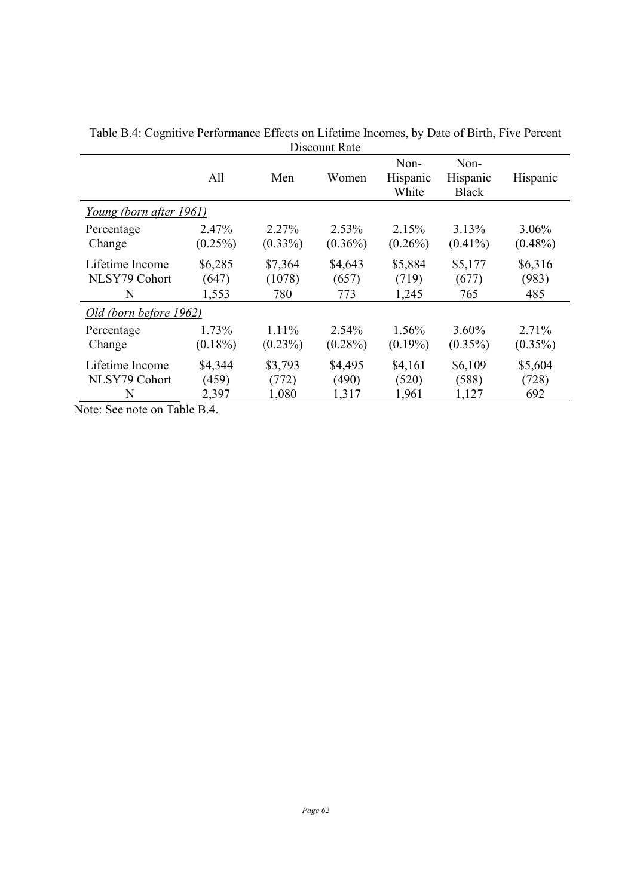Table B.4: Cognitive Performance Effects on Lifetime Incomes, by Date of Birth, Five Percent Discount Rate

| | All | Men | Women | Non-Hispanic White | Non-Hispanic Black | Hispanic |
|---|---|---|---|---|---|---|
| *Young (born after 1961)* | | | | | | |
| Percentage Change | 2.47% (0.25%) | 2.27% (0.33%) | 2.53% (0.36%) | 2.15% (0.26%) | 3.13% (0.41%) | 3.06% (0.48%) |
| Lifetime Income NLSY79 Cohort | $6,285 (647) | $7,364 (1078) | $4,643 (657) | $5,884 (719) | $5,177 (677) | $6,316 (983) |
| N | 1,553 | 780 | 773 | 1,245 | 765 | 485 |
| *Old (born before 1962)* | | | | | | |
| Percentage Change | 1.73% (0.18%) | 1.11% (0.23%) | 2.54% (0.28%) | 1.56% (0.19%) | 3.60% (0.35%) | 2.71% (0.35%) |
| Lifetime Income NLSY79 Cohort | $4,344 (459) | $3,793 (772) | $4,495 (490) | $4,161 (520) | $6,109 (588) | $5,604 (728) |
| N | 2,397 | 1,080 | 1,317 | 1,961 | 1,127 | 692 |

Note: See note on Table B.4.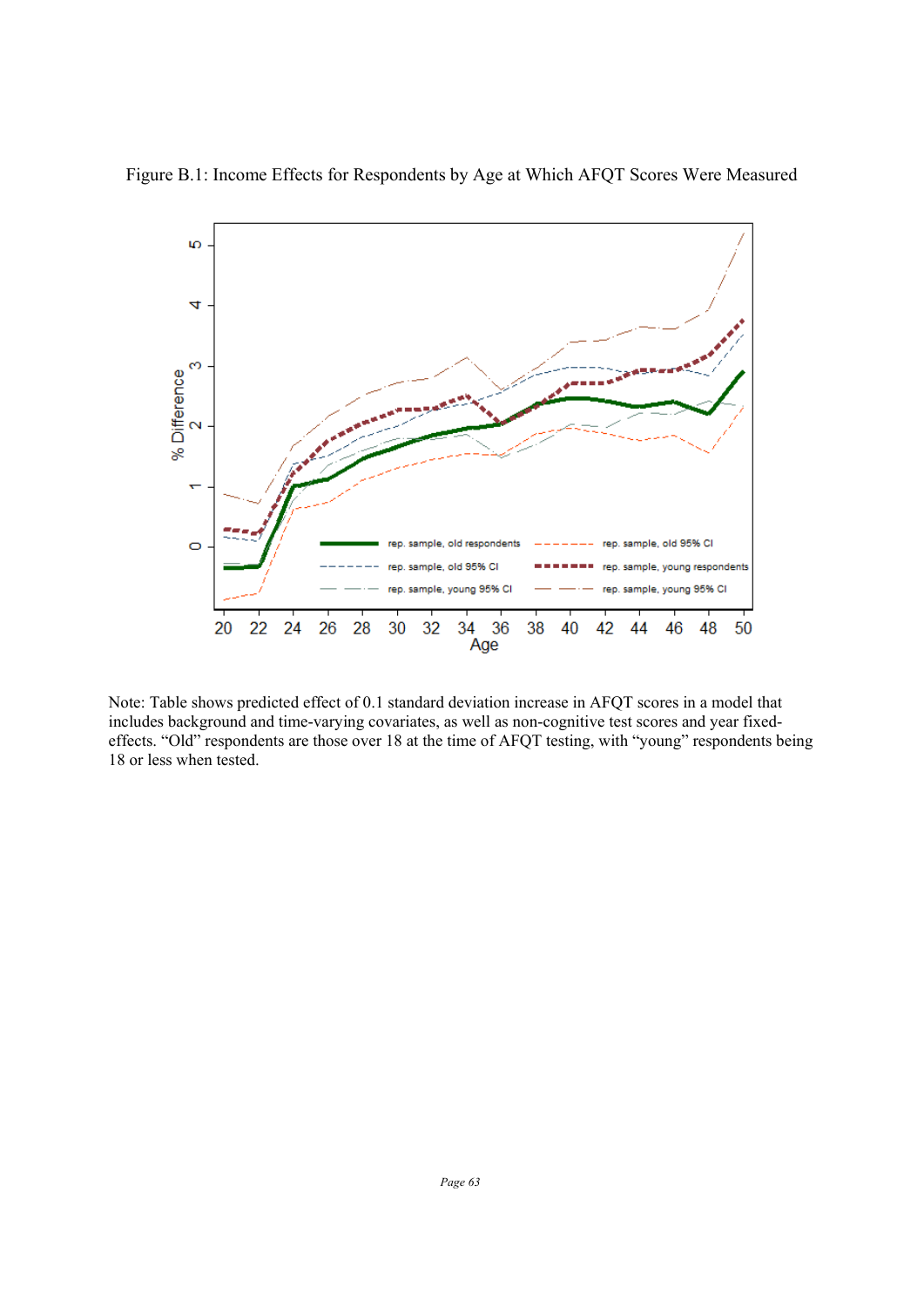Figure B.1: Income Effects for Respondents by Age at Which AFQT Scores Were Measured

Note: Table shows predicted effect of 0.1 standard deviation increase in AFQT scores in a model that includes background and time-varying covariates, as well as non-cognitive test scores and year fixed-effects. “Old” respondents are those over 18 at the time of AFQT testing, with “young” respondents being 18 or less when tested.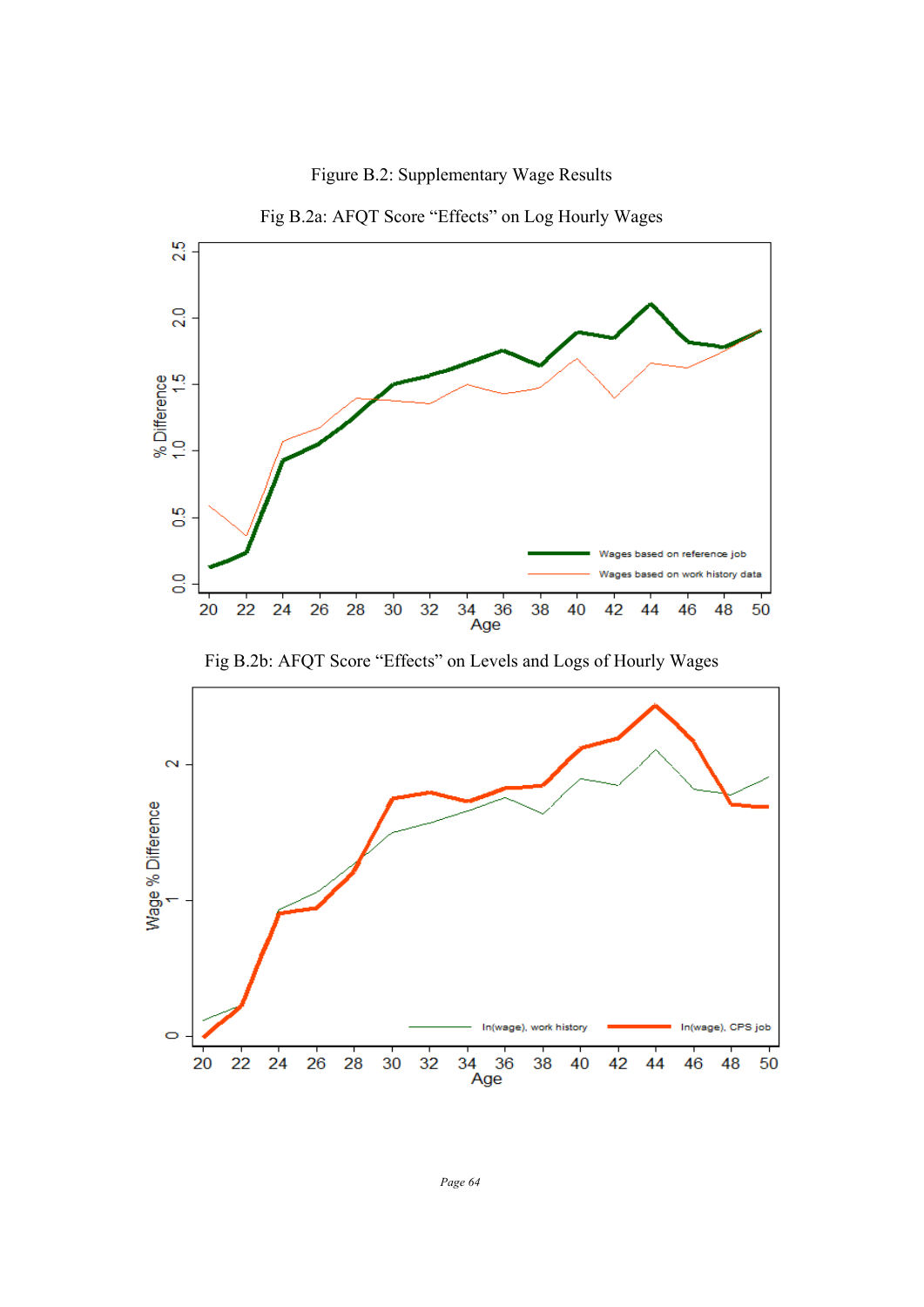Figure B.2: Supplementary Wage Results

Fig B.2a: AFQT Score "Effects" on Log Hourly Wages

Fig B.2b: AFQT Score "Effects" on Levels and Logs of Hourly Wages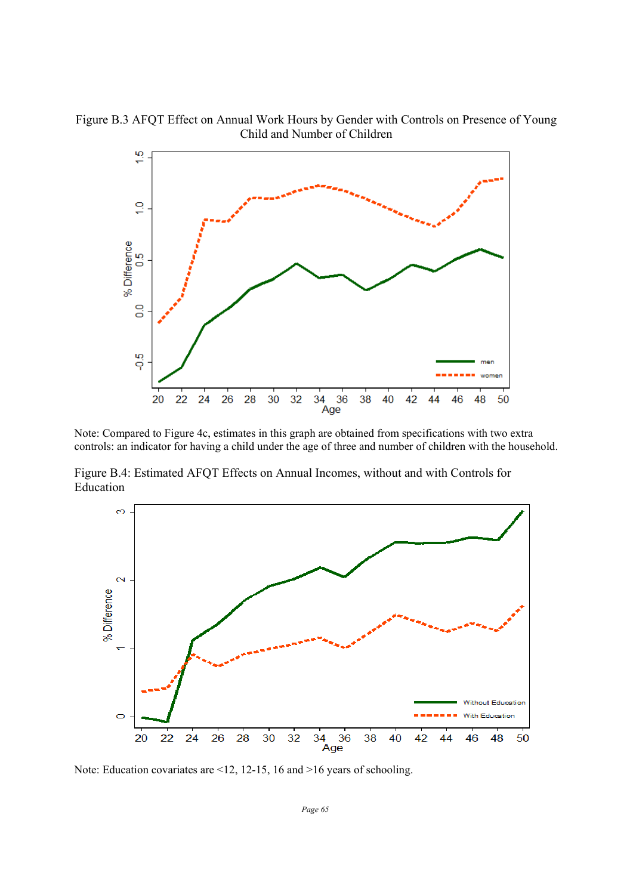Figure B.3 AFQT Effect on Annual Work Hours by Gender with Controls on Presence of Young Child and Number of Children

% Difference

1.5
1.0
0.5
0.0
-0.5

20 22 24 26 28 30 32 34 36 38 40 42 44 46 48 50

Age

men
women

Note: Compared to Figure 4c, estimates in this graph are obtained from specifications with two extra controls: an indicator for having a child under the age of three and number of children with the household.

Figure B.4: Estimated AFQT Effects on Annual Incomes, without and with Controls for Education

% Difference

3
2
1
0

20 22 24 26 28 30 32 34 36 38 40 42 44 46 48 50

Age

Without Education
With Education

Note: Education covariates are <12, 12-15, 16 and >16 years of schooling.